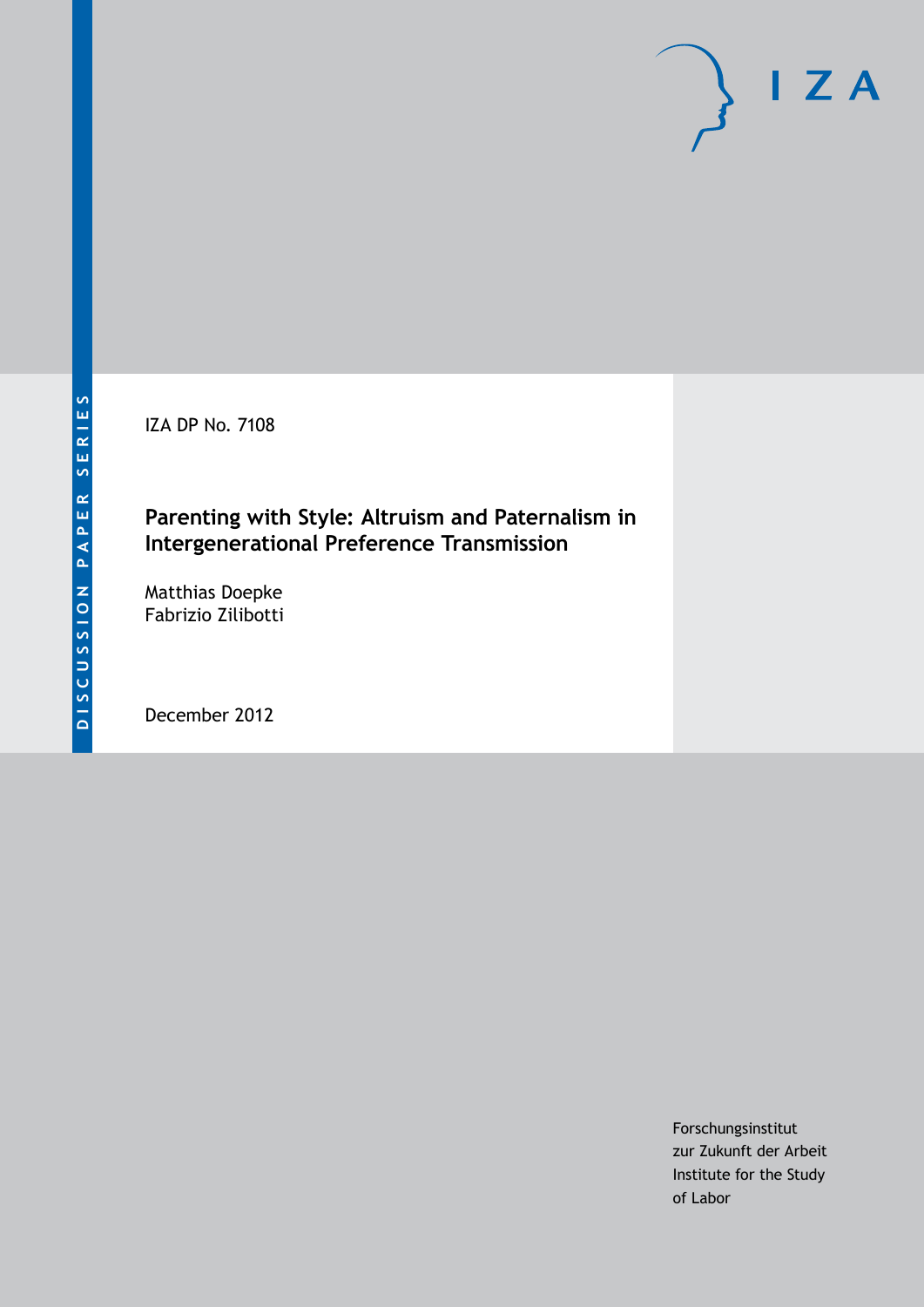DISCUSSION PAPER SERIES

IZA

IZA DP No. 7108

# Parenting with Style: Altruism and Paternalism in Intergenerational Preference Transmission

Matthias Doepke
Fabrizio Zilibotti

December 2012

Forschungsinstitut
zur Zukunft der Arbeit
Institute for the Study
of Labor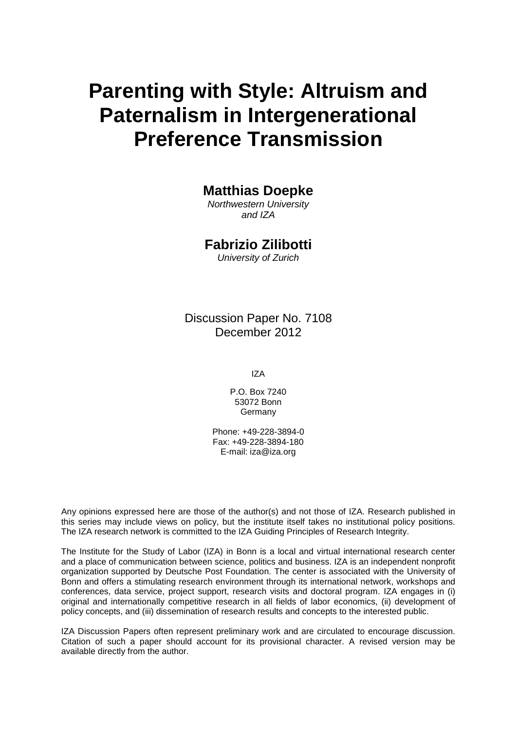# Parenting with Style: Altruism and Paternalism in Intergenerational Preference Transmission

**Matthias Doepke**

*Northwestern University and IZA*

**Fabrizio Zilibotti**

*University of Zurich*

Discussion Paper No. 7108
December 2012

IZA

P.O. Box 7240
53072 Bonn
Germany

Phone: +49-228-3894-0
Fax: +49-228-3894-180
E-mail: iza@iza.org

Any opinions expressed here are those of the author(s) and not those of IZA. Research published in this series may include views on policy, but the institute itself takes no institutional policy positions. The IZA research network is committed to the IZA Guiding Principles of Research Integrity.

The Institute for the Study of Labor (IZA) in Bonn is a local and virtual international research center and a place of communication between science, politics and business. IZA is an independent nonprofit organization supported by Deutsche Post Foundation. The center is associated with the University of Bonn and offers a stimulating research environment through its international network, workshops and conferences, data service, project support, research visits and doctoral program. IZA engages in (i) original and internationally competitive research in all fields of labor economics, (ii) development of policy concepts, and (iii) dissemination of research results and concepts to the interested public.

IZA Discussion Papers often represent preliminary work and are circulated to encourage discussion. Citation of such a paper should account for its provisional character. A revised version may be available directly from the author.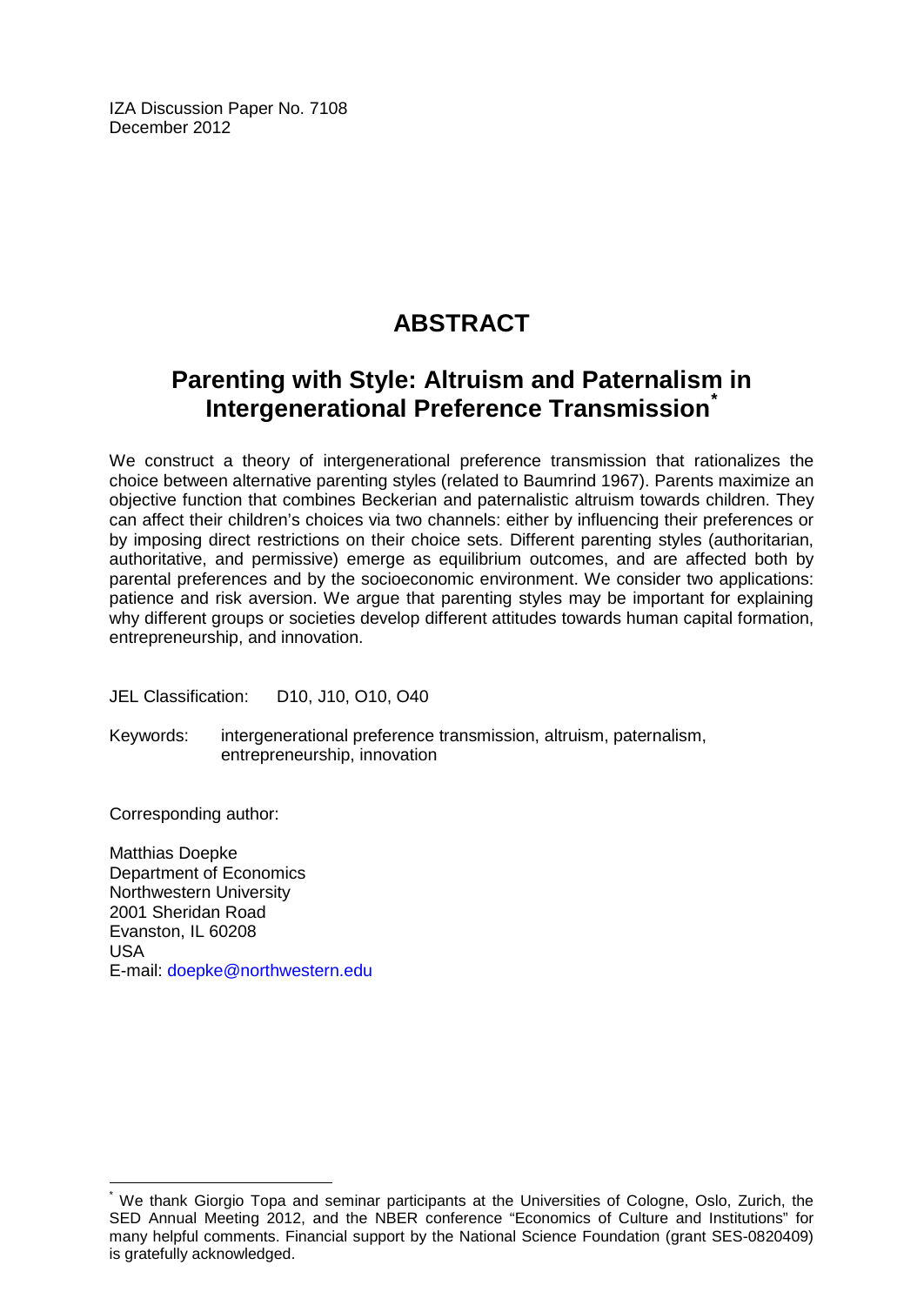IZA Discussion Paper No. 7108
December 2012

# ABSTRACT

## Parenting with Style: Altruism and Paternalism in Intergenerational Preference Transmission*

We construct a theory of intergenerational preference transmission that rationalizes the choice between alternative parenting styles (related to Baumrind 1967). Parents maximize an objective function that combines Beckerian and paternalistic altruism towards children. They can affect their children's choices via two channels: either by influencing their preferences or by imposing direct restrictions on their choice sets. Different parenting styles (authoritarian, authoritative, and permissive) emerge as equilibrium outcomes, and are affected both by parental preferences and by the socioeconomic environment. We consider two applications: patience and risk aversion. We argue that parenting styles may be important for explaining why different groups or societies develop different attitudes towards human capital formation, entrepreneurship, and innovation.

JEL Classification: D10, J10, O10, O40

Keywords: intergenerational preference transmission, altruism, paternalism, entrepreneurship, innovation

Corresponding author:

Matthias Doepke
Department of Economics
Northwestern University
2001 Sheridan Road
Evanston, IL 60208
USA
E-mail: doepke@northwestern.edu

---

* We thank Giorgio Topa and seminar participants at the Universities of Cologne, Oslo, Zurich, the SED Annual Meeting 2012, and the NBER conference "Economics of Culture and Institutions" for many helpful comments. Financial support by the National Science Foundation (grant SES-0820409) is gratefully acknowledged.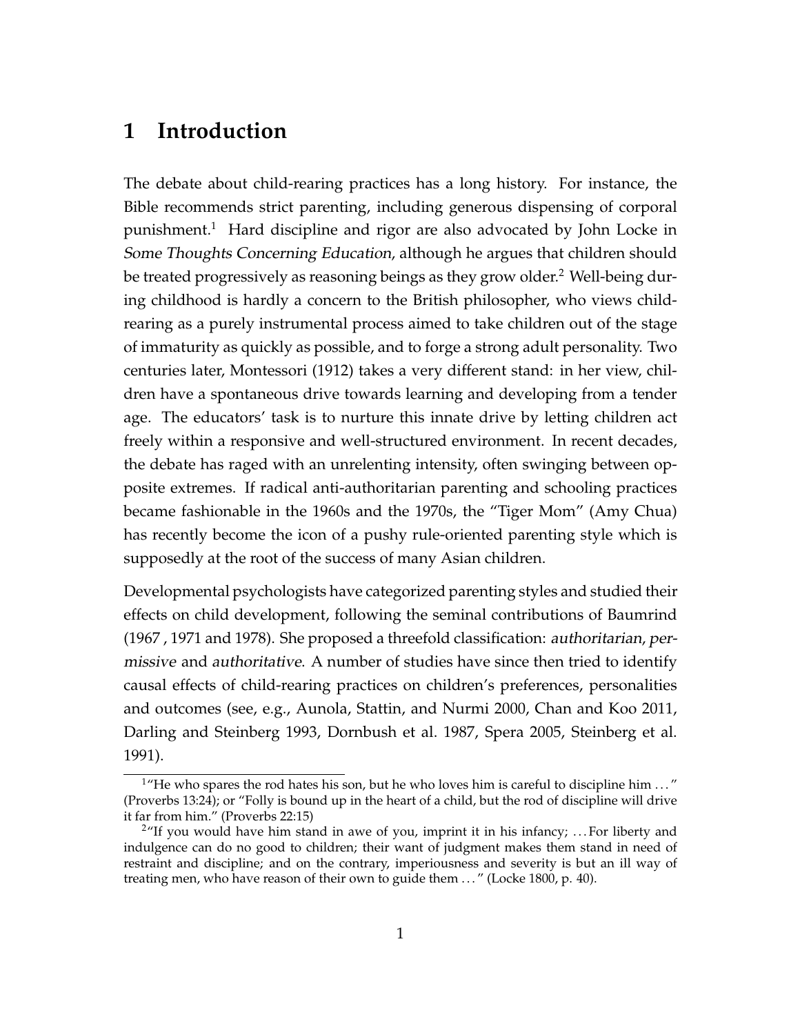# 1 Introduction

The debate about child-rearing practices has a long history. For instance, the Bible recommends strict parenting, including generous dispensing of corporal punishment.[1] Hard discipline and rigor are also advocated by John Locke in *Some Thoughts Concerning Education*, although he argues that children should be treated progressively as reasoning beings as they grow older.[2] Well-being during childhood is hardly a concern to the British philosopher, who views child-rearing as a purely instrumental process aimed to take children out of the stage of immaturity as quickly as possible, and to forge a strong adult personality. Two centuries later, Montessori (1912) takes a very different stand: in her view, children have a spontaneous drive towards learning and developing from a tender age. The educators' task is to nurture this innate drive by letting children act freely within a responsive and well-structured environment. In recent decades, the debate has raged with an unrelenting intensity, often swinging between opposite extremes. If radical anti-authoritarian parenting and schooling practices became fashionable in the 1960s and the 1970s, the "Tiger Mom" (Amy Chua) has recently become the icon of a pushy rule-oriented parenting style which is supposedly at the root of the success of many Asian children.

Developmental psychologists have categorized parenting styles and studied their effects on child development, following the seminal contributions of Baumrind (1967 , 1971 and 1978). She proposed a threefold classification: *authoritarian*, *permissive* and *authoritative*. A number of studies have since then tried to identify causal effects of child-rearing practices on children's preferences, personalities and outcomes (see, e.g., Aunola, Stattin, and Nurmi 2000, Chan and Koo 2011, Darling and Steinberg 1993, Dornbush et al. 1987, Spera 2005, Steinberg et al. 1991).

---

[1] "He who spares the rod hates his son, but he who loves him is careful to discipline him ..." (Proverbs 13:24); or "Folly is bound up in the heart of a child, but the rod of discipline will drive it far from him." (Proverbs 22:15)

[2] "If you would have him stand in awe of you, imprint it in his infancy; ... For liberty and indulgence can do no good to children; their want of judgment makes them stand in need of restraint and discipline; and on the contrary, imperiousness and severity is but an ill way of treating men, who have reason of their own to guide them ... " (Locke 1800, p. 40).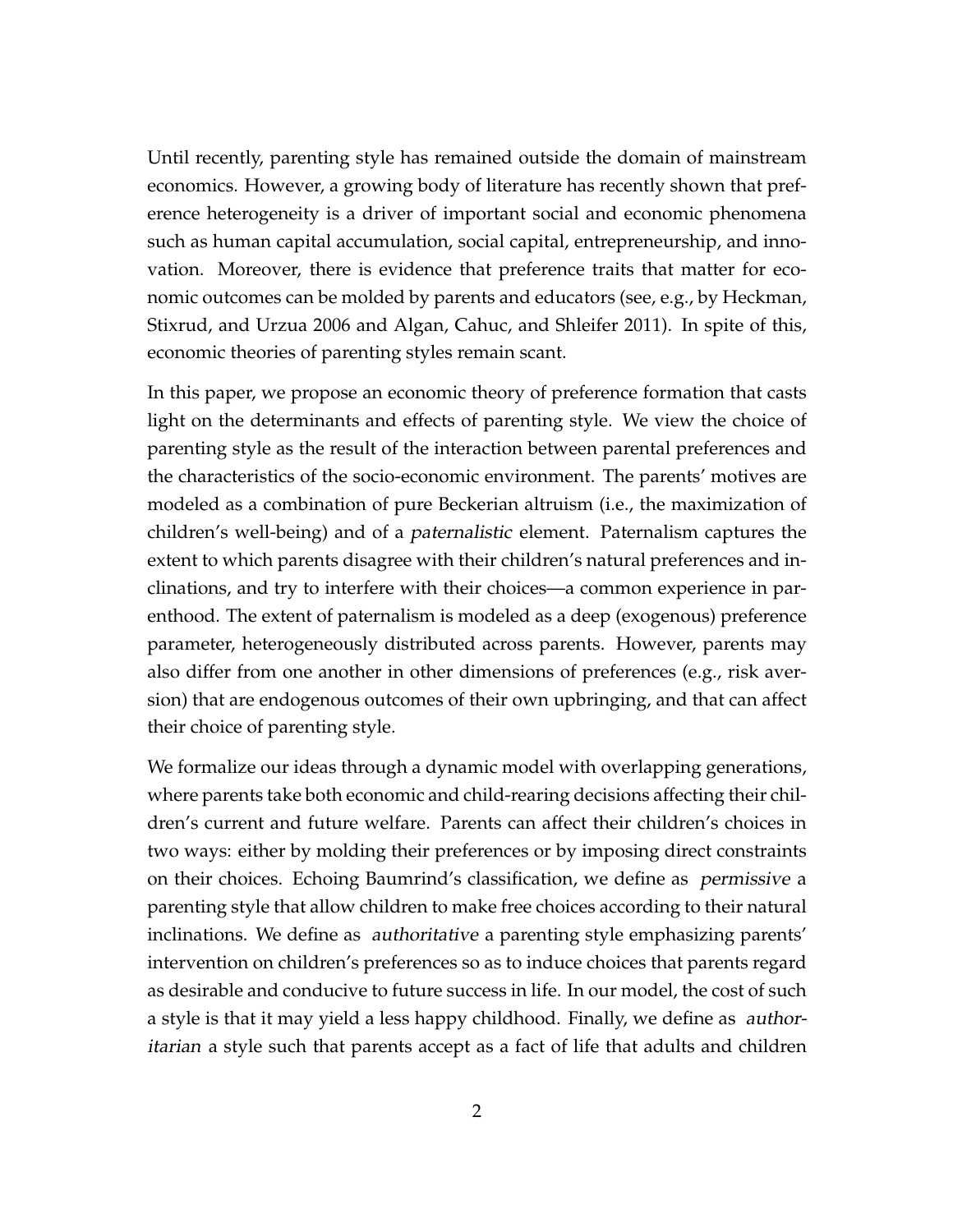Until recently, parenting style has remained outside the domain of mainstream economics. However, a growing body of literature has recently shown that preference heterogeneity is a driver of important social and economic phenomena such as human capital accumulation, social capital, entrepreneurship, and innovation. Moreover, there is evidence that preference traits that matter for economic outcomes can be molded by parents and educators (see, e.g., by Heckman, Stixrud, and Urzua 2006 and Algan, Cahuc, and Shleifer 2011). In spite of this, economic theories of parenting styles remain scant.

In this paper, we propose an economic theory of preference formation that casts light on the determinants and effects of parenting style. We view the choice of parenting style as the result of the interaction between parental preferences and the characteristics of the socio-economic environment. The parents' motives are modeled as a combination of pure Beckerian altruism (i.e., the maximization of children's well-being) and of a *paternalistic* element. Paternalism captures the extent to which parents disagree with their children's natural preferences and inclinations, and try to interfere with their choices—a common experience in parenthood. The extent of paternalism is modeled as a deep (exogenous) preference parameter, heterogeneously distributed across parents. However, parents may also differ from one another in other dimensions of preferences (e.g., risk aversion) that are endogenous outcomes of their own upbringing, and that can affect their choice of parenting style.

We formalize our ideas through a dynamic model with overlapping generations, where parents take both economic and child-rearing decisions affecting their children's current and future welfare. Parents can affect their children's choices in two ways: either by molding their preferences or by imposing direct constraints on their choices. Echoing Baumrind's classification, we define as *permissive* a parenting style that allow children to make free choices according to their natural inclinations. We define as *authoritative* a parenting style emphasizing parents' intervention on children's preferences so as to induce choices that parents regard as desirable and conducive to future success in life. In our model, the cost of such a style is that it may yield a less happy childhood. Finally, we define as *authoritarian* a style such that parents accept as a fact of life that adults and children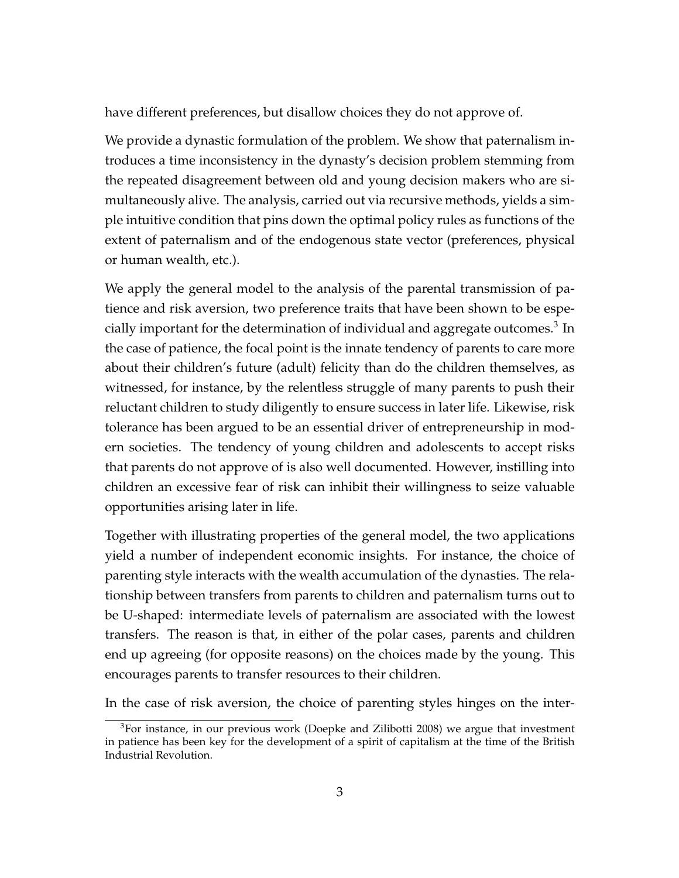have different preferences, but disallow choices they do not approve of.

We provide a dynastic formulation of the problem. We show that paternalism introduces a time inconsistency in the dynasty's decision problem stemming from the repeated disagreement between old and young decision makers who are simultaneously alive. The analysis, carried out via recursive methods, yields a simple intuitive condition that pins down the optimal policy rules as functions of the extent of paternalism and of the endogenous state vector (preferences, physical or human wealth, etc.).

We apply the general model to the analysis of the parental transmission of patience and risk aversion, two preference traits that have been shown to be especially important for the determination of individual and aggregate outcomes.[3] In the case of patience, the focal point is the innate tendency of parents to care more about their children's future (adult) felicity than do the children themselves, as witnessed, for instance, by the relentless struggle of many parents to push their reluctant children to study diligently to ensure success in later life. Likewise, risk tolerance has been argued to be an essential driver of entrepreneurship in modern societies. The tendency of young children and adolescents to accept risks that parents do not approve of is also well documented. However, instilling into children an excessive fear of risk can inhibit their willingness to seize valuable opportunities arising later in life.

Together with illustrating properties of the general model, the two applications yield a number of independent economic insights. For instance, the choice of parenting style interacts with the wealth accumulation of the dynasties. The relationship between transfers from parents to children and paternalism turns out to be U-shaped: intermediate levels of paternalism are associated with the lowest transfers. The reason is that, in either of the polar cases, parents and children end up agreeing (for opposite reasons) on the choices made by the young. This encourages parents to transfer resources to their children.

In the case of risk aversion, the choice of parenting styles hinges on the inter-

[3]For instance, in our previous work (Doepke and Zilibotti 2008) we argue that investment in patience has been key for the development of a spirit of capitalism at the time of the British Industrial Revolution.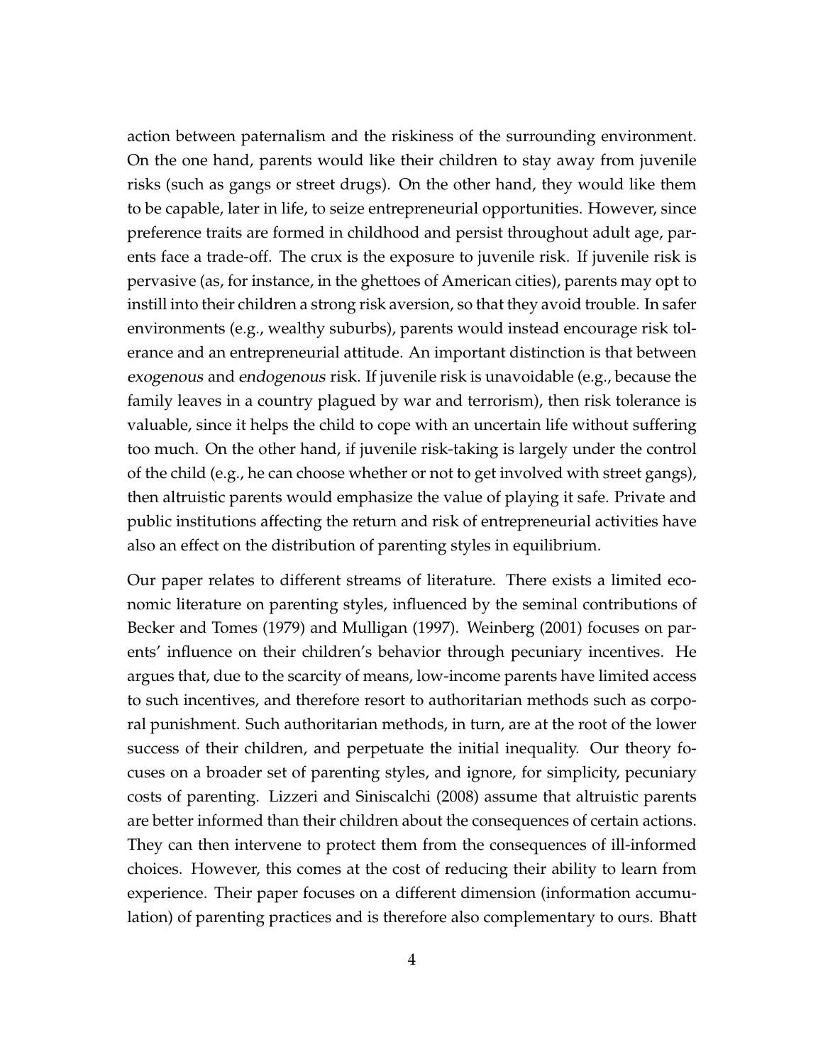action between paternalism and the riskiness of the surrounding environment. On the one hand, parents would like their children to stay away from juvenile risks (such as gangs or street drugs). On the other hand, they would like them to be capable, later in life, to seize entrepreneurial opportunities. However, since preference traits are formed in childhood and persist throughout adult age, parents face a trade-off. The crux is the exposure to juvenile risk. If juvenile risk is pervasive (as, for instance, in the ghettoes of American cities), parents may opt to instill into their children a strong risk aversion, so that they avoid trouble. In safer environments (e.g., wealthy suburbs), parents would instead encourage risk tolerance and an entrepreneurial attitude. An important distinction is that between *exogenous* and *endogenous* risk. If juvenile risk is unavoidable (e.g., because the family leaves in a country plagued by war and terrorism), then risk tolerance is valuable, since it helps the child to cope with an uncertain life without suffering too much. On the other hand, if juvenile risk-taking is largely under the control of the child (e.g., he can choose whether or not to get involved with street gangs), then altruistic parents would emphasize the value of playing it safe. Private and public institutions affecting the return and risk of entrepreneurial activities have also an effect on the distribution of parenting styles in equilibrium.

Our paper relates to different streams of literature. There exists a limited economic literature on parenting styles, influenced by the seminal contributions of Becker and Tomes (1979) and Mulligan (1997). Weinberg (2001) focuses on parents' influence on their children's behavior through pecuniary incentives. He argues that, due to the scarcity of means, low-income parents have limited access to such incentives, and therefore resort to authoritarian methods such as corporal punishment. Such authoritarian methods, in turn, are at the root of the lower success of their children, and perpetuate the initial inequality. Our theory focuses on a broader set of parenting styles, and ignore, for simplicity, pecuniary costs of parenting. Lizzeri and Siniscalchi (2008) assume that altruistic parents are better informed than their children about the consequences of certain actions. They can then intervene to protect them from the consequences of ill-informed choices. However, this comes at the cost of reducing their ability to learn from experience. Their paper focuses on a different dimension (information accumulation) of parenting practices and is therefore also complementary to ours. Bhatt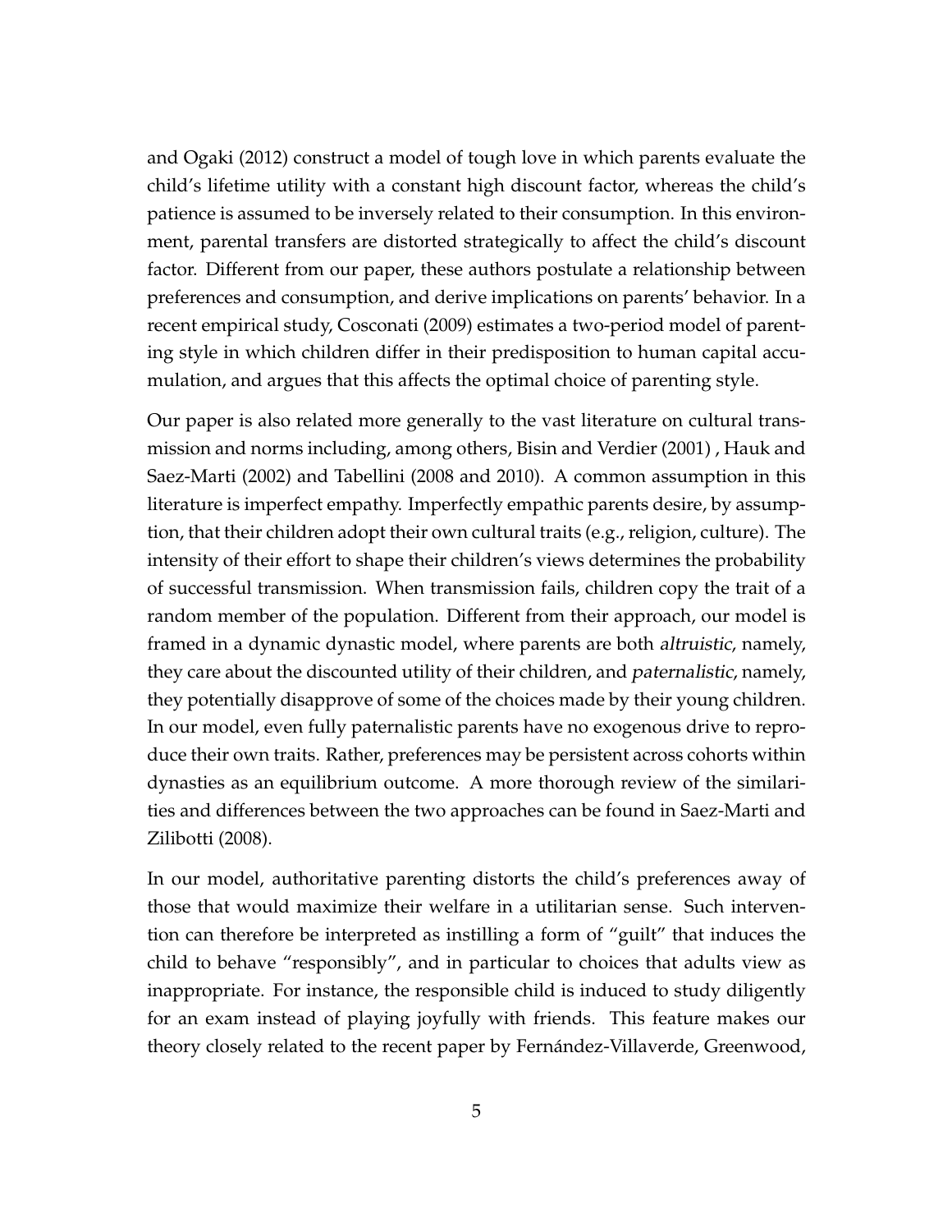and Ogaki (2012) construct a model of tough love in which parents evaluate the child's lifetime utility with a constant high discount factor, whereas the child's patience is assumed to be inversely related to their consumption. In this environment, parental transfers are distorted strategically to affect the child's discount factor. Different from our paper, these authors postulate a relationship between preferences and consumption, and derive implications on parents' behavior. In a recent empirical study, Cosconati (2009) estimates a two-period model of parenting style in which children differ in their predisposition to human capital accumulation, and argues that this affects the optimal choice of parenting style.

Our paper is also related more generally to the vast literature on cultural transmission and norms including, among others, Bisin and Verdier (2001) , Hauk and Saez-Marti (2002) and Tabellini (2008 and 2010). A common assumption in this literature is imperfect empathy. Imperfectly empathic parents desire, by assumption, that their children adopt their own cultural traits (e.g., religion, culture). The intensity of their effort to shape their children's views determines the probability of successful transmission. When transmission fails, children copy the trait of a random member of the population. Different from their approach, our model is framed in a dynamic dynastic model, where parents are both *altruistic*, namely, they care about the discounted utility of their children, and *paternalistic*, namely, they potentially disapprove of some of the choices made by their young children. In our model, even fully paternalistic parents have no exogenous drive to reproduce their own traits. Rather, preferences may be persistent across cohorts within dynasties as an equilibrium outcome. A more thorough review of the similarities and differences between the two approaches can be found in Saez-Marti and Zilibotti (2008).

In our model, authoritative parenting distorts the child's preferences away of those that would maximize their welfare in a utilitarian sense. Such intervention can therefore be interpreted as instilling a form of "guilt" that induces the child to behave "responsibly", and in particular to choices that adults view as inappropriate. For instance, the responsible child is induced to study diligently for an exam instead of playing joyfully with friends. This feature makes our theory closely related to the recent paper by Fernández-Villaverde, Greenwood,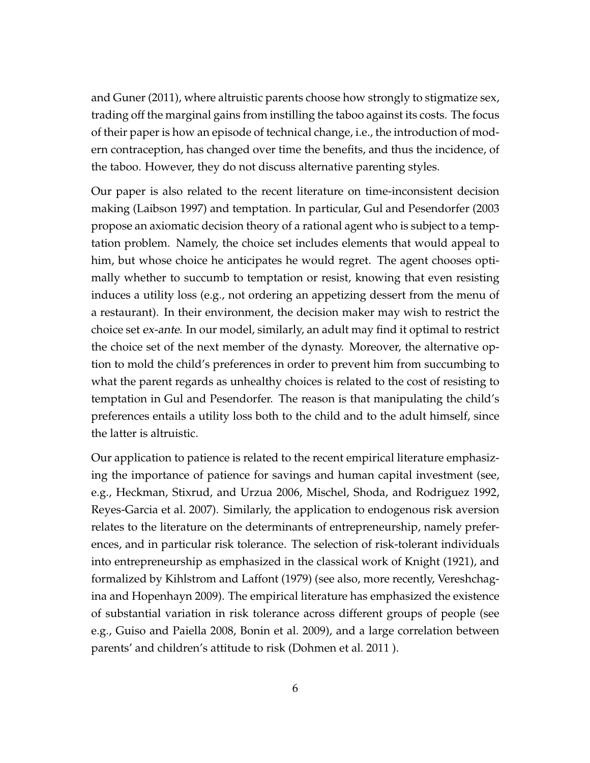and Guner (2011), where altruistic parents choose how strongly to stigmatize sex, trading off the marginal gains from instilling the taboo against its costs. The focus of their paper is how an episode of technical change, i.e., the introduction of modern contraception, has changed over time the benefits, and thus the incidence, of the taboo. However, they do not discuss alternative parenting styles.

Our paper is also related to the recent literature on time-inconsistent decision making (Laibson 1997) and temptation. In particular, Gul and Pesendorfer (2003 propose an axiomatic decision theory of a rational agent who is subject to a temptation problem. Namely, the choice set includes elements that would appeal to him, but whose choice he anticipates he would regret. The agent chooses optimally whether to succumb to temptation or resist, knowing that even resisting induces a utility loss (e.g., not ordering an appetizing dessert from the menu of a restaurant). In their environment, the decision maker may wish to restrict the choice set *ex-ante*. In our model, similarly, an adult may find it optimal to restrict the choice set of the next member of the dynasty. Moreover, the alternative option to mold the child's preferences in order to prevent him from succumbing to what the parent regards as unhealthy choices is related to the cost of resisting to temptation in Gul and Pesendorfer. The reason is that manipulating the child's preferences entails a utility loss both to the child and to the adult himself, since the latter is altruistic.

Our application to patience is related to the recent empirical literature emphasizing the importance of patience for savings and human capital investment (see, e.g., Heckman, Stixrud, and Urzua 2006, Mischel, Shoda, and Rodriguez 1992, Reyes-Garcia et al. 2007). Similarly, the application to endogenous risk aversion relates to the literature on the determinants of entrepreneurship, namely preferences, and in particular risk tolerance. The selection of risk-tolerant individuals into entrepreneurship as emphasized in the classical work of Knight (1921), and formalized by Kihlstrom and Laffont (1979) (see also, more recently, Vereshchagina and Hopenhayn 2009). The empirical literature has emphasized the existence of substantial variation in risk tolerance across different groups of people (see e.g., Guiso and Paiella 2008, Bonin et al. 2009), and a large correlation between parents' and children's attitude to risk (Dohmen et al. 2011 ).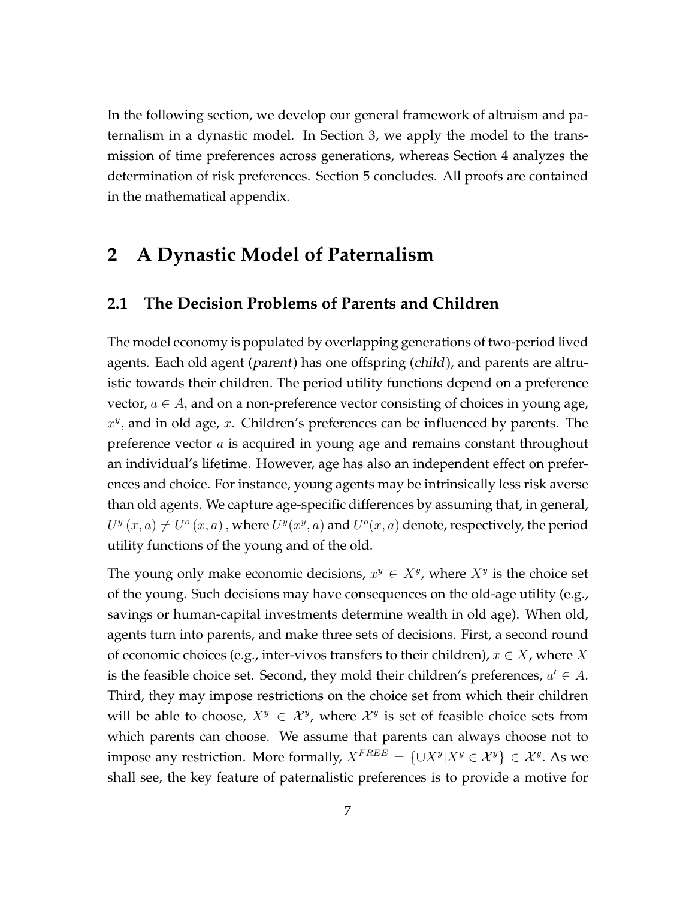In the following section, we develop our general framework of altruism and paternalism in a dynastic model. In Section 3, we apply the model to the transmission of time preferences across generations, whereas Section 4 analyzes the determination of risk preferences. Section 5 concludes. All proofs are contained in the mathematical appendix.

# 2 A Dynastic Model of Paternalism

## 2.1 The Decision Problems of Parents and Children

The model economy is populated by overlapping generations of two-period lived agents. Each old agent (*parent*) has one offspring (*child*), and parents are altruistic towards their children. The period utility functions depend on a preference vector, $a \in A,$ and on a non-preference vector consisting of choices in young age, $x^y$, and in old age, $x$. Children's preferences can be influenced by parents. The preference vector $a$ is acquired in young age and remains constant throughout an individual's lifetime. However, age has also an independent effect on preferences and choice. For instance, young agents may be intrinsically less risk averse than old agents. We capture age-specific differences by assuming that, in general, $U^y(x,a) \neq U^o(x,a)$, where $U^y(x^y,a)$ and $U^o(x,a)$ denote, respectively, the period utility functions of the young and of the old.

The young only make economic decisions, $x^y \in X^y$, where $X^y$ is the choice set of the young. Such decisions may have consequences on the old-age utility (e.g., savings or human-capital investments determine wealth in old age). When old, agents turn into parents, and make three sets of decisions. First, a second round of economic choices (e.g., inter-vivos transfers to their children), $x \in X$, where $X$ is the feasible choice set. Second, they mold their children's preferences, $a' \in A$. Third, they may impose restrictions on the choice set from which their children will be able to choose, $X^y \in \mathcal{X}^y$, where $\mathcal{X}^y$ is set of feasible choice sets from which parents can choose. We assume that parents can always choose not to impose any restriction. More formally, $X^{FREE} = \{\cup X^y | X^y \in \mathcal{X}^y\} \in \mathcal{X}^y$. As we shall see, the key feature of paternalistic preferences is to provide a motive for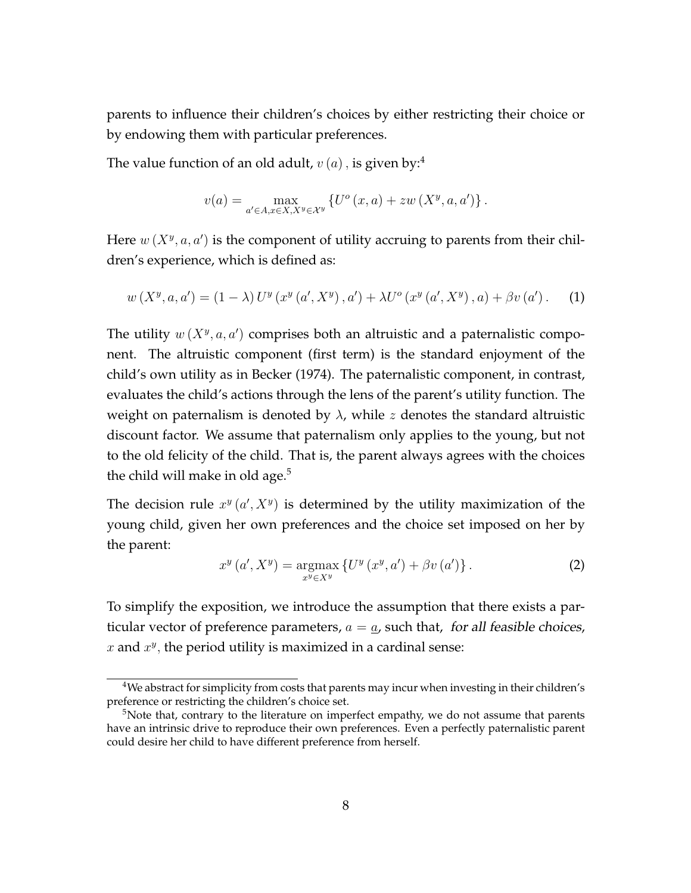parents to influence their children's choices by either restricting their choice or by endowing them with particular preferences.

The value function of an old adult, $v(a)$, is given by:[4]

$$v(a) = \max_{a' \in A, x \in X, X^y \in \mathcal{X}^y} \{U^o(x, a) + zw(X^y, a, a')\}.$$

Here $w(X^y, a, a')$ is the component of utility accruing to parents from their children's experience, which is defined as:

$$w(X^y, a, a') = (1 - \lambda) U^y(x^y(a', X^y), a') + \lambda U^o(x^y(a', X^y), a) + \beta v(a'). \tag{1}$$

The utility $w(X^y, a, a')$ comprises both an altruistic and a paternalistic component. The altruistic component (first term) is the standard enjoyment of the child's own utility as in Becker (1974). The paternalistic component, in contrast, evaluates the child's actions through the lens of the parent's utility function. The weight on paternalism is denoted by $\lambda$, while $z$ denotes the standard altruistic discount factor. We assume that paternalism only applies to the young, but not to the old felicity of the child. That is, the parent always agrees with the choices the child will make in old age.[5]

The decision rule $x^y(a', X^y)$ is determined by the utility maximization of the young child, given her own preferences and the choice set imposed on her by the parent:

$$x^y(a', X^y) = \underset{x^y \in X^y}{\operatorname{argmax}} \{U^y(x^y, a') + \beta v(a')\}. \tag{2}$$

To simplify the exposition, we introduce the assumption that there exists a particular vector of preference parameters, $a = \underline{a}$, such that, *for all feasible choices*, $x$ and $x^y$, the period utility is maximized in a cardinal sense:

---

[4] We abstract for simplicity from costs that parents may incur when investing in their children's preference or restricting the children's choice set.

[5] Note that, contrary to the literature on imperfect empathy, we do not assume that parents have an intrinsic drive to reproduce their own preferences. Even a perfectly paternalistic parent could desire her child to have different preference from herself.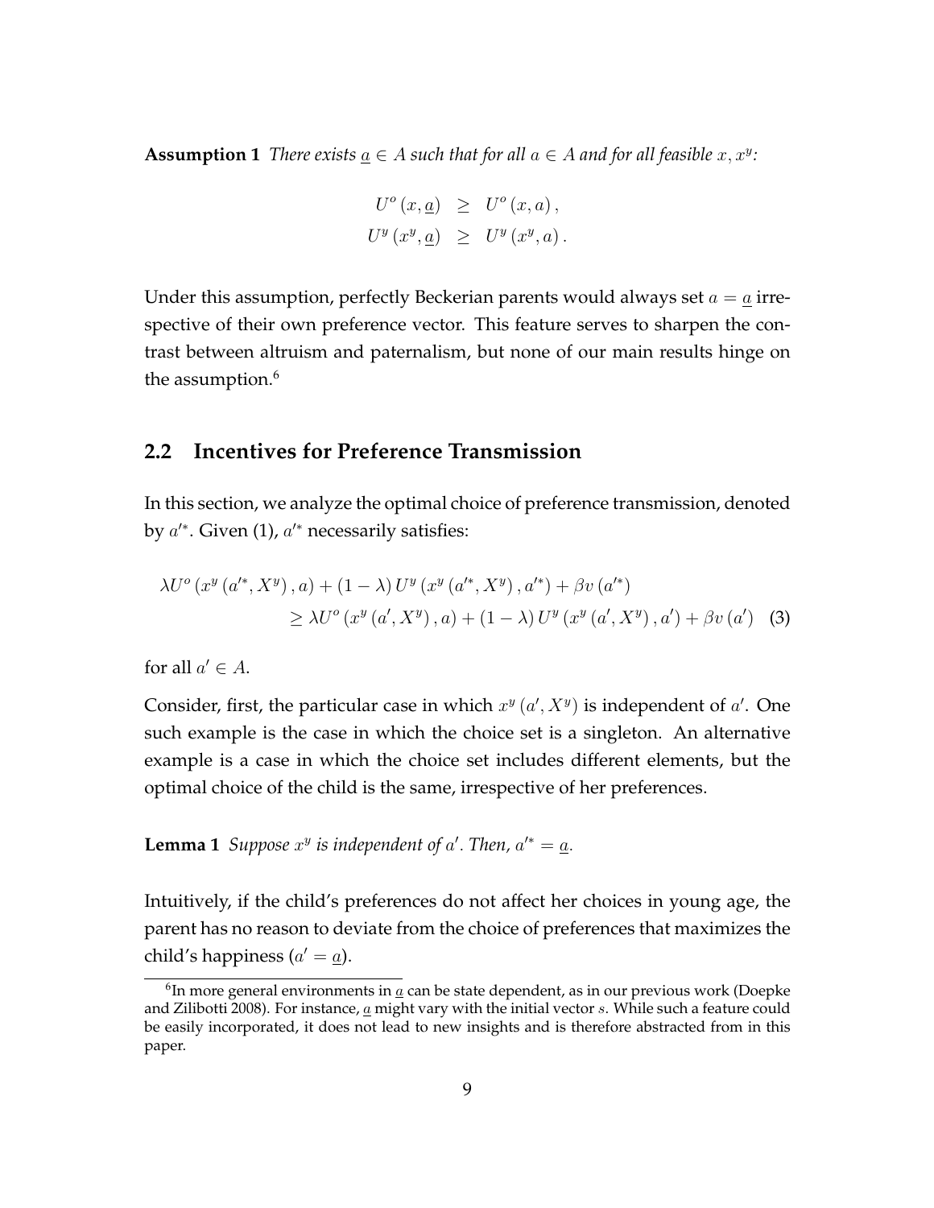**Assumption 1** *There exists $\underline{a} \in A$ such that for all $a \in A$ and for all feasible $x, x^y$:*

$$
\begin{aligned}
U^o(x, \underline{a}) &\geq U^o(x, a), \\
U^y(x^y, \underline{a}) &\geq U^y(x^y, a).
\end{aligned}
$$

Under this assumption, perfectly Beckerian parents would always set $a = \underline{a}$ irrespective of their own preference vector. This feature serves to sharpen the contrast between altruism and paternalism, but none of our main results hinge on the assumption.[6]

## 2.2 Incentives for Preference Transmission

In this section, we analyze the optimal choice of preference transmission, denoted by $a'^*$. Given (1), $a'^*$ necessarily satisfies:

$$
\begin{aligned}
&\lambda U^o\left(x^y\left(a'^*, X^y\right), a\right) + (1-\lambda) U^y\left(x^y\left(a'^*, X^y\right), a'^*\right) + \beta v\left(a'^*\right) \\
&\qquad \geq \lambda U^o\left(x^y\left(a', X^y\right), a\right) + (1-\lambda) U^y\left(x^y\left(a', X^y\right), a'\right) + \beta v\left(a'\right) \quad (3)
\end{aligned}
$$

for all $a' \in A$.

Consider, first, the particular case in which $x^y(a', X^y)$ is independent of $a'$. One such example is the case in which the choice set is a singleton. An alternative example is a case in which the choice set includes different elements, but the optimal choice of the child is the same, irrespective of her preferences.

**Lemma 1** *Suppose $x^y$ is independent of $a'$. Then, $a'^* = \underline{a}$.*

Intuitively, if the child's preferences do not affect her choices in young age, the parent has no reason to deviate from the choice of preferences that maximizes the child's happiness ($a' = \underline{a}$).

[6] In more general environments in $\underline{a}$ can be state dependent, as in our previous work (Doepke and Zilibotti 2008). For instance, $\underline{a}$ might vary with the initial vector $s$. While such a feature could be easily incorporated, it does not lead to new insights and is therefore abstracted from in this paper.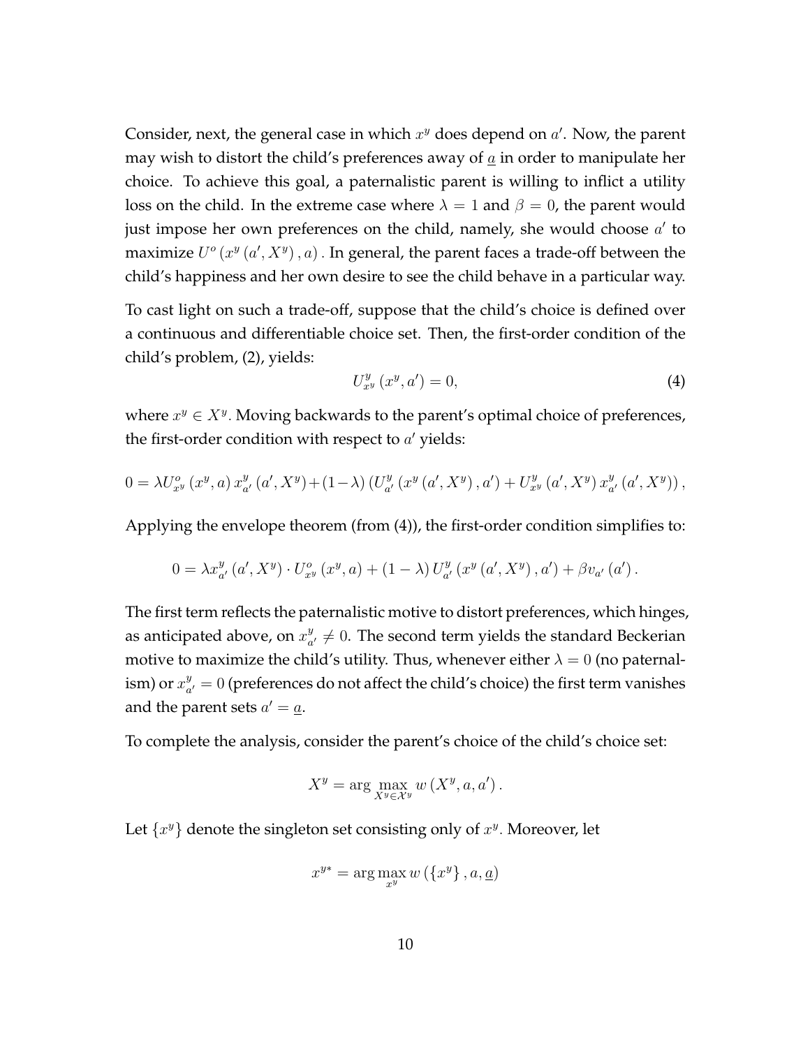Consider, next, the general case in which $x^y$ does depend on $a'$. Now, the parent may wish to distort the child's preferences away of $\underline{a}$ in order to manipulate her choice. To achieve this goal, a paternalistic parent is willing to inflict a utility loss on the child. In the extreme case where $\lambda = 1$ and $\beta = 0$, the parent would just impose her own preferences on the child, namely, she would choose $a'$ to maximize $U^o(x^y(a', X^y), a)$. In general, the parent faces a trade-off between the child's happiness and her own desire to see the child behave in a particular way.

To cast light on such a trade-off, suppose that the child's choice is defined over a continuous and differentiable choice set. Then, the first-order condition of the child's problem, (2), yields:

$$U^y_{x^y}(x^y, a') = 0, \tag{4}$$

where $x^y \in X^y$. Moving backwards to the parent's optimal choice of preferences, the first-order condition with respect to $a'$ yields:

$$0 = \lambda U^o_{x^y}(x^y, a)\, x^y_{a'}(a', X^y) + (1-\lambda)\left(U^y_{a'}(x^y(a', X^y), a') + U^y_{x^y}(a', X^y)\, x^y_{a'}(a', X^y)\right),$$

Applying the envelope theorem (from (4)), the first-order condition simplifies to:

$$0 = \lambda x^y_{a'}(a', X^y) \cdot U^o_{x^y}(x^y, a) + (1-\lambda)\, U^y_{a'}(x^y(a', X^y), a') + \beta v_{a'}(a').$$

The first term reflects the paternalistic motive to distort preferences, which hinges, as anticipated above, on $x^y_{a'} \neq 0$. The second term yields the standard Beckerian motive to maximize the child's utility. Thus, whenever either $\lambda = 0$ (no paternalism) or $x^y_{a'} = 0$ (preferences do not affect the child's choice) the first term vanishes and the parent sets $a' = \underline{a}$.

To complete the analysis, consider the parent's choice of the child's choice set:

$$X^y = \arg\max_{X^y \in \mathcal{X}^y} w(X^y, a, a').$$

Let $\{x^y\}$ denote the singleton set consisting only of $x^y$. Moreover, let

$$x^{y*} = \arg\max_{x^y} w(\{x^y\}, a, \underline{a})$$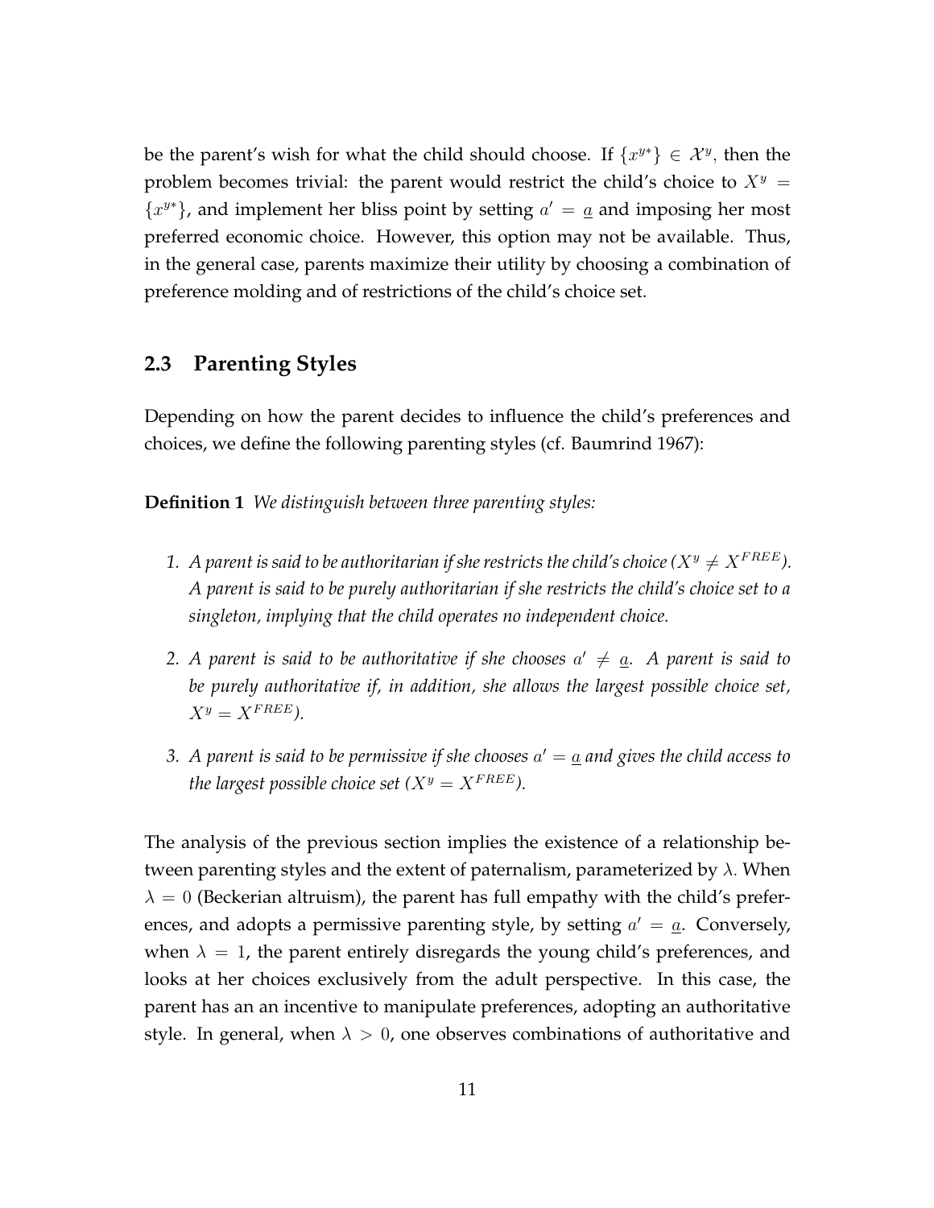be the parent's wish for what the child should choose. If $\{x^{y*}\} \in \mathcal{X}^y$, then the problem becomes trivial: the parent would restrict the child's choice to $X^y = \{x^{y*}\}$, and implement her bliss point by setting $a' = \underline{a}$ and imposing her most preferred economic choice. However, this option may not be available. Thus, in the general case, parents maximize their utility by choosing a combination of preference molding and of restrictions of the child's choice set.

## 2.3 Parenting Styles

Depending on how the parent decides to influence the child's preferences and choices, we define the following parenting styles (cf. Baumrind 1967):

**Definition 1** *We distinguish between three parenting styles:*

1. *A parent is said to be authoritarian if she restricts the child's choice ($X^y \neq X^{FREE}$). A parent is said to be purely authoritarian if she restricts the child's choice set to a singleton, implying that the child operates no independent choice.*
2. *A parent is said to be authoritative if she chooses $a' \neq \underline{a}$. A parent is said to be purely authoritative if, in addition, she allows the largest possible choice set, $X^y = X^{FREE}$).*
3. *A parent is said to be permissive if she chooses $a' = \underline{a}$ and gives the child access to the largest possible choice set ($X^y = X^{FREE}$).*

The analysis of the previous section implies the existence of a relationship between parenting styles and the extent of paternalism, parameterized by $\lambda$. When $\lambda = 0$ (Beckerian altruism), the parent has full empathy with the child's preferences, and adopts a permissive parenting style, by setting $a' = \underline{a}$. Conversely, when $\lambda = 1$, the parent entirely disregards the young child's preferences, and looks at her choices exclusively from the adult perspective. In this case, the parent has an an incentive to manipulate preferences, adopting an authoritative style. In general, when $\lambda > 0$, one observes combinations of authoritative and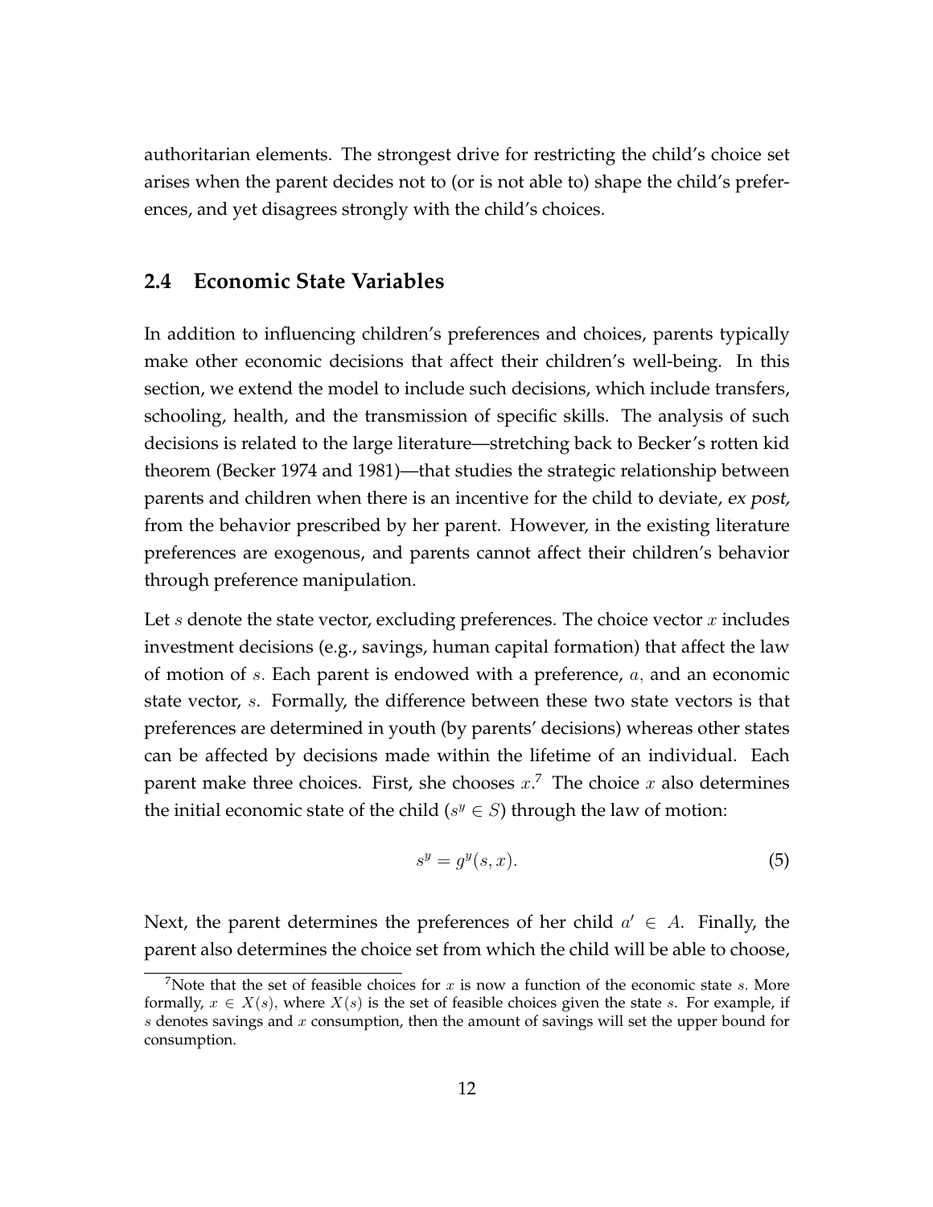authoritarian elements. The strongest drive for restricting the child's choice set arises when the parent decides not to (or is not able to) shape the child's preferences, and yet disagrees strongly with the child's choices.

## 2.4 Economic State Variables

In addition to influencing children's preferences and choices, parents typically make other economic decisions that affect their children's well-being. In this section, we extend the model to include such decisions, which include transfers, schooling, health, and the transmission of specific skills. The analysis of such decisions is related to the large literature—stretching back to Becker's rotten kid theorem (Becker 1974 and 1981)—that studies the strategic relationship between parents and children when there is an incentive for the child to deviate, *ex post,* from the behavior prescribed by her parent. However, in the existing literature preferences are exogenous, and parents cannot affect their children's behavior through preference manipulation.

Let $s$ denote the state vector, excluding preferences. The choice vector $x$ includes investment decisions (e.g., savings, human capital formation) that affect the law of motion of $s.$ Each parent is endowed with a preference, $a,$ and an economic state vector, $s$. Formally, the difference between these two state vectors is that preferences are determined in youth (by parents' decisions) whereas other states can be affected by decisions made within the lifetime of an individual. Each parent make three choices. First, she chooses $x$.[7] The choice $x$ also determines the initial economic state of the child ($s^y \in S$) through the law of motion:

$$s^y = g^y(s, x). \tag{5}$$

Next, the parent determines the preferences of her child $a' \in A$. Finally, the parent also determines the choice set from which the child will be able to choose,

[7] Note that the set of feasible choices for $x$ is now a function of the economic state $s$. More formally, $x \in X(s)$, where $X(s)$ is the set of feasible choices given the state $s$. For example, if $s$ denotes savings and $x$ consumption, then the amount of savings will set the upper bound for consumption.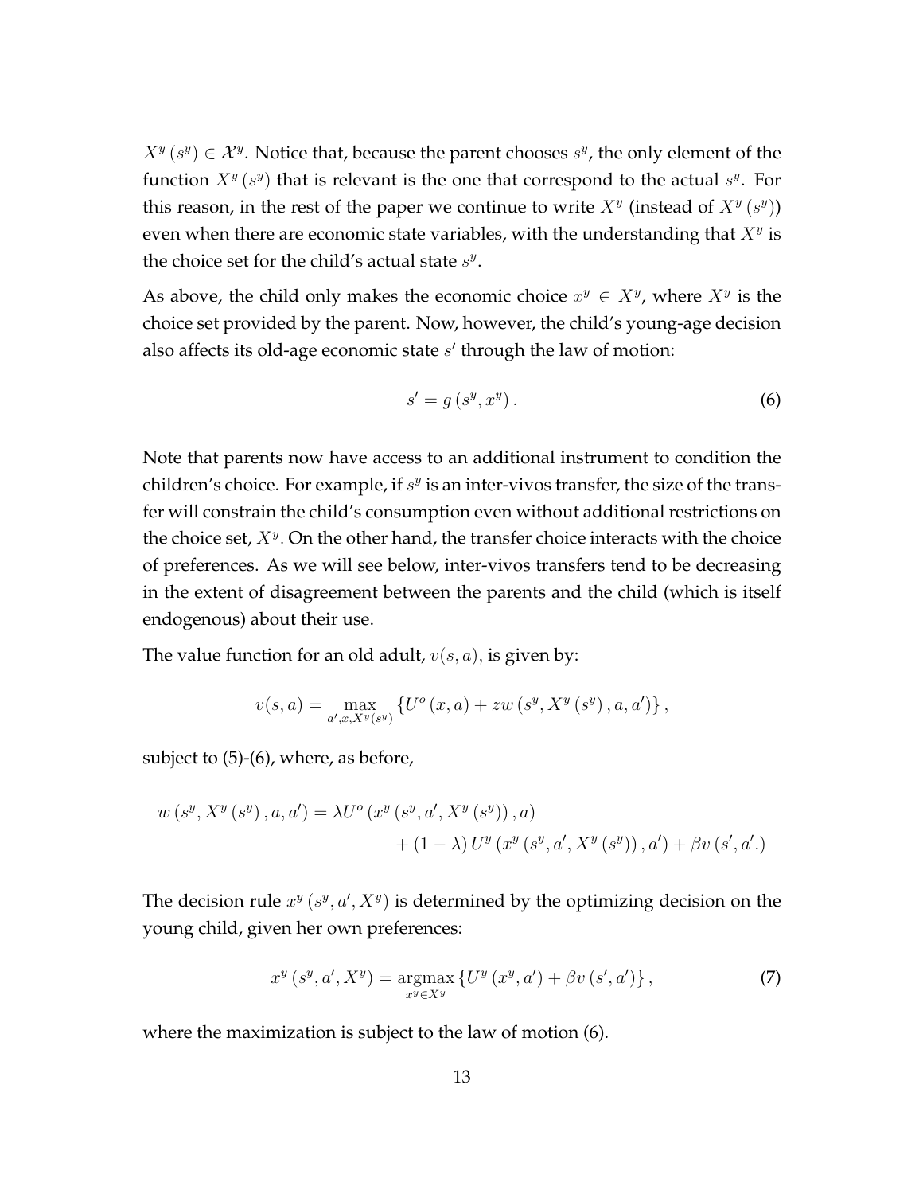$X^y(s^y) \in \mathcal{X}^y$. Notice that, because the parent chooses $s^y$, the only element of the function $X^y(s^y)$ that is relevant is the one that correspond to the actual $s^y$. For this reason, in the rest of the paper we continue to write $X^y$ (instead of $X^y(s^y)$) even when there are economic state variables, with the understanding that $X^y$ is the choice set for the child's actual state $s^y$.

As above, the child only makes the economic choice $x^y \in X^y$, where $X^y$ is the choice set provided by the parent. Now, however, the child's young-age decision also affects its old-age economic state $s'$ through the law of motion:

$$s' = g(s^y, x^y). \tag{6}$$

Note that parents now have access to an additional instrument to condition the children's choice. For example, if $s^y$ is an inter-vivos transfer, the size of the transfer will constrain the child's consumption even without additional restrictions on the choice set, $X^y$. On the other hand, the transfer choice interacts with the choice of preferences. As we will see below, inter-vivos transfers tend to be decreasing in the extent of disagreement between the parents and the child (which is itself endogenous) about their use.

The value function for an old adult, $v(s, a)$, is given by:

$$v(s,a) = \max_{a', x, X^y(s^y)} \left\{ U^o(x, a) + zw(s^y, X^y(s^y), a, a') \right\},$$

subject to (5)-(6), where, as before,

$$\begin{aligned} w(s^y, X^y(s^y), a, a') = \lambda U^o(x^y(s^y, a', X^y(s^y)), a) \\ + (1-\lambda) U^y(x^y(s^y, a', X^y(s^y)), a') + \beta v(s', a'.) \end{aligned}$$

The decision rule $x^y(s^y, a', X^y)$ is determined by the optimizing decision on the young child, given her own preferences:

$$x^y(s^y, a', X^y) = \underset{x^y \in X^y}{\operatorname{argmax}} \left\{ U^y(x^y, a') + \beta v(s', a') \right\}, \tag{7}$$

where the maximization is subject to the law of motion (6).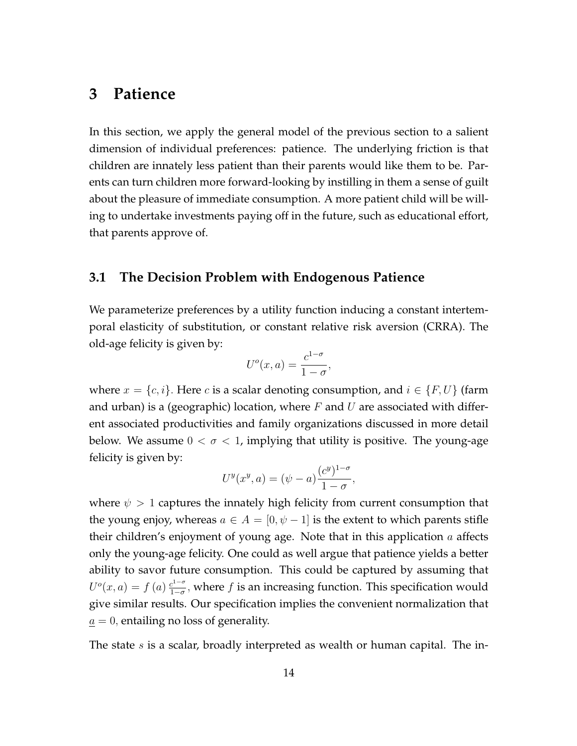# 3 Patience

In this section, we apply the general model of the previous section to a salient dimension of individual preferences: patience. The underlying friction is that children are innately less patient than their parents would like them to be. Parents can turn children more forward-looking by instilling in them a sense of guilt about the pleasure of immediate consumption. A more patient child will be willing to undertake investments paying off in the future, such as educational effort, that parents approve of.

## 3.1 The Decision Problem with Endogenous Patience

We parameterize preferences by a utility function inducing a constant intertemporal elasticity of substitution, or constant relative risk aversion (CRRA). The old-age felicity is given by:

$$U^o(x, a) = \frac{c^{1-\sigma}}{1-\sigma},$$

where $x = \{c, i\}$. Here $c$ is a scalar denoting consumption, and $i \in \{F, U\}$ (farm and urban) is a (geographic) location, where $F$ and $U$ are associated with different associated productivities and family organizations discussed in more detail below. We assume $0 < \sigma < 1$, implying that utility is positive. The young-age felicity is given by:

$$U^y(x^y, a) = (\psi - a)\frac{(c^y)^{1-\sigma}}{1-\sigma},$$

where $\psi > 1$ captures the innately high felicity from current consumption that the young enjoy, whereas $a \in A = [0, \psi - 1]$ is the extent to which parents stifle their children's enjoyment of young age. Note that in this application $a$ affects only the young-age felicity. One could as well argue that patience yields a better ability to savor future consumption. This could be captured by assuming that $U^o(x, a) = f(a)\frac{c^{1-\sigma}}{1-\sigma}$, where $f$ is an increasing function. This specification would give similar results. Our specification implies the convenient normalization that $\underline{a} = 0$, entailing no loss of generality.

The state $s$ is a scalar, broadly interpreted as wealth or human capital. The in-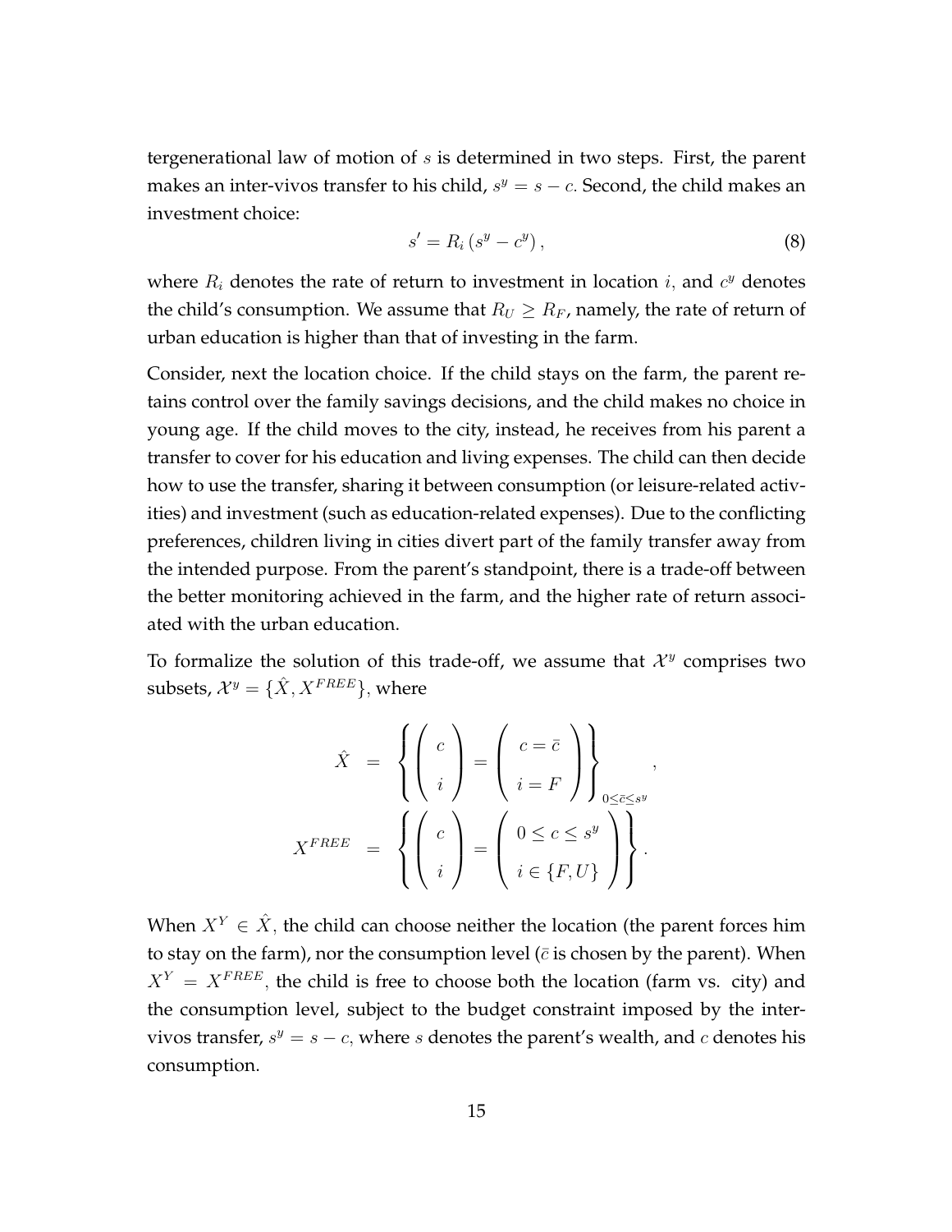tergenerational law of motion of $s$ is determined in two steps. First, the parent makes an inter-vivos transfer to his child, $s^y = s - c$. Second, the child makes an investment choice:

$$s' = R_i \left( s^y - c^y \right), \tag{8}$$

where $R_i$ denotes the rate of return to investment in location $i$, and $c^y$ denotes the child's consumption. We assume that $R_U \geq R_F$, namely, the rate of return of urban education is higher than that of investing in the farm.

Consider, next the location choice. If the child stays on the farm, the parent retains control over the family savings decisions, and the child makes no choice in young age. If the child moves to the city, instead, he receives from his parent a transfer to cover for his education and living expenses. The child can then decide how to use the transfer, sharing it between consumption (or leisure-related activities) and investment (such as education-related expenses). Due to the conflicting preferences, children living in cities divert part of the family transfer away from the intended purpose. From the parent's standpoint, there is a trade-off between the better monitoring achieved in the farm, and the higher rate of return associated with the urban education.

To formalize the solution of this trade-off, we assume that $\mathcal{X}^y$ comprises two subsets, $\mathcal{X}^y = \{\hat{X}, X^{FREE}\}$, where

$$\begin{aligned}
\hat{X} &= \left\{ \begin{pmatrix} c \\ i \end{pmatrix} = \begin{pmatrix} c = \bar{c} \\ i = F \end{pmatrix} \right\}_{0 \leq \bar{c} \leq s^y}, \\
X^{FREE} &= \left\{ \begin{pmatrix} c \\ i \end{pmatrix} = \begin{pmatrix} 0 \leq c \leq s^y \\ i \in \{F, U\} \end{pmatrix} \right\}.
\end{aligned}$$

When $X^Y \in \hat{X}$, the child can choose neither the location (the parent forces him to stay on the farm), nor the consumption level ($\bar{c}$ is chosen by the parent). When $X^Y = X^{FREE}$, the child is free to choose both the location (farm vs. city) and the consumption level, subject to the budget constraint imposed by the inter-vivos transfer, $s^y = s - c$, where $s$ denotes the parent's wealth, and $c$ denotes his consumption.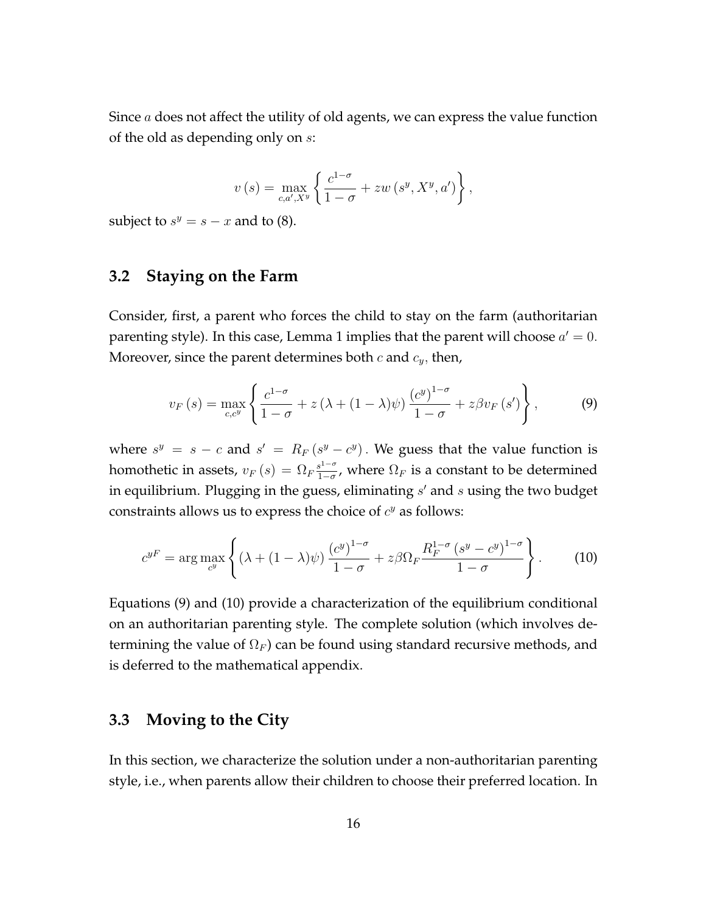Since $a$ does not affect the utility of old agents, we can express the value function of the old as depending only on $s$:

$$v(s) = \max_{c, a', X^y} \left\{ \frac{c^{1-\sigma}}{1-\sigma} + zw(s^y, X^y, a') \right\},$$

subject to $s^y = s - x$ and to (8).

## 3.2 Staying on the Farm

Consider, first, a parent who forces the child to stay on the farm (authoritarian parenting style). In this case, Lemma 1 implies that the parent will choose $a' = 0$. Moreover, since the parent determines both $c$ and $c_y$, then,

$$v_F(s) = \max_{c, c^y} \left\{ \frac{c^{1-\sigma}}{1-\sigma} + z(\lambda + (1-\lambda)\psi) \frac{(c^y)^{1-\sigma}}{1-\sigma} + z\beta v_F(s') \right\}, \tag{9}$$

where $s^y = s - c$ and $s' = R_F(s^y - c^y)$. We guess that the value function is homothetic in assets, $v_F(s) = \Omega_F \frac{s^{1-\sigma}}{1-\sigma}$, where $\Omega_F$ is a constant to be determined in equilibrium. Plugging in the guess, eliminating $s'$ and $s$ using the two budget constraints allows us to express the choice of $c^y$ as follows:

$$c^{yF} = \arg\max_{c^y} \left\{ (\lambda + (1-\lambda)\psi) \frac{(c^y)^{1-\sigma}}{1-\sigma} + z\beta\Omega_F \frac{R_F^{1-\sigma}(s^y - c^y)^{1-\sigma}}{1-\sigma} \right\}. \tag{10}$$

Equations (9) and (10) provide a characterization of the equilibrium conditional on an authoritarian parenting style. The complete solution (which involves determining the value of $\Omega_F$) can be found using standard recursive methods, and is deferred to the mathematical appendix.

## 3.3 Moving to the City

In this section, we characterize the solution under a non-authoritarian parenting style, i.e., when parents allow their children to choose their preferred location. In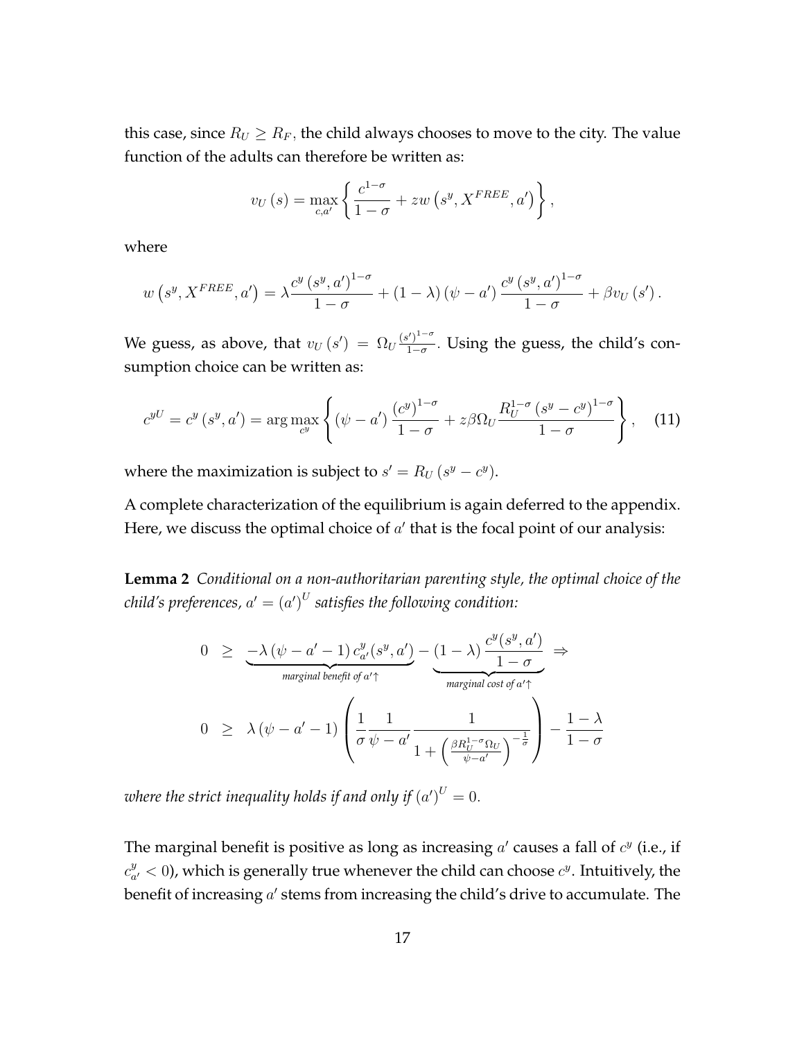this case, since $R_U \geq R_F$, the child always chooses to move to the city. The value function of the adults can therefore be written as:

$$v_U(s) = \max_{c,a'} \left\{ \frac{c^{1-\sigma}}{1-\sigma} + zw\left(s^y, X^{FREE}, a'\right) \right\},$$

where

$$w\left(s^y, X^{FREE}, a'\right) = \lambda \frac{c^y\left(s^y, a'\right)^{1-\sigma}}{1-\sigma} + (1-\lambda)\left(\psi - a'\right) \frac{c^y\left(s^y, a'\right)^{1-\sigma}}{1-\sigma} + \beta v_U\left(s'\right).$$

We guess, as above, that $v_U(s') = \Omega_U \frac{(s')^{1-\sigma}}{1-\sigma}$. Using the guess, the child's consumption choice can be written as:

$$c^{yU} = c^y\left(s^y, a'\right) = \arg\max_{c^y} \left\{ \left(\psi - a'\right) \frac{\left(c^y\right)^{1-\sigma}}{1-\sigma} + z\beta\Omega_U \frac{R_U^{1-\sigma}\left(s^y - c^y\right)^{1-\sigma}}{1-\sigma} \right\}, \quad (11)$$

where the maximization is subject to $s' = R_U\left(s^y - c^y\right)$.

A complete characterization of the equilibrium is again deferred to the appendix. Here, we discuss the optimal choice of $a'$ that is the focal point of our analysis:

**Lemma 2** *Conditional on a non-authoritarian parenting style, the optimal choice of the child's preferences, $a' = \left(a'\right)^U$ satisfies the following condition:*

$$\begin{aligned} 0 &\geq \underbrace{-\lambda\left(\psi - a' - 1\right) c^y_{a'}(s^y, a')}_{\text{marginal benefit of } a'\uparrow} - \underbrace{(1-\lambda)\frac{c^y(s^y, a')}{1-\sigma}}_{\text{marginal cost of } a'\uparrow} \Rightarrow \\ 0 &\geq \lambda\left(\psi - a' - 1\right)\left(\frac{1}{\sigma}\frac{1}{\psi - a'}\frac{1}{1 + \left(\frac{\beta R_U^{1-\sigma}\Omega_U}{\psi - a'}\right)^{-\frac{1}{\sigma}}}\right) - \frac{1-\lambda}{1-\sigma} \end{aligned}$$

*where the strict inequality holds if and only if $\left(a'\right)^U = 0$.*

The marginal benefit is positive as long as increasing $a'$ causes a fall of $c^y$ (i.e., if $c^y_{a'} < 0$), which is generally true whenever the child can choose $c^y$. Intuitively, the benefit of increasing $a'$ stems from increasing the child's drive to accumulate. The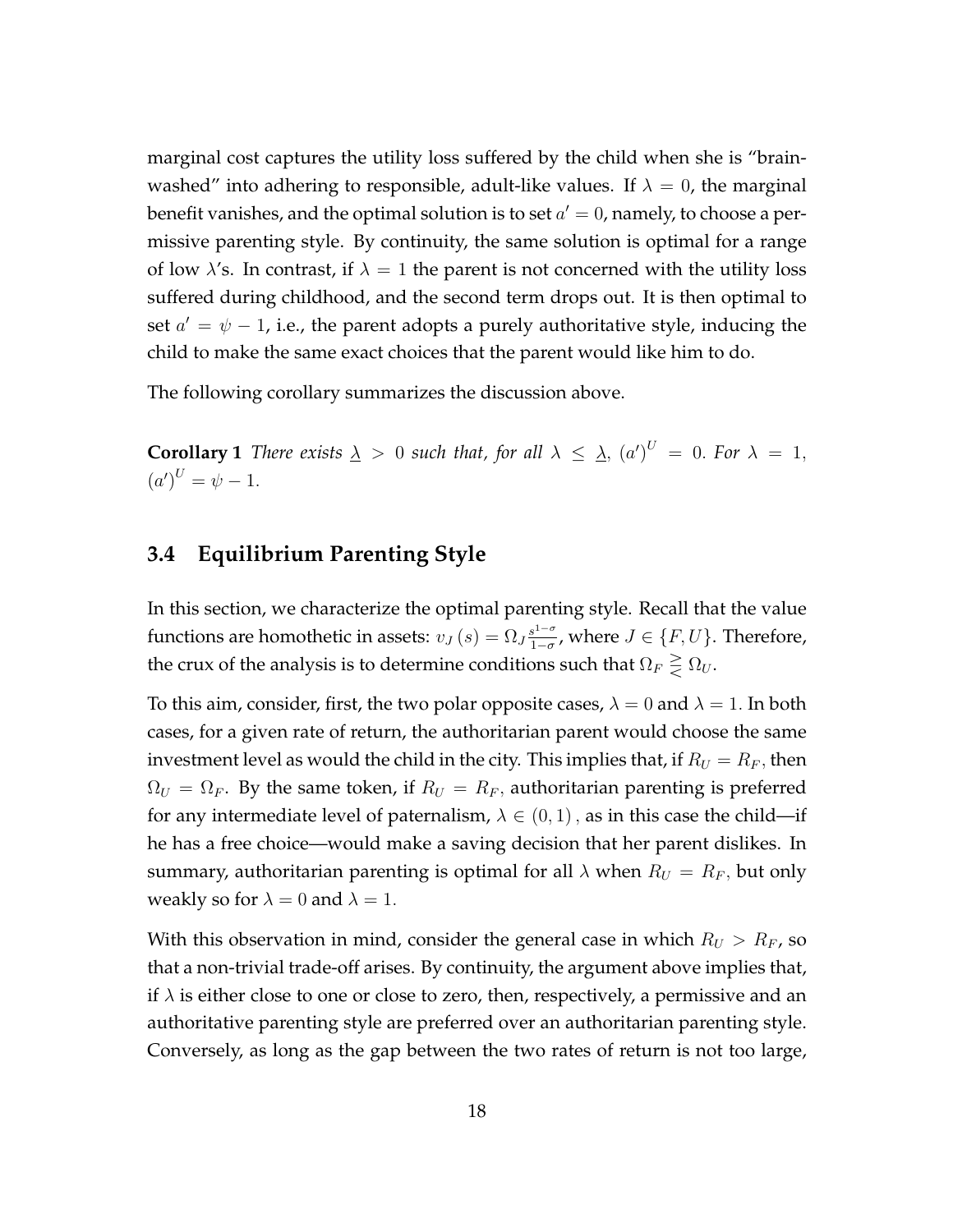marginal cost captures the utility loss suffered by the child when she is "brainwashed" into adhering to responsible, adult-like values. If $\lambda = 0$, the marginal benefit vanishes, and the optimal solution is to set $a' = 0$, namely, to choose a permissive parenting style. By continuity, the same solution is optimal for a range of low $\lambda$'s. In contrast, if $\lambda = 1$ the parent is not concerned with the utility loss suffered during childhood, and the second term drops out. It is then optimal to set $a' = \psi - 1$, i.e., the parent adopts a purely authoritative style, inducing the child to make the same exact choices that the parent would like him to do.

The following corollary summarizes the discussion above.

**Corollary 1** *There exists* $\underline{\lambda} > 0$ *such that, for all* $\lambda \leq \underline{\lambda}$, $(a')^U = 0$. *For* $\lambda = 1$, $(a')^U = \psi - 1$.

### 3.4 Equilibrium Parenting Style

In this section, we characterize the optimal parenting style. Recall that the value functions are homothetic in assets: $v_J(s) = \Omega_J \frac{s^{1-\sigma}}{1-\sigma}$, where $J \in \{F, U\}$. Therefore, the crux of the analysis is to determine conditions such that $\Omega_F \gtreqless \Omega_U$.

To this aim, consider, first, the two polar opposite cases, $\lambda = 0$ and $\lambda = 1$. In both cases, for a given rate of return, the authoritarian parent would choose the same investment level as would the child in the city. This implies that, if $R_U = R_F$, then $\Omega_U = \Omega_F$. By the same token, if $R_U = R_F$, authoritarian parenting is preferred for any intermediate level of paternalism, $\lambda \in (0, 1)$, as in this case the child—if he has a free choice—would make a saving decision that her parent dislikes. In summary, authoritarian parenting is optimal for all $\lambda$ when $R_U = R_F$, but only weakly so for $\lambda = 0$ and $\lambda = 1$.

With this observation in mind, consider the general case in which $R_U > R_F$, so that a non-trivial trade-off arises. By continuity, the argument above implies that, if $\lambda$ is either close to one or close to zero, then, respectively, a permissive and an authoritative parenting style are preferred over an authoritarian parenting style. Conversely, as long as the gap between the two rates of return is not too large,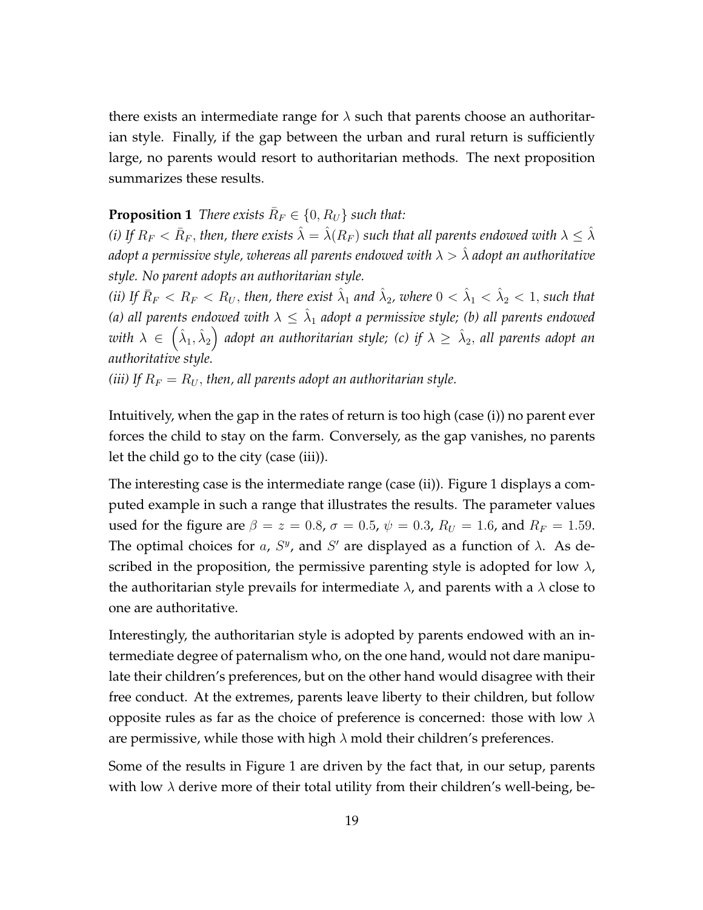there exists an intermediate range for $\lambda$ such that parents choose an authoritarian style. Finally, if the gap between the urban and rural return is sufficiently large, no parents would resort to authoritarian methods. The next proposition summarizes these results.

**Proposition 1** *There exists $\bar{R}_F \in \{0, R_U\}$ such that:*

*(i) If $R_F < \bar{R}_F$, then, there exists $\hat{\lambda} = \hat{\lambda}(R_F)$ such that all parents endowed with $\lambda \leq \hat{\lambda}$ adopt a permissive style, whereas all parents endowed with $\lambda > \hat{\lambda}$ adopt an authoritative style. No parent adopts an authoritarian style.*

*(ii) If $\bar{R}_F < R_F < R_U$, then, there exist $\hat{\lambda}_1$ and $\hat{\lambda}_2$, where $0 < \hat{\lambda}_1 < \hat{\lambda}_2 < 1$, such that (a) all parents endowed with $\lambda \leq \hat{\lambda}_1$ adopt a permissive style; (b) all parents endowed with $\lambda \in \left(\hat{\lambda}_1, \hat{\lambda}_2\right)$ adopt an authoritarian style; (c) if $\lambda \geq \hat{\lambda}_2$, all parents adopt an authoritative style.*

*(iii) If $R_F = R_U$, then, all parents adopt an authoritarian style.*

Intuitively, when the gap in the rates of return is too high (case (i)) no parent ever forces the child to stay on the farm. Conversely, as the gap vanishes, no parents let the child go to the city (case (iii)).

The interesting case is the intermediate range (case (ii)). Figure 1 displays a computed example in such a range that illustrates the results. The parameter values used for the figure are $\beta = z = 0.8$, $\sigma = 0.5$, $\psi = 0.3$, $R_U = 1.6$, and $R_F = 1.59$. The optimal choices for $a$, $S^y$, and $S'$ are displayed as a function of $\lambda$. As described in the proposition, the permissive parenting style is adopted for low $\lambda$, the authoritarian style prevails for intermediate $\lambda$, and parents with a $\lambda$ close to one are authoritative.

Interestingly, the authoritarian style is adopted by parents endowed with an intermediate degree of paternalism who, on the one hand, would not dare manipulate their children's preferences, but on the other hand would disagree with their free conduct. At the extremes, parents leave liberty to their children, but follow opposite rules as far as the choice of preference is concerned: those with low $\lambda$ are permissive, while those with high $\lambda$ mold their children's preferences.

Some of the results in Figure 1 are driven by the fact that, in our setup, parents with low $\lambda$ derive more of their total utility from their children's well-being, be-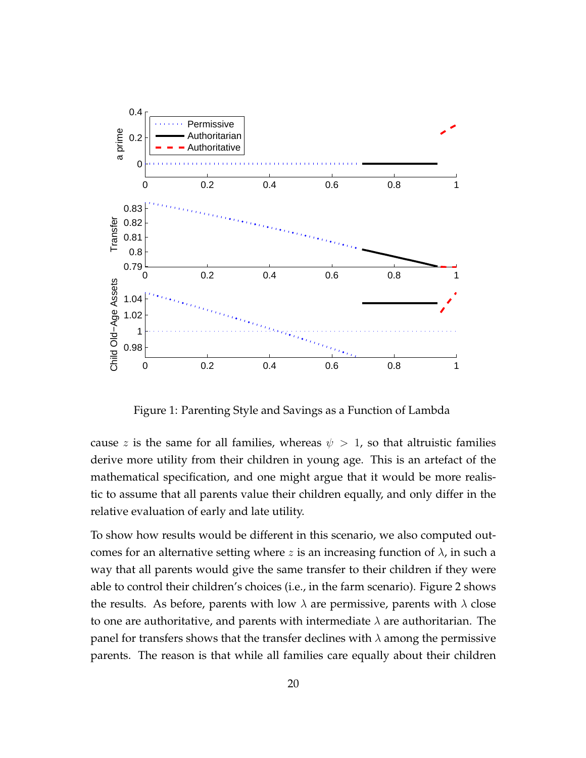Figure 1: Parenting Style and Savings as a Function of Lambda

cause $z$ is the same for all families, whereas $\psi > 1$, so that altruistic families derive more utility from their children in young age. This is an artefact of the mathematical specification, and one might argue that it would be more realistic to assume that all parents value their children equally, and only differ in the relative evaluation of early and late utility.

To show how results would be different in this scenario, we also computed outcomes for an alternative setting where $z$ is an increasing function of $\lambda$, in such a way that all parents would give the same transfer to their children if they were able to control their children's choices (i.e., in the farm scenario). Figure 2 shows the results. As before, parents with low $\lambda$ are permissive, parents with $\lambda$ close to one are authoritative, and parents with intermediate $\lambda$ are authoritarian. The panel for transfers shows that the transfer declines with $\lambda$ among the permissive parents. The reason is that while all families care equally about their children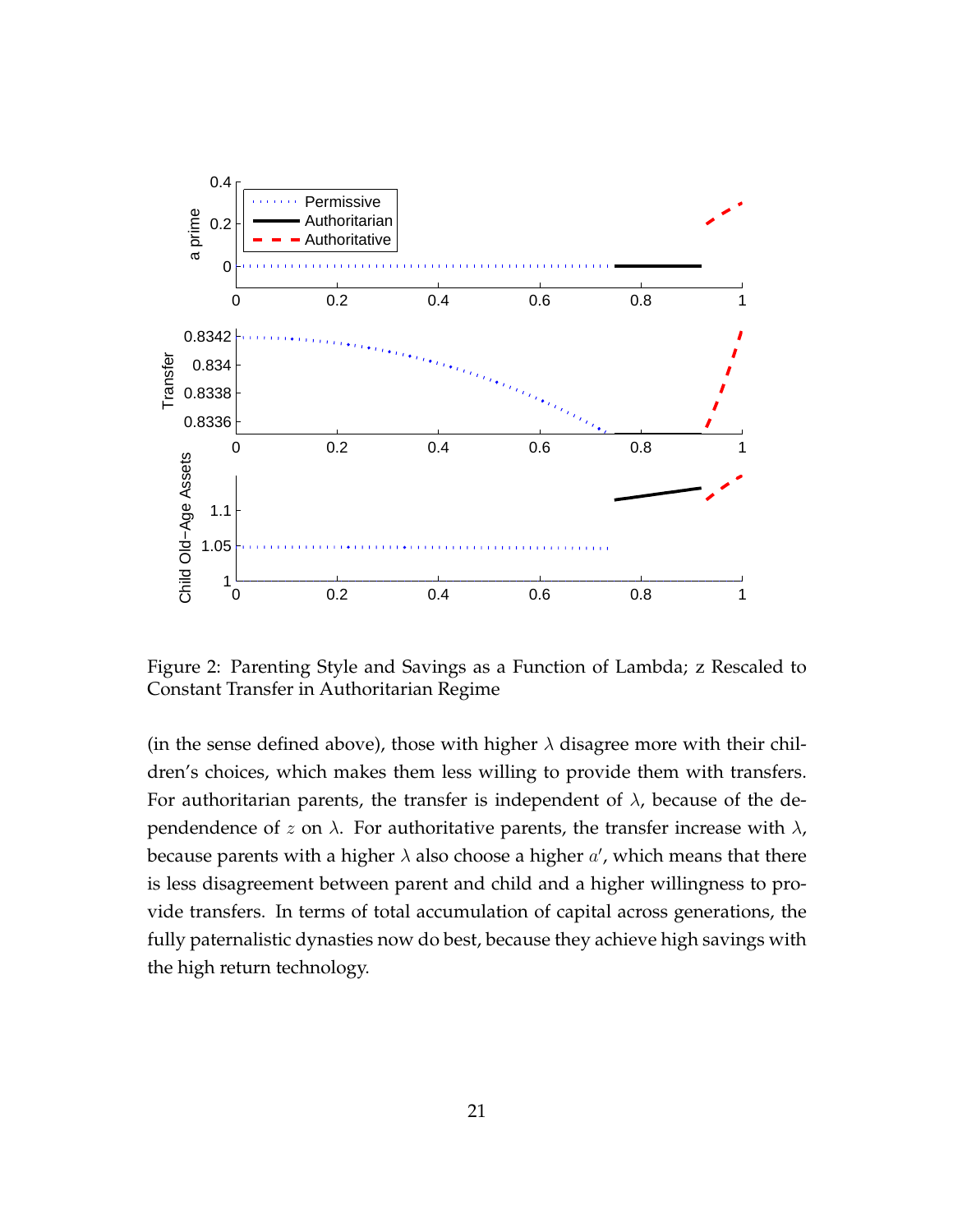Figure 2: Parenting Style and Savings as a Function of Lambda; z Rescaled to Constant Transfer in Authoritarian Regime

(in the sense defined above), those with higher $\lambda$ disagree more with their children's choices, which makes them less willing to provide them with transfers. For authoritarian parents, the transfer is independent of $\lambda$, because of the dependendence of $z$ on $\lambda$. For authoritative parents, the transfer increase with $\lambda$, because parents with a higher $\lambda$ also choose a higher $a'$, which means that there is less disagreement between parent and child and a higher willingness to provide transfers. In terms of total accumulation of capital across generations, the fully paternalistic dynasties now do best, because they achieve high savings with the high return technology.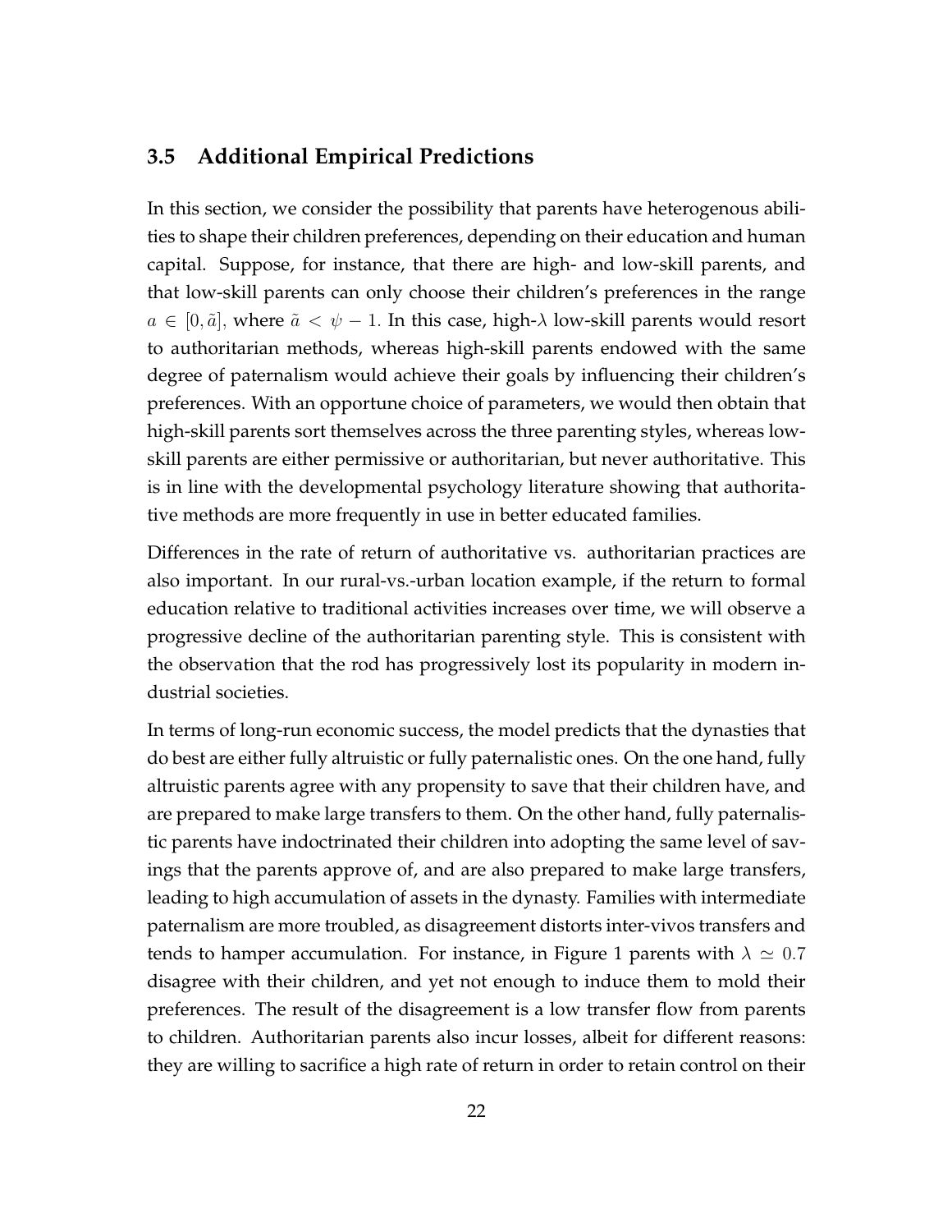### 3.5 Additional Empirical Predictions

In this section, we consider the possibility that parents have heterogenous abilities to shape their children preferences, depending on their education and human capital. Suppose, for instance, that there are high- and low-skill parents, and that low-skill parents can only choose their children's preferences in the range $a \in [0, \tilde{a}]$, where $\tilde{a} < \psi - 1$. In this case, high-$\lambda$ low-skill parents would resort to authoritarian methods, whereas high-skill parents endowed with the same degree of paternalism would achieve their goals by influencing their children's preferences. With an opportune choice of parameters, we would then obtain that high-skill parents sort themselves across the three parenting styles, whereas low-skill parents are either permissive or authoritarian, but never authoritative. This is in line with the developmental psychology literature showing that authoritative methods are more frequently in use in better educated families.

Differences in the rate of return of authoritative vs. authoritarian practices are also important. In our rural-vs.-urban location example, if the return to formal education relative to traditional activities increases over time, we will observe a progressive decline of the authoritarian parenting style. This is consistent with the observation that the rod has progressively lost its popularity in modern industrial societies.

In terms of long-run economic success, the model predicts that the dynasties that do best are either fully altruistic or fully paternalistic ones. On the one hand, fully altruistic parents agree with any propensity to save that their children have, and are prepared to make large transfers to them. On the other hand, fully paternalistic parents have indoctrinated their children into adopting the same level of savings that the parents approve of, and are also prepared to make large transfers, leading to high accumulation of assets in the dynasty. Families with intermediate paternalism are more troubled, as disagreement distorts inter-vivos transfers and tends to hamper accumulation. For instance, in Figure 1 parents with $\lambda \simeq 0.7$ disagree with their children, and yet not enough to induce them to mold their preferences. The result of the disagreement is a low transfer flow from parents to children. Authoritarian parents also incur losses, albeit for different reasons: they are willing to sacrifice a high rate of return in order to retain control on their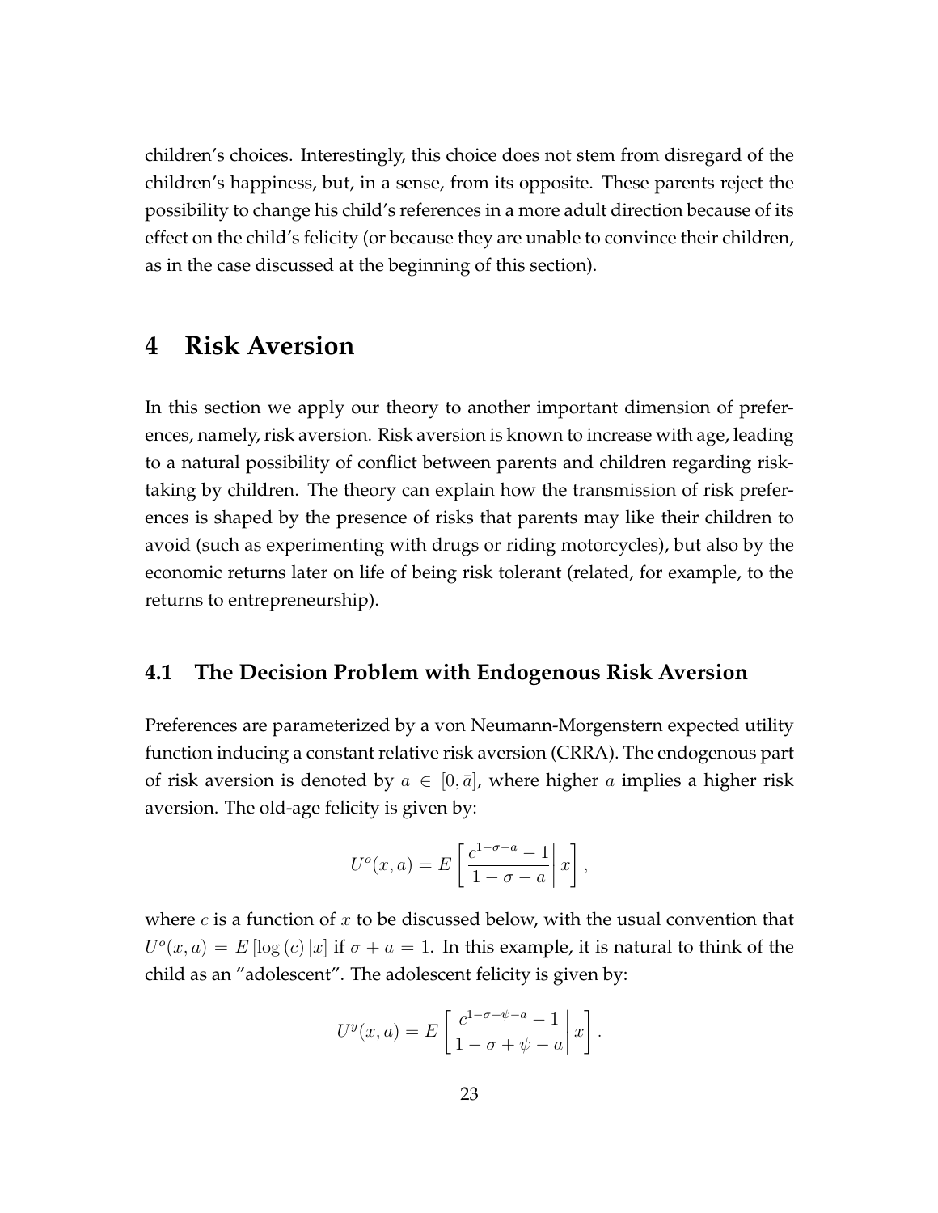children's choices. Interestingly, this choice does not stem from disregard of the children's happiness, but, in a sense, from its opposite. These parents reject the possibility to change his child's references in a more adult direction because of its effect on the child's felicity (or because they are unable to convince their children, as in the case discussed at the beginning of this section).

# 4 Risk Aversion

In this section we apply our theory to another important dimension of preferences, namely, risk aversion. Risk aversion is known to increase with age, leading to a natural possibility of conflict between parents and children regarding risk-taking by children. The theory can explain how the transmission of risk preferences is shaped by the presence of risks that parents may like their children to avoid (such as experimenting with drugs or riding motorcycles), but also by the economic returns later on life of being risk tolerant (related, for example, to the returns to entrepreneurship).

## 4.1 The Decision Problem with Endogenous Risk Aversion

Preferences are parameterized by a von Neumann-Morgenstern expected utility function inducing a constant relative risk aversion (CRRA). The endogenous part of risk aversion is denoted by $a \in [0, \bar{a}]$, where higher $a$ implies a higher risk aversion. The old-age felicity is given by:

$$U^o(x, a) = E\left[ \left. \frac{c^{1-\sigma-a} - 1}{1 - \sigma - a} \right| x \right],$$

where $c$ is a function of $x$ to be discussed below, with the usual convention that $U^o(x, a) = E\left[\log(c)\,|x\right]$ if $\sigma + a = 1$. In this example, it is natural to think of the child as an "adolescent". The adolescent felicity is given by:

$$U^y(x, a) = E\left[ \left. \frac{c^{1-\sigma+\psi-a} - 1}{1 - \sigma + \psi - a} \right| x \right].$$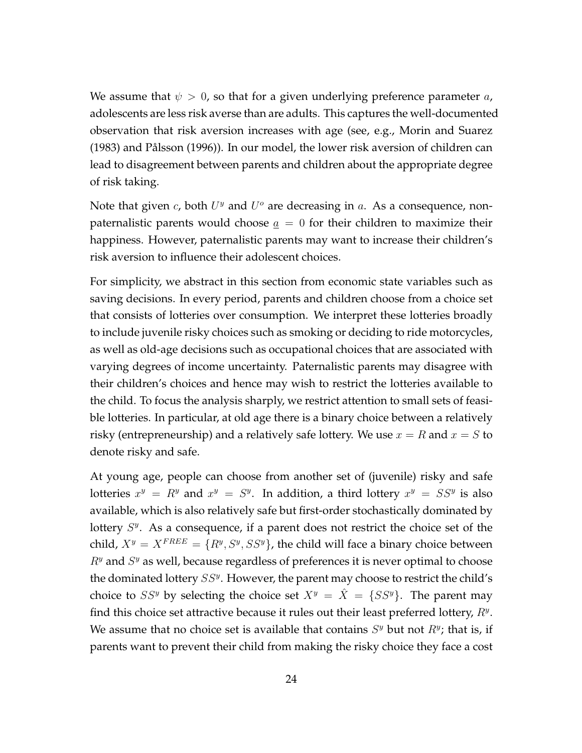We assume that $\psi > 0$, so that for a given underlying preference parameter $a$, adolescents are less risk averse than are adults. This captures the well-documented observation that risk aversion increases with age (see, e.g., Morin and Suarez (1983) and Pålsson (1996)). In our model, the lower risk aversion of children can lead to disagreement between parents and children about the appropriate degree of risk taking.

Note that given $c$, both $U^y$ and $U^o$ are decreasing in $a$. As a consequence, non-paternalistic parents would choose $\underline{a} = 0$ for their children to maximize their happiness. However, paternalistic parents may want to increase their children's risk aversion to influence their adolescent choices.

For simplicity, we abstract in this section from economic state variables such as saving decisions. In every period, parents and children choose from a choice set that consists of lotteries over consumption. We interpret these lotteries broadly to include juvenile risky choices such as smoking or deciding to ride motorcycles, as well as old-age decisions such as occupational choices that are associated with varying degrees of income uncertainty. Paternalistic parents may disagree with their children's choices and hence may wish to restrict the lotteries available to the child. To focus the analysis sharply, we restrict attention to small sets of feasible lotteries. In particular, at old age there is a binary choice between a relatively risky (entrepreneurship) and a relatively safe lottery. We use $x = R$ and $x = S$ to denote risky and safe.

At young age, people can choose from another set of (juvenile) risky and safe lotteries $x^y = R^y$ and $x^y = S^y$. In addition, a third lottery $x^y = SS^y$ is also available, which is also relatively safe but first-order stochastically dominated by lottery $S^y$. As a consequence, if a parent does not restrict the choice set of the child, $X^y = X^{FREE} = \{R^y, S^y, SS^y\}$, the child will face a binary choice between $R^y$ and $S^y$ as well, because regardless of preferences it is never optimal to choose the dominated lottery $SS^y$. However, the parent may choose to restrict the child's choice to $SS^y$ by selecting the choice set $X^y = \hat{X} = \{SS^y\}$. The parent may find this choice set attractive because it rules out their least preferred lottery, $R^y$. We assume that no choice set is available that contains $S^y$ but not $R^y$; that is, if parents want to prevent their child from making the risky choice they face a cost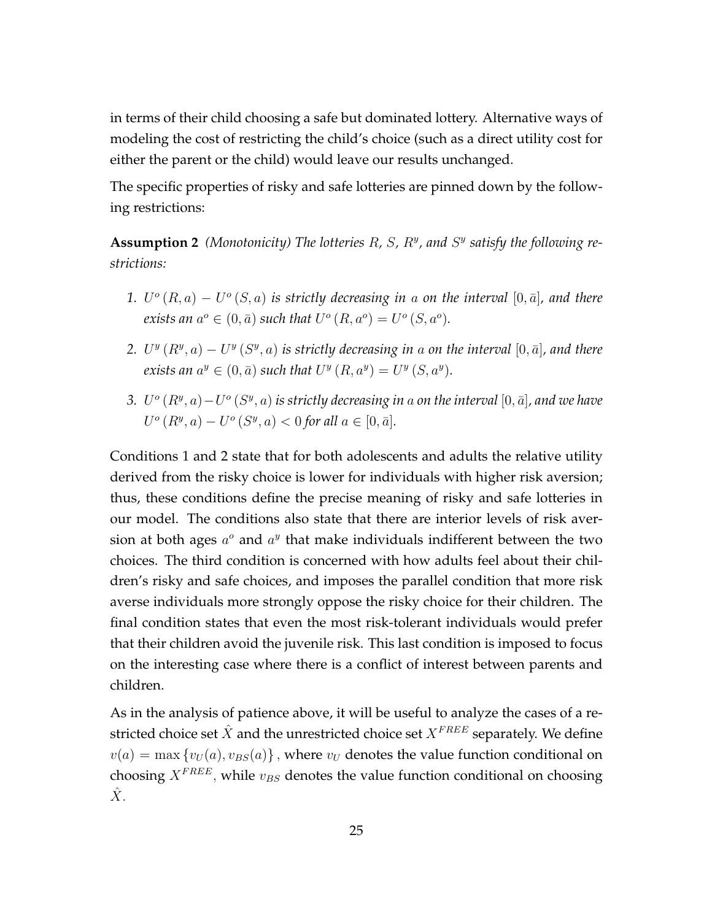in terms of their child choosing a safe but dominated lottery. Alternative ways of modeling the cost of restricting the child's choice (such as a direct utility cost for either the parent or the child) would leave our results unchanged.

The specific properties of risky and safe lotteries are pinned down by the following restrictions:

**Assumption 2** *(Monotonicity) The lotteries $R$, $S$, $R^y$, and $S^y$ satisfy the following restrictions:*

1. *$U^o(R, a) - U^o(S, a)$ is strictly decreasing in $a$ on the interval $[0, \bar{a}]$, and there exists an $a^o \in (0, \bar{a})$ such that $U^o(R, a^o) = U^o(S, a^o)$.*
2. *$U^y(R^y, a) - U^y(S^y, a)$ is strictly decreasing in $a$ on the interval $[0, \bar{a}]$, and there exists an $a^y \in (0, \bar{a})$ such that $U^y(R, a^y) = U^y(S, a^y)$.*
3. *$U^o(R^y, a) - U^o(S^y, a)$ is strictly decreasing in $a$ on the interval $[0, \bar{a}]$, and we have $U^o(R^y, a) - U^o(S^y, a) < 0$ for all $a \in [0, \bar{a}]$.*

Conditions 1 and 2 state that for both adolescents and adults the relative utility derived from the risky choice is lower for individuals with higher risk aversion; thus, these conditions define the precise meaning of risky and safe lotteries in our model. The conditions also state that there are interior levels of risk aversion at both ages $a^o$ and $a^y$ that make individuals indifferent between the two choices. The third condition is concerned with how adults feel about their children's risky and safe choices, and imposes the parallel condition that more risk averse individuals more strongly oppose the risky choice for their children. The final condition states that even the most risk-tolerant individuals would prefer that their children avoid the juvenile risk. This last condition is imposed to focus on the interesting case where there is a conflict of interest between parents and children.

As in the analysis of patience above, it will be useful to analyze the cases of a restricted choice set $\hat{X}$ and the unrestricted choice set $X^{FREE}$ separately. We define $v(a) = \max\{v_U(a), v_{BS}(a)\}$, where $v_U$ denotes the value function conditional on choosing $X^{FREE}$, while $v_{BS}$ denotes the value function conditional on choosing $\hat{X}$.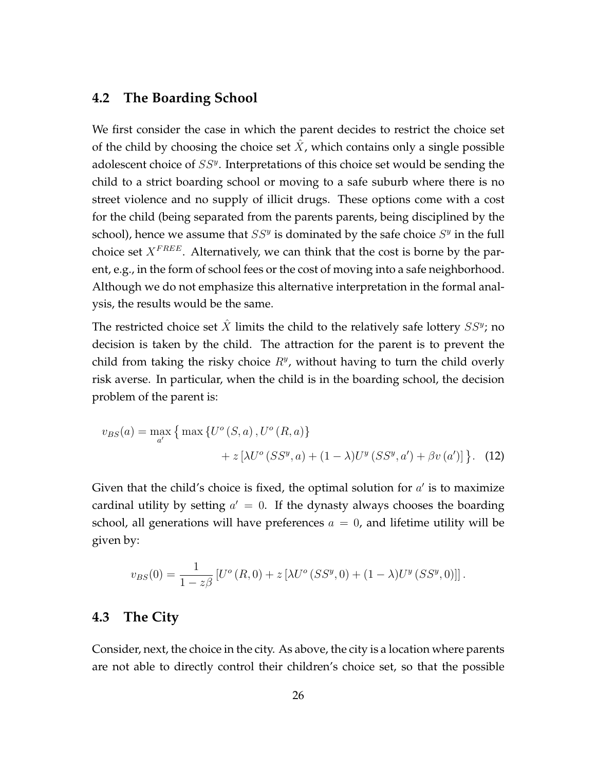## 4.2 The Boarding School

We first consider the case in which the parent decides to restrict the choice set of the child by choosing the choice set $\hat{X}$, which contains only a single possible adolescent choice of $SS^y$. Interpretations of this choice set would be sending the child to a strict boarding school or moving to a safe suburb where there is no street violence and no supply of illicit drugs. These options come with a cost for the child (being separated from the parents parents, being disciplined by the school), hence we assume that $SS^y$ is dominated by the safe choice $S^y$ in the full choice set $X^{FREE}$. Alternatively, we can think that the cost is borne by the parent, e.g., in the form of school fees or the cost of moving into a safe neighborhood. Although we do not emphasize this alternative interpretation in the formal analysis, the results would be the same.

The restricted choice set $\hat{X}$ limits the child to the relatively safe lottery $SS^y$; no decision is taken by the child. The attraction for the parent is to prevent the child from taking the risky choice $R^y$, without having to turn the child overly risk averse. In particular, when the child is in the boarding school, the decision problem of the parent is:

$$v_{BS}(a) = \max_{a'} \big\{ \max \{U^o(S,a), U^o(R,a)\} \\ + z\left[\lambda U^o(SS^y,a) + (1-\lambda)U^y(SS^y,a') + \beta v(a')\right] \big\}. \quad (12)$$

Given that the child's choice is fixed, the optimal solution for $a'$ is to maximize cardinal utility by setting $a' = 0$. If the dynasty always chooses the boarding school, all generations will have preferences $a = 0$, and lifetime utility will be given by:

$$v_{BS}(0) = \frac{1}{1-z\beta}\left[U^o(R,0) + z\left[\lambda U^o(SS^y,0) + (1-\lambda)U^y(SS^y,0)\right]\right].$$

## 4.3 The City

Consider, next, the choice in the city. As above, the city is a location where parents are not able to directly control their children's choice set, so that the possible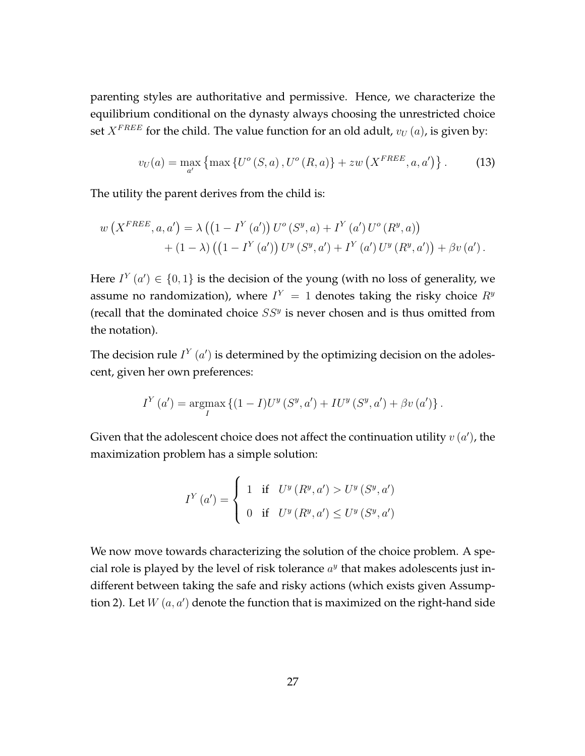parenting styles are authoritative and permissive. Hence, we characterize the equilibrium conditional on the dynasty always choosing the unrestricted choice set $X^{FREE}$ for the child. The value function for an old adult, $v_U(a)$, is given by:

$$v_U(a) = \max_{a'} \left\{ \max \left\{ U^o(S,a), U^o(R,a) \right\} + zw\left(X^{FREE}, a, a'\right) \right\}. \tag{13}$$

The utility the parent derives from the child is:

$$\begin{aligned} w\left(X^{FREE}, a, a'\right) = \lambda &\left( \left(1 - I^Y(a')\right) U^o(S^y, a) + I^Y(a') U^o(R^y, a) \right) \\ &+ (1-\lambda) \left( \left(1 - I^Y(a')\right) U^y(S^y, a') + I^Y(a') U^y(R^y, a') \right) + \beta v(a'). \end{aligned}$$

Here $I^Y(a') \in \{0, 1\}$ is the decision of the young (with no loss of generality, we assume no randomization), where $I^Y = 1$ denotes taking the risky choice $R^y$ (recall that the dominated choice $SS^y$ is never chosen and is thus omitted from the notation).

The decision rule $I^Y(a')$ is determined by the optimizing decision on the adolescent, given her own preferences:

$$I^Y(a') = \underset{I}{\operatorname{argmax}} \left\{ (1-I) U^y(S^y, a') + I U^y(S^y, a') + \beta v(a') \right\}.$$

Given that the adolescent choice does not affect the continuation utility $v(a')$, the maximization problem has a simple solution:

$$I^Y(a') = \begin{cases} 1 & \text{if} \quad U^y(R^y, a') > U^y(S^y, a') \\ 0 & \text{if} \quad U^y(R^y, a') \leq U^y(S^y, a') \end{cases}$$

We now move towards characterizing the solution of the choice problem. A special role is played by the level of risk tolerance $a^y$ that makes adolescents just indifferent between taking the safe and risky actions (which exists given Assumption 2). Let $W(a, a')$ denote the function that is maximized on the right-hand side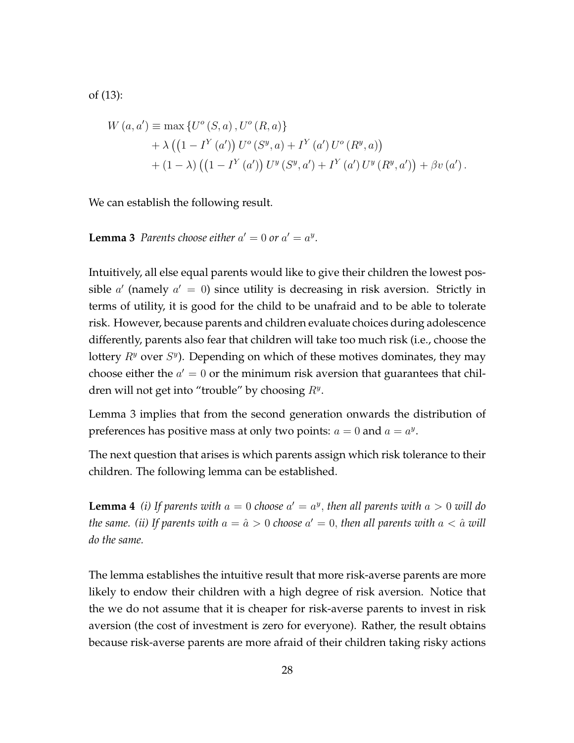of (13):

$$
\begin{aligned}
W(a, a') \equiv & \max \{U^o(S, a), U^o(R, a)\} \\
& + \lambda \left( \left(1 - I^Y(a')\right) U^o(S^y, a) + I^Y(a') U^o(R^y, a) \right) \\
& + (1 - \lambda) \left( \left(1 - I^Y(a')\right) U^y(S^y, a') + I^Y(a') U^y(R^y, a') \right) + \beta v(a').
\end{aligned}
$$

We can establish the following result.

**Lemma 3** *Parents choose either $a' = 0$ or $a' = a^y$.*

Intuitively, all else equal parents would like to give their children the lowest possible $a'$ (namely $a' = 0$) since utility is decreasing in risk aversion. Strictly in terms of utility, it is good for the child to be unafraid and to be able to tolerate risk. However, because parents and children evaluate choices during adolescence differently, parents also fear that children will take too much risk (i.e., choose the lottery $R^y$ over $S^y$). Depending on which of these motives dominates, they may choose either the $a' = 0$ or the minimum risk aversion that guarantees that children will not get into "trouble" by choosing $R^y$.

Lemma 3 implies that from the second generation onwards the distribution of preferences has positive mass at only two points: $a = 0$ and $a = a^y$.

The next question that arises is which parents assign which risk tolerance to their children. The following lemma can be established.

**Lemma 4** *(i) If parents with $a = 0$ choose $a' = a^y$, then all parents with $a > 0$ will do the same. (ii) If parents with $a = \hat{a} > 0$ choose $a' = 0$, then all parents with $a < \hat{a}$ will do the same.*

The lemma establishes the intuitive result that more risk-averse parents are more likely to endow their children with a high degree of risk aversion. Notice that the we do not assume that it is cheaper for risk-averse parents to invest in risk aversion (the cost of investment is zero for everyone). Rather, the result obtains because risk-averse parents are more afraid of their children taking risky actions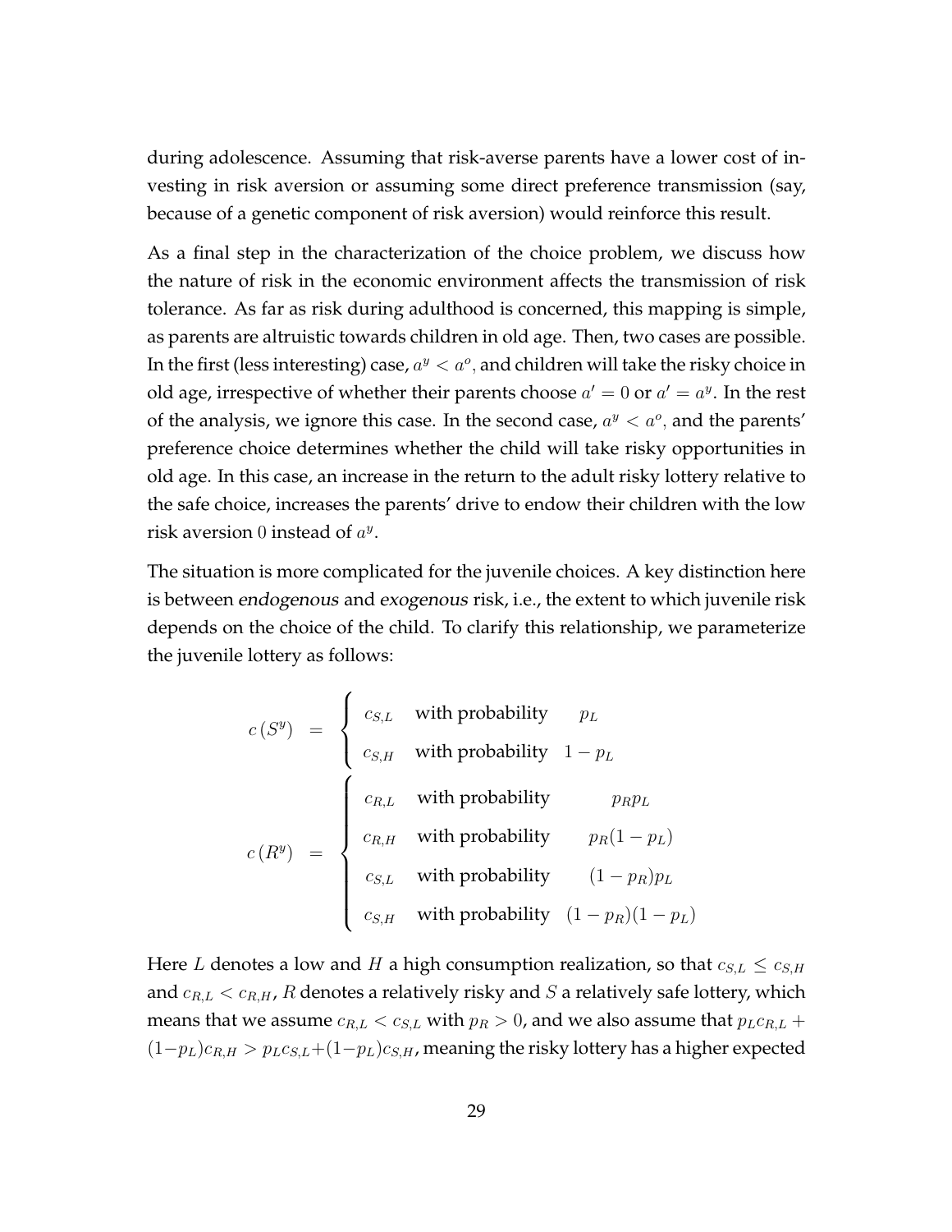during adolescence. Assuming that risk-averse parents have a lower cost of investing in risk aversion or assuming some direct preference transmission (say, because of a genetic component of risk aversion) would reinforce this result.

As a final step in the characterization of the choice problem, we discuss how the nature of risk in the economic environment affects the transmission of risk tolerance. As far as risk during adulthood is concerned, this mapping is simple, as parents are altruistic towards children in old age. Then, two cases are possible. In the first (less interesting) case, $a^y < a^o$, and children will take the risky choice in old age, irrespective of whether their parents choose $a' = 0$ or $a' = a^y$. In the rest of the analysis, we ignore this case. In the second case, $a^y < a^o$, and the parents' preference choice determines whether the child will take risky opportunities in old age. In this case, an increase in the return to the adult risky lottery relative to the safe choice, increases the parents' drive to endow their children with the low risk aversion $0$ instead of $a^y$.

The situation is more complicated for the juvenile choices. A key distinction here is between *endogenous* and *exogenous* risk, i.e., the extent to which juvenile risk depends on the choice of the child. To clarify this relationship, we parameterize the juvenile lottery as follows:

$$
c\left(S^y\right) = \begin{cases} c_{S,L} & \text{with probability} \quad p_L \\ c_{S,H} & \text{with probability} \quad 1 - p_L \end{cases}
$$

$$
c\left(R^y\right) = \begin{cases} c_{R,L} & \text{with probability} \quad p_R p_L \\ c_{R,H} & \text{with probability} \quad p_R(1 - p_L) \\ c_{S,L} & \text{with probability} \quad (1 - p_R)p_L \\ c_{S,H} & \text{with probability} \quad (1 - p_R)(1 - p_L) \end{cases}
$$

Here $L$ denotes a low and $H$ a high consumption realization, so that $c_{S,L} \leq c_{S,H}$ and $c_{R,L} < c_{R,H}$, $R$ denotes a relatively risky and $S$ a relatively safe lottery, which means that we assume $c_{R,L} < c_{S,L}$ with $p_R > 0$, and we also assume that $p_L c_{R,L} + (1-p_L)c_{R,H} > p_L c_{S,L} + (1-p_L)c_{S,H}$, meaning the risky lottery has a higher expected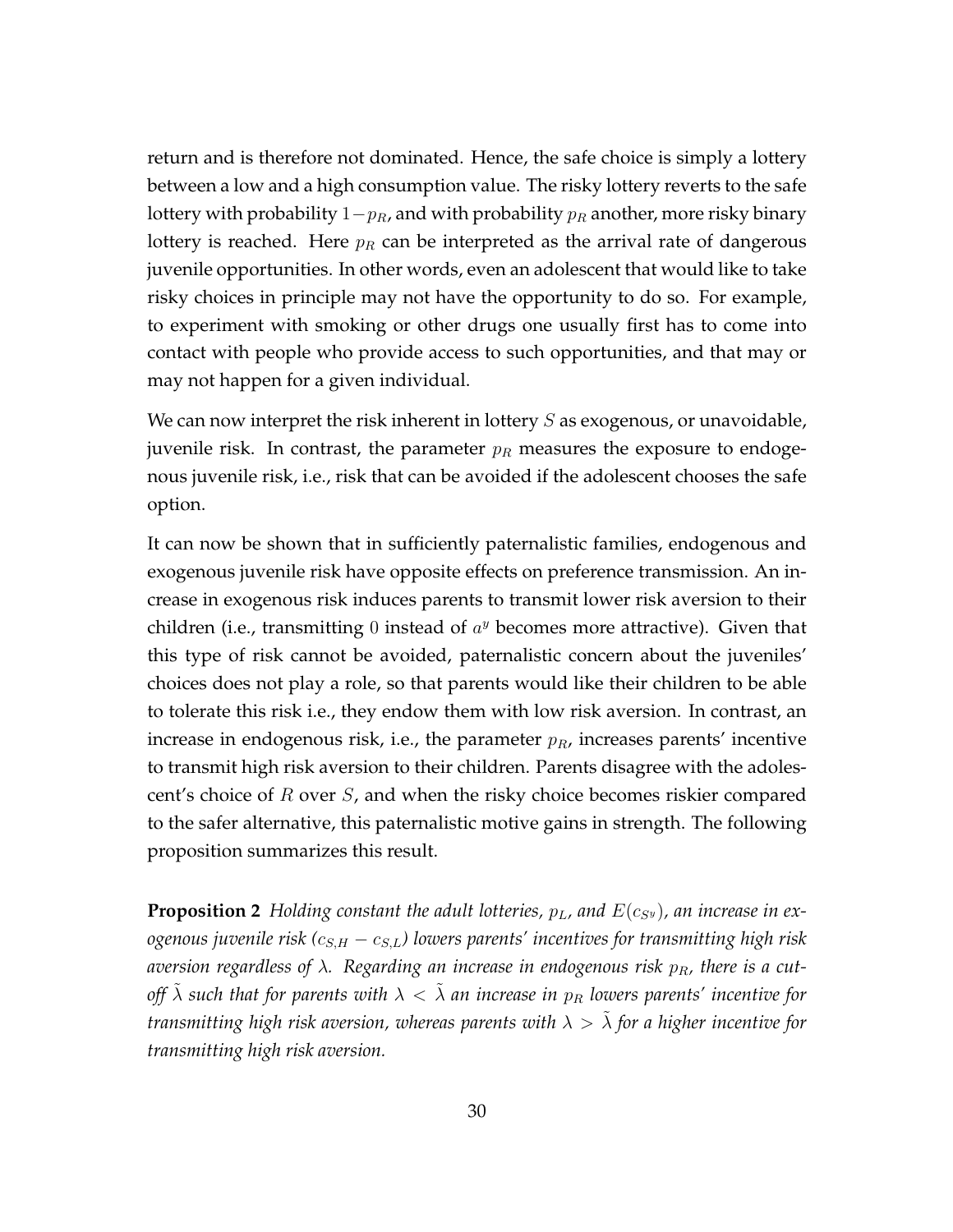return and is therefore not dominated. Hence, the safe choice is simply a lottery between a low and a high consumption value. The risky lottery reverts to the safe lottery with probability $1-p_R$, and with probability $p_R$ another, more risky binary lottery is reached. Here $p_R$ can be interpreted as the arrival rate of dangerous juvenile opportunities. In other words, even an adolescent that would like to take risky choices in principle may not have the opportunity to do so. For example, to experiment with smoking or other drugs one usually first has to come into contact with people who provide access to such opportunities, and that may or may not happen for a given individual.

We can now interpret the risk inherent in lottery $S$ as exogenous, or unavoidable, juvenile risk. In contrast, the parameter $p_R$ measures the exposure to endogenous juvenile risk, i.e., risk that can be avoided if the adolescent chooses the safe option.

It can now be shown that in sufficiently paternalistic families, endogenous and exogenous juvenile risk have opposite effects on preference transmission. An increase in exogenous risk induces parents to transmit lower risk aversion to their children (i.e., transmitting $0$ instead of $a^y$ becomes more attractive). Given that this type of risk cannot be avoided, paternalistic concern about the juveniles' choices does not play a role, so that parents would like their children to be able to tolerate this risk i.e., they endow them with low risk aversion. In contrast, an increase in endogenous risk, i.e., the parameter $p_R$, increases parents' incentive to transmit high risk aversion to their children. Parents disagree with the adolescent's choice of $R$ over $S$, and when the risky choice becomes riskier compared to the safer alternative, this paternalistic motive gains in strength. The following proposition summarizes this result.

**Proposition 2** *Holding constant the adult lotteries, $p_L$, and $E(c_{S^y})$, an increase in exogenous juvenile risk ($c_{S,H} - c_{S,L}$) lowers parents' incentives for transmitting high risk aversion regardless of $\lambda$. Regarding an increase in endogenous risk $p_R$, there is a cutoff $\tilde{\lambda}$ such that for parents with $\lambda < \tilde{\lambda}$ an increase in $p_R$ lowers parents' incentive for transmitting high risk aversion, whereas parents with $\lambda > \tilde{\lambda}$ for a higher incentive for transmitting high risk aversion.*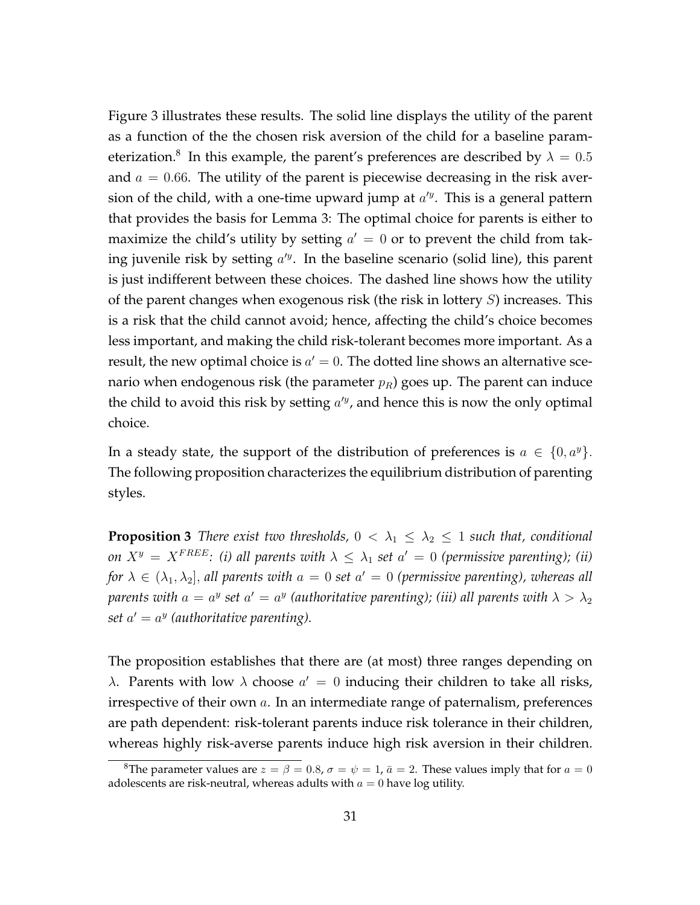Figure 3 illustrates these results. The solid line displays the utility of the parent as a function of the the chosen risk aversion of the child for a baseline parameterization.[8] In this example, the parent's preferences are described by $\lambda = 0.5$ and $a = 0.66$. The utility of the parent is piecewise decreasing in the risk aversion of the child, with a one-time upward jump at $a'^y$. This is a general pattern that provides the basis for Lemma 3: The optimal choice for parents is either to maximize the child's utility by setting $a' = 0$ or to prevent the child from taking juvenile risk by setting $a'^y$. In the baseline scenario (solid line), this parent is just indifferent between these choices. The dashed line shows how the utility of the parent changes when exogenous risk (the risk in lottery $S$) increases. This is a risk that the child cannot avoid; hence, affecting the child's choice becomes less important, and making the child risk-tolerant becomes more important. As a result, the new optimal choice is $a' = 0$. The dotted line shows an alternative scenario when endogenous risk (the parameter $p_R$) goes up. The parent can induce the child to avoid this risk by setting $a'^y$, and hence this is now the only optimal choice.

In a steady state, the support of the distribution of preferences is $a \in \{0, a^y\}$. The following proposition characterizes the equilibrium distribution of parenting styles.

**Proposition 3** *There exist two thresholds, $0 < \lambda_1 \leq \lambda_2 \leq 1$ such that, conditional on $X^y = X^{FREE}$: (i) all parents with $\lambda \leq \lambda_1$ set $a' = 0$ (permissive parenting); (ii) for $\lambda \in (\lambda_1, \lambda_2]$, all parents with $a = 0$ set $a' = 0$ (permissive parenting), whereas all parents with $a = a^y$ set $a' = a^y$ (authoritative parenting); (iii) all parents with $\lambda > \lambda_2$ set $a' = a^y$ (authoritative parenting).*

The proposition establishes that there are (at most) three ranges depending on $\lambda$. Parents with low $\lambda$ choose $a' = 0$ inducing their children to take all risks, irrespective of their own $a$. In an intermediate range of paternalism, preferences are path dependent: risk-tolerant parents induce risk tolerance in their children, whereas highly risk-averse parents induce high risk aversion in their children.

[8] The parameter values are $z = \beta = 0.8$, $\sigma = \psi = 1$, $\bar{a} = 2$. These values imply that for $a = 0$ adolescents are risk-neutral, whereas adults with $a = 0$ have log utility.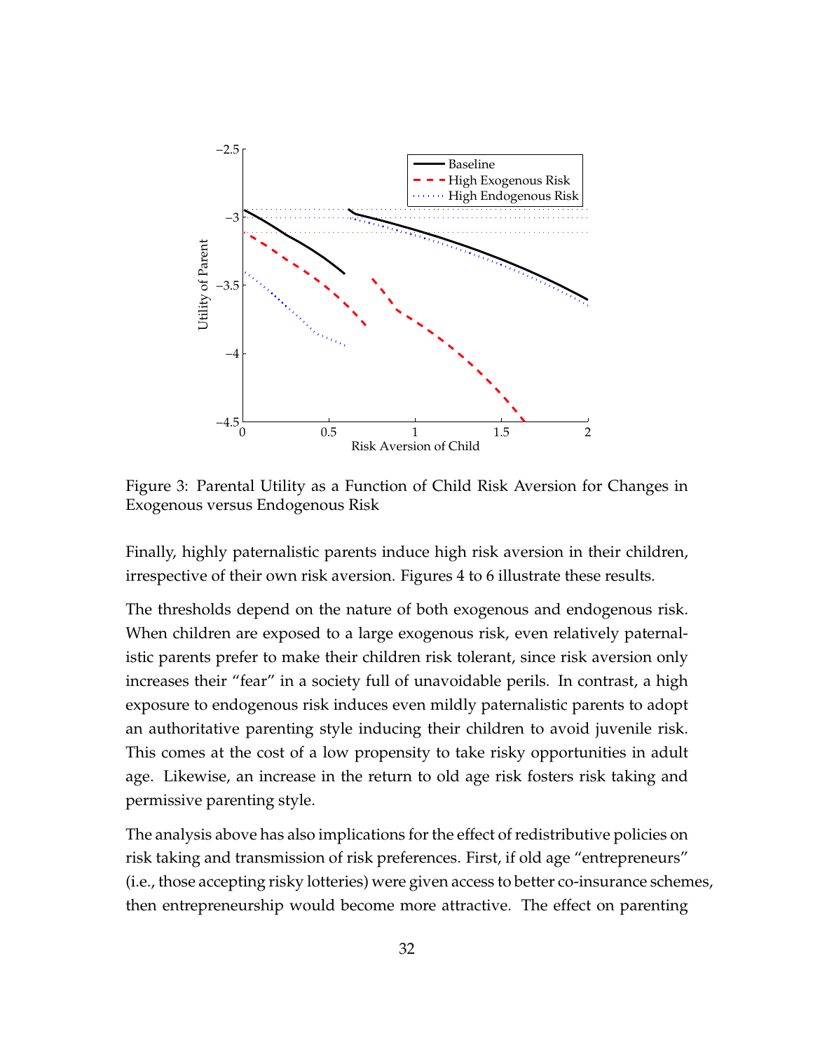Figure 3: Parental Utility as a Function of Child Risk Aversion for Changes in Exogenous versus Endogenous Risk

Finally, highly paternalistic parents induce high risk aversion in their children, irrespective of their own risk aversion. Figures 4 to 6 illustrate these results.

The thresholds depend on the nature of both exogenous and endogenous risk. When children are exposed to a large exogenous risk, even relatively paternalistic parents prefer to make their children risk tolerant, since risk aversion only increases their "fear" in a society full of unavoidable perils. In contrast, a high exposure to endogenous risk induces even mildly paternalistic parents to adopt an authoritative parenting style inducing their children to avoid juvenile risk. This comes at the cost of a low propensity to take risky opportunities in adult age. Likewise, an increase in the return to old age risk fosters risk taking and permissive parenting style.

The analysis above has also implications for the effect of redistributive policies on risk taking and transmission of risk preferences. First, if old age "entrepreneurs" (i.e., those accepting risky lotteries) were given access to better co-insurance schemes, then entrepreneurship would become more attractive. The effect on parenting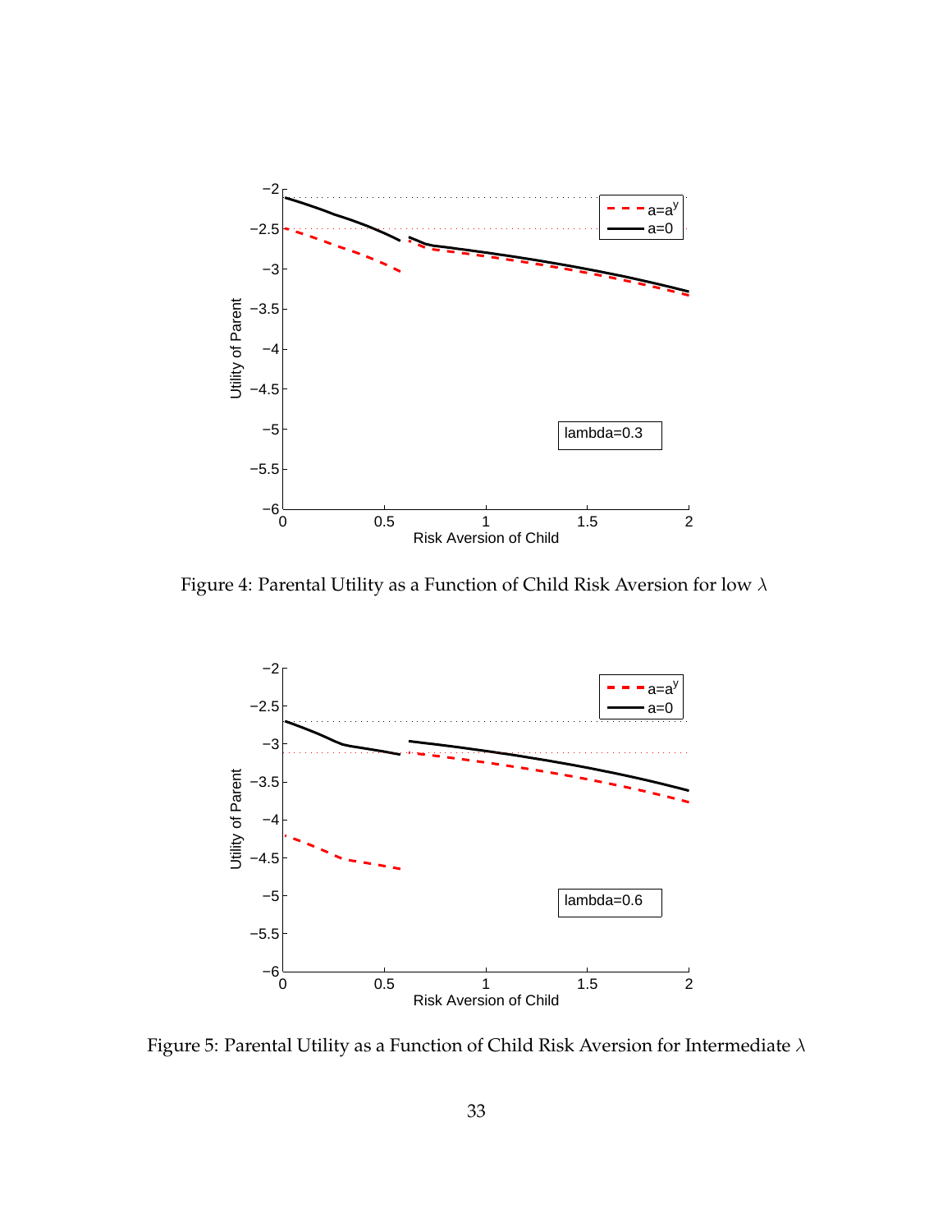Figure 4: Parental Utility as a Function of Child Risk Aversion for low $\lambda$

Figure 5: Parental Utility as a Function of Child Risk Aversion for Intermediate $\lambda$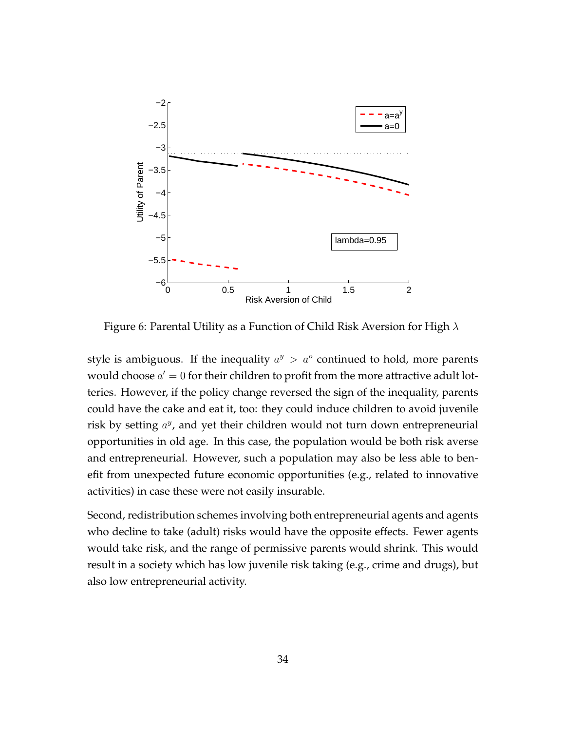Figure 6: Parental Utility as a Function of Child Risk Aversion for High $\lambda$

style is ambiguous. If the inequality $a^y > a^o$ continued to hold, more parents would choose $a' = 0$ for their children to profit from the more attractive adult lotteries. However, if the policy change reversed the sign of the inequality, parents could have the cake and eat it, too: they could induce children to avoid juvenile risk by setting $a^y$, and yet their children would not turn down entrepreneurial opportunities in old age. In this case, the population would be both risk averse and entrepreneurial. However, such a population may also be less able to benefit from unexpected future economic opportunities (e.g., related to innovative activities) in case these were not easily insurable.

Second, redistribution schemes involving both entrepreneurial agents and agents who decline to take (adult) risks would have the opposite effects. Fewer agents would take risk, and the range of permissive parents would shrink. This would result in a society which has low juvenile risk taking (e.g., crime and drugs), but also low entrepreneurial activity.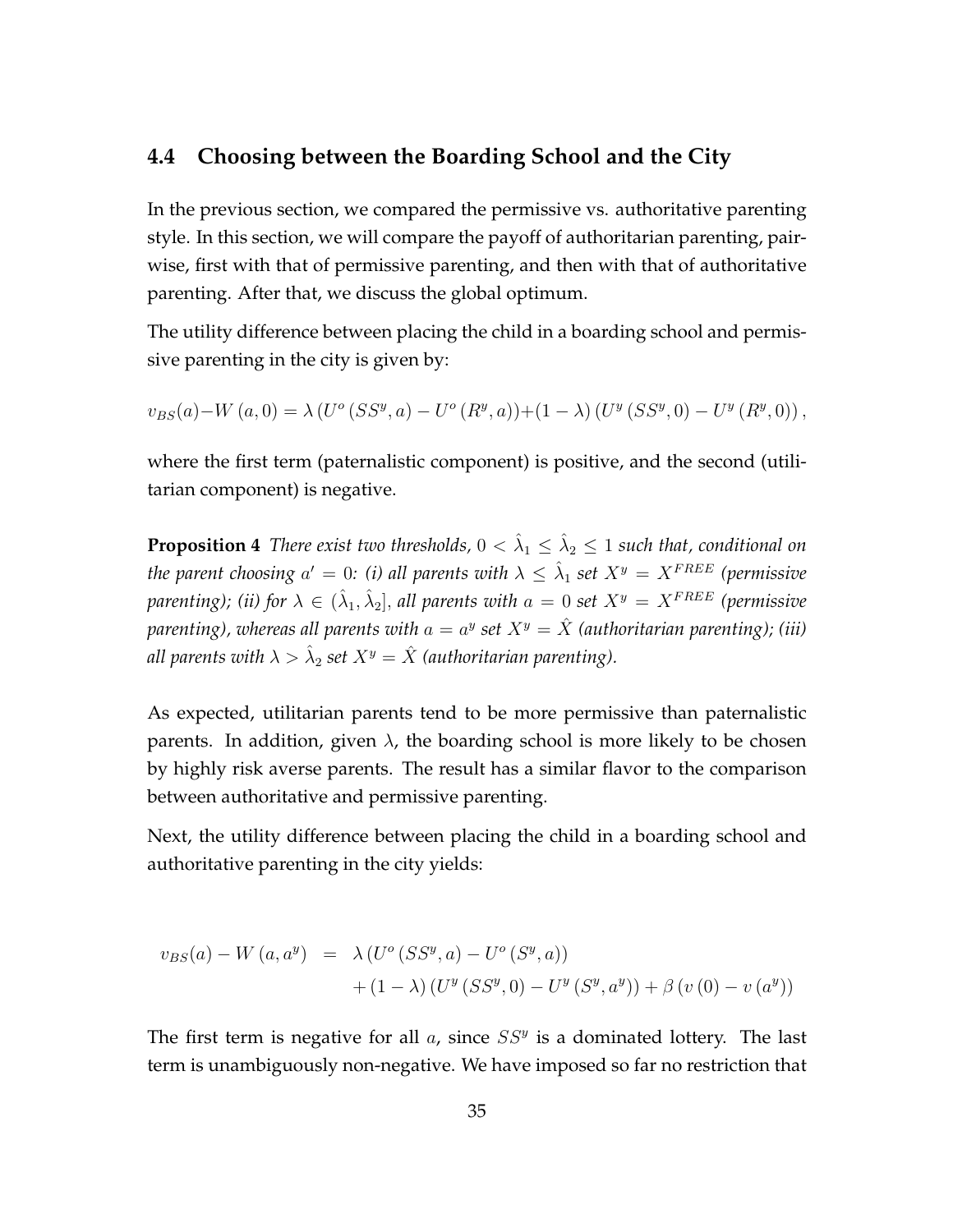## 4.4 Choosing between the Boarding School and the City

In the previous section, we compared the permissive vs. authoritative parenting style. In this section, we will compare the payoff of authoritarian parenting, pairwise, first with that of permissive parenting, and then with that of authoritative parenting. After that, we discuss the global optimum.

The utility difference between placing the child in a boarding school and permissive parenting in the city is given by:

$$v_{BS}(a) - W(a,0) = \lambda \left(U^o\left(SS^y, a\right) - U^o\left(R^y, a\right)\right) + (1-\lambda)\left(U^y\left(SS^y, 0\right) - U^y\left(R^y, 0\right)\right),$$

where the first term (paternalistic component) is positive, and the second (utilitarian component) is negative.

**Proposition 4** *There exist two thresholds, $0 < \hat{\lambda}_1 \leq \hat{\lambda}_2 \leq 1$ such that, conditional on the parent choosing $a' = 0$: (i) all parents with $\lambda \leq \hat{\lambda}_1$ set $X^y = X^{FREE}$ (permissive parenting); (ii) for $\lambda \in (\hat{\lambda}_1, \hat{\lambda}_2]$, all parents with $a = 0$ set $X^y = X^{FREE}$ (permissive parenting), whereas all parents with $a = a^y$ set $X^y = \hat{X}$ (authoritarian parenting); (iii) all parents with $\lambda > \hat{\lambda}_2$ set $X^y = \hat{X}$ (authoritarian parenting).*

As expected, utilitarian parents tend to be more permissive than paternalistic parents. In addition, given $\lambda$, the boarding school is more likely to be chosen by highly risk averse parents. The result has a similar flavor to the comparison between authoritative and permissive parenting.

Next, the utility difference between placing the child in a boarding school and authoritative parenting in the city yields:

$$\begin{aligned} v_{BS}(a) - W(a, a^y) &= \lambda \left(U^o\left(SS^y, a\right) - U^o\left(S^y, a\right)\right) \\ &\quad + (1-\lambda)\left(U^y\left(SS^y, 0\right) - U^y\left(S^y, a^y\right)\right) + \beta\left(v\left(0\right) - v\left(a^y\right)\right) \end{aligned}$$

The first term is negative for all $a$, since $SS^y$ is a dominated lottery. The last term is unambiguously non-negative. We have imposed so far no restriction that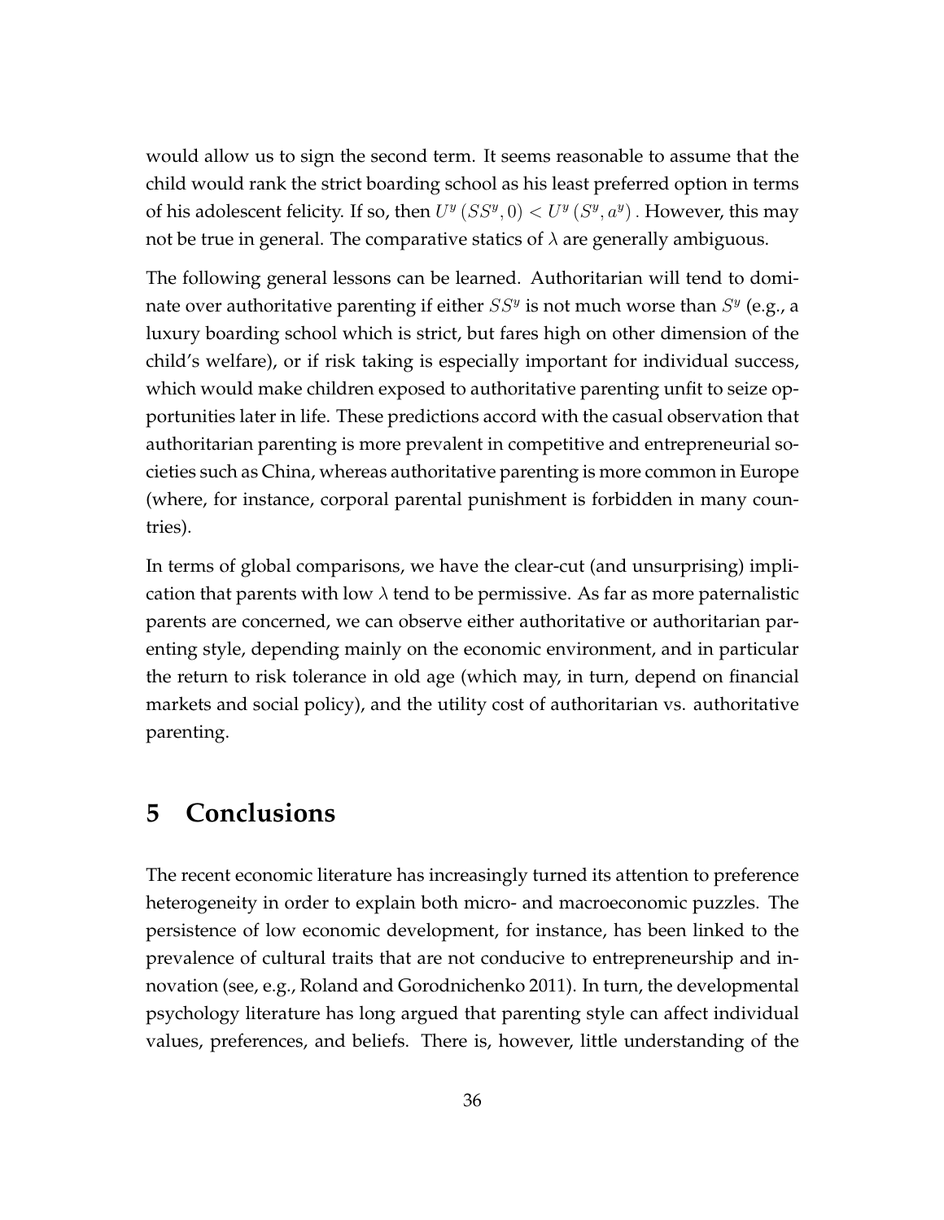would allow us to sign the second term. It seems reasonable to assume that the child would rank the strict boarding school as his least preferred option in terms of his adolescent felicity. If so, then $U^y(SS^y, 0) < U^y(S^y, a^y)$. However, this may not be true in general. The comparative statics of $\lambda$ are generally ambiguous.

The following general lessons can be learned. Authoritarian will tend to dominate over authoritative parenting if either $SS^y$ is not much worse than $S^y$ (e.g., a luxury boarding school which is strict, but fares high on other dimension of the child's welfare), or if risk taking is especially important for individual success, which would make children exposed to authoritative parenting unfit to seize opportunities later in life. These predictions accord with the casual observation that authoritarian parenting is more prevalent in competitive and entrepreneurial societies such as China, whereas authoritative parenting is more common in Europe (where, for instance, corporal parental punishment is forbidden in many countries).

In terms of global comparisons, we have the clear-cut (and unsurprising) implication that parents with low $\lambda$ tend to be permissive. As far as more paternalistic parents are concerned, we can observe either authoritative or authoritarian parenting style, depending mainly on the economic environment, and in particular the return to risk tolerance in old age (which may, in turn, depend on financial markets and social policy), and the utility cost of authoritarian vs. authoritative parenting.

# 5 Conclusions

The recent economic literature has increasingly turned its attention to preference heterogeneity in order to explain both micro- and macroeconomic puzzles. The persistence of low economic development, for instance, has been linked to the prevalence of cultural traits that are not conducive to entrepreneurship and innovation (see, e.g., Roland and Gorodnichenko 2011). In turn, the developmental psychology literature has long argued that parenting style can affect individual values, preferences, and beliefs. There is, however, little understanding of the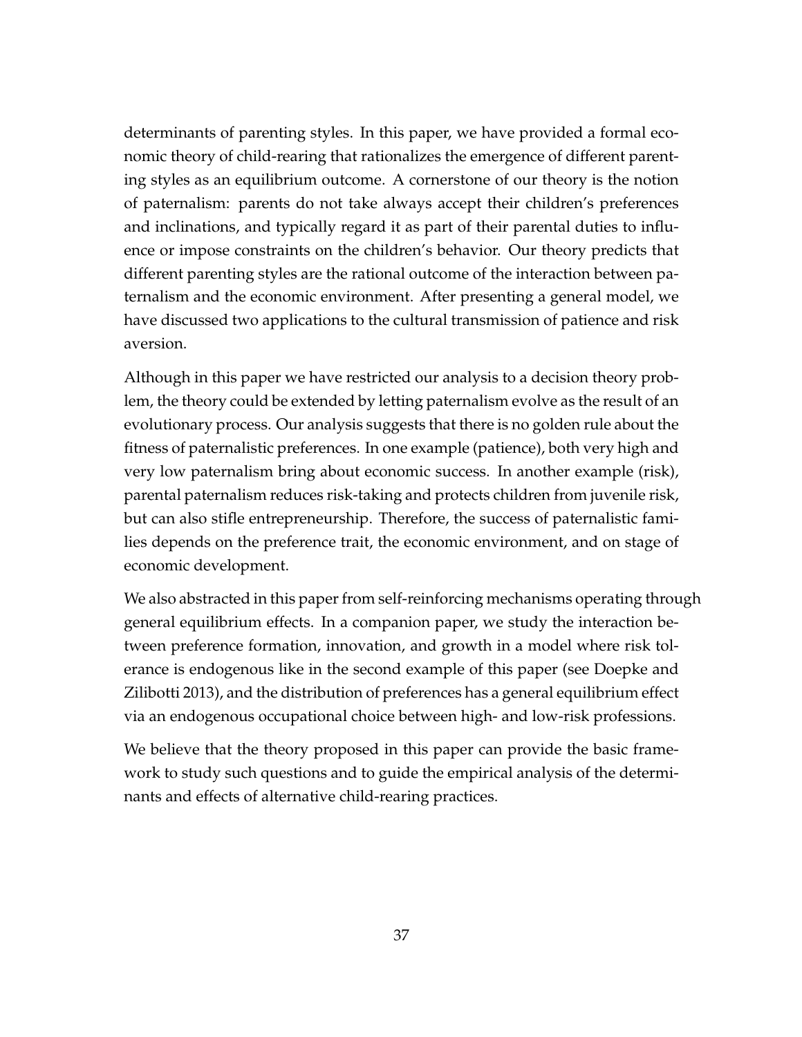determinants of parenting styles. In this paper, we have provided a formal economic theory of child-rearing that rationalizes the emergence of different parenting styles as an equilibrium outcome. A cornerstone of our theory is the notion of paternalism: parents do not take always accept their children's preferences and inclinations, and typically regard it as part of their parental duties to influence or impose constraints on the children's behavior. Our theory predicts that different parenting styles are the rational outcome of the interaction between paternalism and the economic environment. After presenting a general model, we have discussed two applications to the cultural transmission of patience and risk aversion.

Although in this paper we have restricted our analysis to a decision theory problem, the theory could be extended by letting paternalism evolve as the result of an evolutionary process. Our analysis suggests that there is no golden rule about the fitness of paternalistic preferences. In one example (patience), both very high and very low paternalism bring about economic success. In another example (risk), parental paternalism reduces risk-taking and protects children from juvenile risk, but can also stifle entrepreneurship. Therefore, the success of paternalistic families depends on the preference trait, the economic environment, and on stage of economic development.

We also abstracted in this paper from self-reinforcing mechanisms operating through general equilibrium effects. In a companion paper, we study the interaction between preference formation, innovation, and growth in a model where risk tolerance is endogenous like in the second example of this paper (see Doepke and Zilibotti 2013), and the distribution of preferences has a general equilibrium effect via an endogenous occupational choice between high- and low-risk professions.

We believe that the theory proposed in this paper can provide the basic framework to study such questions and to guide the empirical analysis of the determinants and effects of alternative child-rearing practices.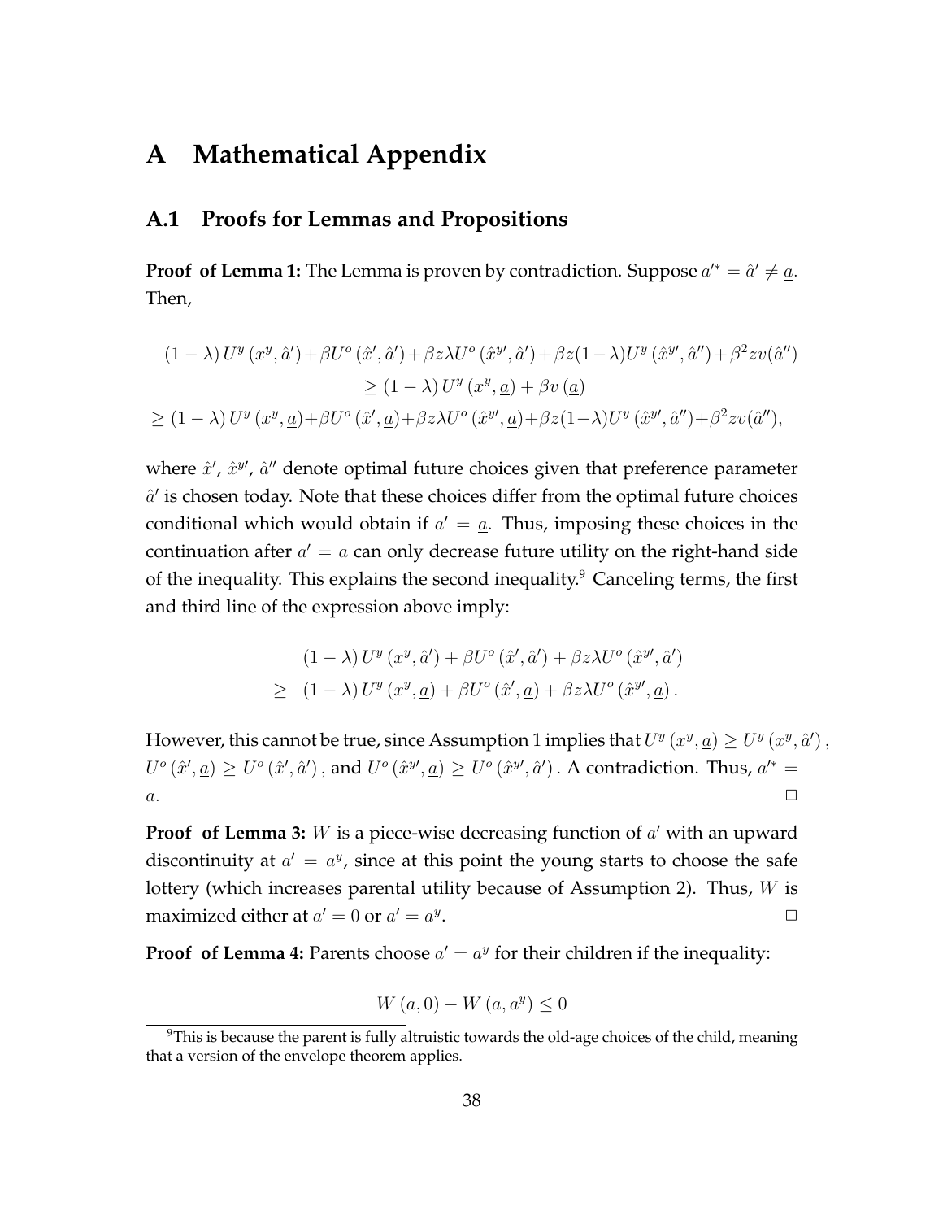# A Mathematical Appendix

## A.1 Proofs for Lemmas and Propositions

**Proof of Lemma 1:** The Lemma is proven by contradiction. Suppose $a'^{*} = \hat{a}' \neq \underline{a}$. Then,

$$
\begin{aligned}
&(1-\lambda) U^y\left(x^y, \hat{a}'\right) + \beta U^o\left(\hat{x}', \hat{a}'\right) + \beta z \lambda U^o\left(\hat{x}^{y\prime}, \hat{a}'\right) + \beta z (1-\lambda) U^y\left(\hat{x}^{y\prime}, \hat{a}''\right) + \beta^2 z v(\hat{a}'') \\
&\qquad \geq (1-\lambda) U^y\left(x^y, \underline{a}\right) + \beta v\left(\underline{a}\right) \\
&\geq (1-\lambda) U^y\left(x^y, \underline{a}\right) + \beta U^o\left(\hat{x}', \underline{a}\right) + \beta z \lambda U^o\left(\hat{x}^{y\prime}, \underline{a}\right) + \beta z (1-\lambda) U^y\left(\hat{x}^{y\prime}, \hat{a}''\right) + \beta^2 z v(\hat{a}''),
\end{aligned}
$$

where $\hat{x}'$, $\hat{x}^{y\prime}$, $\hat{a}''$ denote optimal future choices given that preference parameter $\hat{a}'$ is chosen today. Note that these choices differ from the optimal future choices conditional which would obtain if $a' = \underline{a}$. Thus, imposing these choices in the continuation after $a' = \underline{a}$ can only decrease future utility on the right-hand side of the inequality. This explains the second inequality.[9] Canceling terms, the first and third line of the expression above imply:

$$
\begin{aligned}
&(1-\lambda) U^y\left(x^y, \hat{a}'\right) + \beta U^o\left(\hat{x}', \hat{a}'\right) + \beta z \lambda U^o\left(\hat{x}^{y\prime}, \hat{a}'\right) \\
\geq\ &(1-\lambda) U^y\left(x^y, \underline{a}\right) + \beta U^o\left(\hat{x}', \underline{a}\right) + \beta z \lambda U^o\left(\hat{x}^{y\prime}, \underline{a}\right).
\end{aligned}
$$

However, this cannot be true, since Assumption 1 implies that $U^y\left(x^y, \underline{a}\right) \geq U^y\left(x^y, \hat{a}'\right)$, $U^o\left(\hat{x}', \underline{a}\right) \geq U^o\left(\hat{x}', \hat{a}'\right)$, and $U^o\left(\hat{x}^{y\prime}, \underline{a}\right) \geq U^o\left(\hat{x}^{y\prime}, \hat{a}'\right)$. A contradiction. Thus, $a'^{*} = \underline{a}$. □

**Proof of Lemma 3:** $W$ is a piece-wise decreasing function of $a'$ with an upward discontinuity at $a' = a^y$, since at this point the young starts to choose the safe lottery (which increases parental utility because of Assumption 2). Thus, $W$ is maximized either at $a' = 0$ or $a' = a^y$. □

**Proof of Lemma 4:** Parents choose $a' = a^y$ for their children if the inequality:

$$
W\left(a, 0\right) - W\left(a, a^y\right) \leq 0
$$

[9] This is because the parent is fully altruistic towards the old-age choices of the child, meaning that a version of the envelope theorem applies.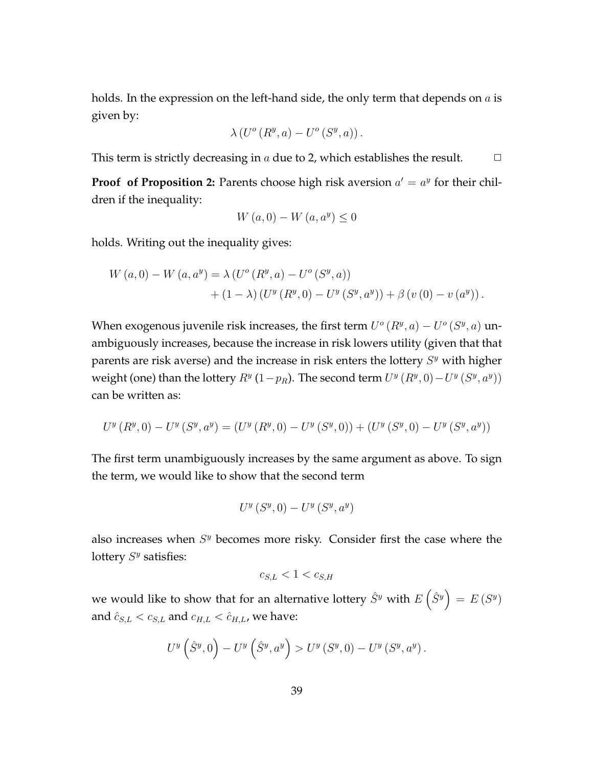holds. In the expression on the left-hand side, the only term that depends on $a$ is given by:

$$\lambda \left(U^o \left(R^y, a\right) - U^o \left(S^y, a\right)\right).$$

This term is strictly decreasing in $a$ due to 2, which establishes the result. $\square$

**Proof of Proposition 2:** Parents choose high risk aversion $a' = a^y$ for their children if the inequality:

$$W \left(a, 0\right) - W \left(a, a^y\right) \leq 0$$

holds. Writing out the inequality gives:

$$\begin{aligned} W \left(a, 0\right) - W \left(a, a^y\right) &= \lambda \left(U^o \left(R^y, a\right) - U^o \left(S^y, a\right)\right) \\ &\quad + \left(1 - \lambda\right) \left(U^y \left(R^y, 0\right) - U^y \left(S^y, a^y\right)\right) + \beta \left(v \left(0\right) - v \left(a^y\right)\right). \end{aligned}$$

When exogenous juvenile risk increases, the first term $U^o \left(R^y, a\right) - U^o \left(S^y, a\right)$ unambiguously increases, because the increase in risk lowers utility (given that that parents are risk averse) and the increase in risk enters the lottery $S^y$ with higher weight (one) than the lottery $R^y$ $(1 - p_R)$. The second term $U^y \left(R^y, 0\right) - U^y \left(S^y, a^y\right))$ can be written as:

$$U^y \left(R^y, 0\right) - U^y \left(S^y, a^y\right) = \left(U^y \left(R^y, 0\right) - U^y \left(S^y, 0\right)\right) + \left(U^y \left(S^y, 0\right) - U^y \left(S^y, a^y\right)\right)$$

The first term unambiguously increases by the same argument as above. To sign the term, we would like to show that the second term

$$U^y \left(S^y, 0\right) - U^y \left(S^y, a^y\right)$$

also increases when $S^y$ becomes more risky. Consider first the case where the lottery $S^y$ satisfies:

$$c_{S,L} < 1 < c_{S,H}$$

we would like to show that for an alternative lottery $\hat{S}^y$ with $E\left(\hat{S}^y\right) = E\left(S^y\right)$ and $\hat{c}_{S,L} < c_{S,L}$ and $c_{H,L} < \hat{c}_{H,L}$, we have:

$$U^y \left(\hat{S}^y, 0\right) - U^y \left(\hat{S}^y, a^y\right) > U^y \left(S^y, 0\right) - U^y \left(S^y, a^y\right).$$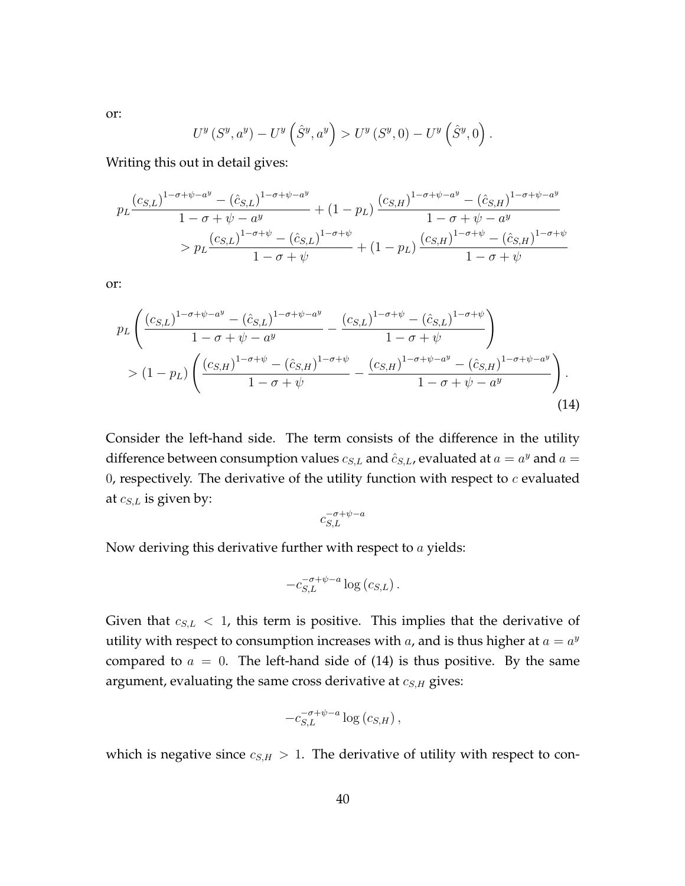or:

$$U^y\left(S^y, a^y\right) - U^y\left(\hat{S}^y, a^y\right) > U^y\left(S^y, 0\right) - U^y\left(\hat{S}^y, 0\right).$$

Writing this out in detail gives:

$$p_L \frac{\left(c_{S,L}\right)^{1-\sigma+\psi-a^y} - \left(\hat{c}_{S,L}\right)^{1-\sigma+\psi-a^y}}{1-\sigma+\psi-a^y} + \left(1-p_L\right) \frac{\left(c_{S,H}\right)^{1-\sigma+\psi-a^y} - \left(\hat{c}_{S,H}\right)^{1-\sigma+\psi-a^y}}{1-\sigma+\psi-a^y}$$
$$> p_L \frac{\left(c_{S,L}\right)^{1-\sigma+\psi} - \left(\hat{c}_{S,L}\right)^{1-\sigma+\psi}}{1-\sigma+\psi} + \left(1-p_L\right) \frac{\left(c_{S,H}\right)^{1-\sigma+\psi} - \left(\hat{c}_{S,H}\right)^{1-\sigma+\psi}}{1-\sigma+\psi}$$

or:

$$p_L \left( \frac{\left(c_{S,L}\right)^{1-\sigma+\psi-a^y} - \left(\hat{c}_{S,L}\right)^{1-\sigma+\psi-a^y}}{1-\sigma+\psi-a^y} - \frac{\left(c_{S,L}\right)^{1-\sigma+\psi} - \left(\hat{c}_{S,L}\right)^{1-\sigma+\psi}}{1-\sigma+\psi} \right)$$
$$> \left(1-p_L\right) \left( \frac{\left(c_{S,H}\right)^{1-\sigma+\psi} - \left(\hat{c}_{S,H}\right)^{1-\sigma+\psi}}{1-\sigma+\psi} - \frac{\left(c_{S,H}\right)^{1-\sigma+\psi-a^y} - \left(\hat{c}_{S,H}\right)^{1-\sigma+\psi-a^y}}{1-\sigma+\psi-a^y} \right). \tag{14}$$

Consider the left-hand side. The term consists of the difference in the utility difference between consumption values $c_{S,L}$ and $\hat{c}_{S,L}$, evaluated at $a = a^y$ and $a = 0$, respectively. The derivative of the utility function with respect to $c$ evaluated at $c_{S,L}$ is given by:

$$c_{S,L}^{-\sigma+\psi-a}$$

Now deriving this derivative further with respect to $a$ yields:

$$-c_{S,L}^{-\sigma+\psi-a} \log\left(c_{S,L}\right).$$

Given that $c_{S,L} < 1$, this term is positive. This implies that the derivative of utility with respect to consumption increases with $a$, and is thus higher at $a = a^y$ compared to $a = 0$. The left-hand side of (14) is thus positive. By the same argument, evaluating the same cross derivative at $c_{S,H}$ gives:

$$-c_{S,L}^{-\sigma+\psi-a} \log\left(c_{S,H}\right),$$

which is negative since $c_{S,H} > 1$. The derivative of utility with respect to con-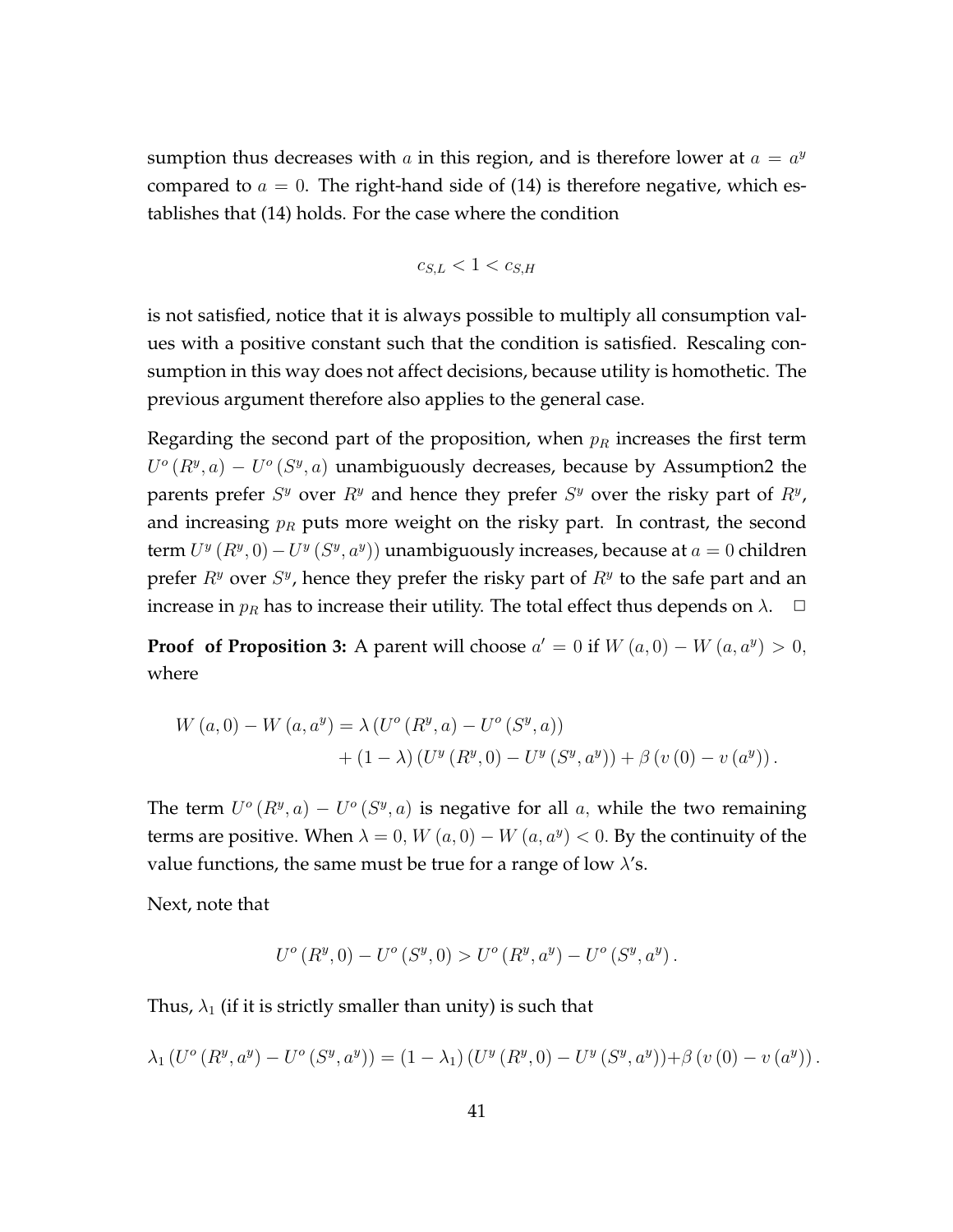sumption thus decreases with $a$ in this region, and is therefore lower at $a = a^y$ compared to $a = 0$. The right-hand side of (14) is therefore negative, which establishes that (14) holds. For the case where the condition

$$c_{S,L} < 1 < c_{S,H}$$

is not satisfied, notice that it is always possible to multiply all consumption values with a positive constant such that the condition is satisfied. Rescaling consumption in this way does not affect decisions, because utility is homothetic. The previous argument therefore also applies to the general case.

Regarding the second part of the proposition, when $p_R$ increases the first term $U^o(R^y, a) - U^o(S^y, a)$ unambiguously decreases, because by Assumption2 the parents prefer $S^y$ over $R^y$ and hence they prefer $S^y$ over the risky part of $R^y$, and increasing $p_R$ puts more weight on the risky part. In contrast, the second term $U^y(R^y, 0) - U^y(S^y, a^y))$ unambiguously increases, because at $a = 0$ children prefer $R^y$ over $S^y$, hence they prefer the risky part of $R^y$ to the safe part and an increase in $p_R$ has to increase their utility. The total effect thus depends on $\lambda$. $\square$

**Proof of Proposition 3:** A parent will choose $a' = 0$ if $W(a, 0) - W(a, a^y) > 0$, where

$$W(a, 0) - W(a, a^y) = \lambda (U^o(R^y, a) - U^o(S^y, a)) + (1 - \lambda)(U^y(R^y, 0) - U^y(S^y, a^y)) + \beta (v(0) - v(a^y)).$$

The term $U^o(R^y, a) - U^o(S^y, a)$ is negative for all $a$, while the two remaining terms are positive. When $\lambda = 0$, $W(a, 0) - W(a, a^y) < 0$. By the continuity of the value functions, the same must be true for a range of low $\lambda$'s.

Next, note that

$$U^o(R^y, 0) - U^o(S^y, 0) > U^o(R^y, a^y) - U^o(S^y, a^y).$$

Thus, $\lambda_1$ (if it is strictly smaller than unity) is such that

$$\lambda_1 (U^o(R^y, a^y) - U^o(S^y, a^y)) = (1 - \lambda_1)(U^y(R^y, 0) - U^y(S^y, a^y)) + \beta (v(0) - v(a^y)).$$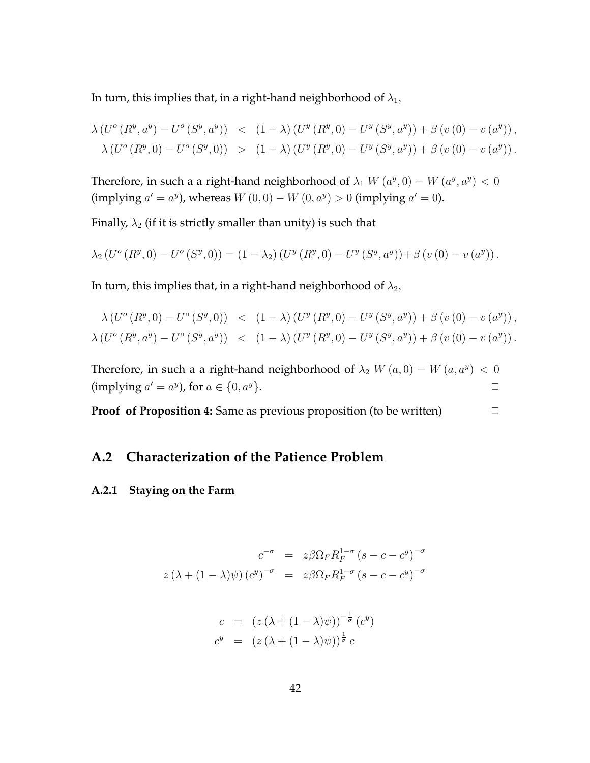In turn, this implies that, in a right-hand neighborhood of $\lambda_1$,

$$
\begin{aligned}
\lambda \left( U^o \left( R^y, a^y \right) - U^o \left( S^y, a^y \right) \right) &< (1-\lambda) \left( U^y \left( R^y, 0 \right) - U^y \left( S^y, a^y \right) \right) + \beta \left( v\left(0\right) - v\left(a^y\right) \right), \\
\lambda \left( U^o \left( R^y, 0 \right) - U^o \left( S^y, 0 \right) \right) &> (1-\lambda) \left( U^y \left( R^y, 0 \right) - U^y \left( S^y, a^y \right) \right) + \beta \left( v\left(0\right) - v\left(a^y\right) \right).
\end{aligned}
$$

Therefore, in such a a right-hand neighborhood of $\lambda_1$ $W\left(a^y, 0\right) - W\left(a^y, a^y\right) < 0$ (implying $a' = a^y$), whereas $W\left(0, 0\right) - W\left(0, a^y\right) > 0$ (implying $a' = 0$).

Finally, $\lambda_2$ (if it is strictly smaller than unity) is such that

$$
\lambda_2 \left( U^o \left( R^y, 0 \right) - U^o \left( S^y, 0 \right) \right) = (1-\lambda_2) \left( U^y \left( R^y, 0 \right) - U^y \left( S^y, a^y \right) \right) + \beta \left( v\left(0\right) - v\left(a^y\right) \right).
$$

In turn, this implies that, in a right-hand neighborhood of $\lambda_2$,

$$
\begin{aligned}
\lambda \left( U^o \left( R^y, 0 \right) - U^o \left( S^y, 0 \right) \right) &< (1-\lambda) \left( U^y \left( R^y, 0 \right) - U^y \left( S^y, a^y \right) \right) + \beta \left( v\left(0\right) - v\left(a^y\right) \right), \\
\lambda \left( U^o \left( R^y, a^y \right) - U^o \left( S^y, a^y \right) \right) &< (1-\lambda) \left( U^y \left( R^y, 0 \right) - U^y \left( S^y, a^y \right) \right) + \beta \left( v\left(0\right) - v\left(a^y\right) \right).
\end{aligned}
$$

Therefore, in such a a right-hand neighborhood of $\lambda_2$ $W\left(a, 0\right) - W\left(a, a^y\right) < 0$ (implying $a' = a^y$), for $a \in \{0, a^y\}$. □

**Proof of Proposition 4:** Same as previous proposition (to be written) □

## A.2 Characterization of the Patience Problem

### A.2.1 Staying on the Farm

$$
\begin{aligned}
c^{-\sigma} &= z\beta\Omega_F R_F^{1-\sigma} \left( s - c - c^y \right)^{-\sigma} \\
z\left(\lambda + (1-\lambda)\psi\right) \left(c^y\right)^{-\sigma} &= z\beta\Omega_F R_F^{1-\sigma} \left( s - c - c^y \right)^{-\sigma}
\end{aligned}
$$

$$
\begin{aligned}
c &= \left( z\left(\lambda + (1-\lambda)\psi\right) \right)^{-\frac{1}{\sigma}} \left(c^y\right) \\
c^y &= \left( z\left(\lambda + (1-\lambda)\psi\right) \right)^{\frac{1}{\sigma}} c
\end{aligned}
$$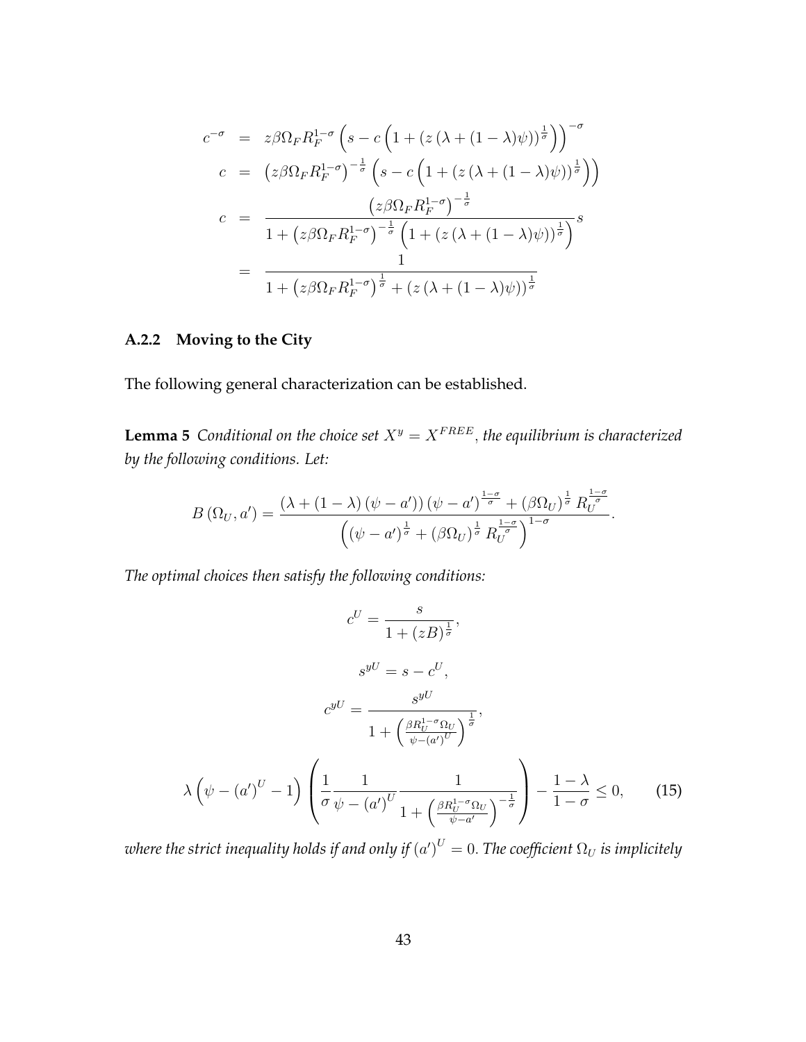$$
\begin{aligned}
c^{-\sigma} &= z\beta\Omega_F R_F^{1-\sigma}\left(s - c\left(1 + \left(z\left(\lambda + (1-\lambda)\psi\right)\right)^{\frac{1}{\sigma}}\right)\right)^{-\sigma} \\
c &= \left(z\beta\Omega_F R_F^{1-\sigma}\right)^{-\frac{1}{\sigma}}\left(s - c\left(1 + \left(z\left(\lambda + (1-\lambda)\psi\right)\right)^{\frac{1}{\sigma}}\right)\right) \\
c &= \frac{\left(z\beta\Omega_F R_F^{1-\sigma}\right)^{-\frac{1}{\sigma}}}{1 + \left(z\beta\Omega_F R_F^{1-\sigma}\right)^{-\frac{1}{\sigma}}\left(1 + \left(z\left(\lambda + (1-\lambda)\psi\right)\right)^{\frac{1}{\sigma}}\right)} s \\
&= \frac{1}{1 + \left(z\beta\Omega_F R_F^{1-\sigma}\right)^{\frac{1}{\sigma}} + \left(z\left(\lambda + (1-\lambda)\psi\right)\right)^{\frac{1}{\sigma}}}
\end{aligned}
$$

### A.2.2 Moving to the City

The following general characterization can be established.

**Lemma 5** *Conditional on the choice set $X^y = X^{FREE}$, the equilibrium is characterized by the following conditions. Let:*

$$
B\left(\Omega_U, a'\right) = \frac{\left(\lambda + (1-\lambda)\left(\psi - a'\right)\right)\left(\psi - a'\right)^{\frac{1-\sigma}{\sigma}} + \left(\beta\Omega_U\right)^{\frac{1}{\sigma}} R_U^{\frac{1-\sigma}{\sigma}}}{\left(\left(\psi - a'\right)^{\frac{1}{\sigma}} + \left(\beta\Omega_U\right)^{\frac{1}{\sigma}} R_U^{\frac{1-\sigma}{\sigma}}\right)^{1-\sigma}}.
$$

*The optimal choices then satisfy the following conditions:*

$$
c^U = \frac{s}{1 + (zB)^{\frac{1}{\sigma}}},
$$

$$
s^{yU} = s - c^U,
$$

$$
c^{yU} = \frac{s^{yU}}{1 + \left(\frac{\beta R_U^{1-\sigma}\Omega_U}{\psi - (a')^U}\right)^{\frac{1}{\sigma}}},
$$

$$
\lambda\left(\psi - (a')^U - 1\right)\left(\frac{1}{\sigma}\frac{1}{\psi - (a')^U}\frac{1}{1 + \left(\frac{\beta R_U^{1-\sigma}\Omega_U}{\psi - a'}\right)^{-\frac{1}{\sigma}}}\right) - \frac{1-\lambda}{1-\sigma} \leq 0, \qquad (15)
$$

*where the strict inequality holds if and only if $(a')^U = 0$. The coefficient $\Omega_U$ is implicitely*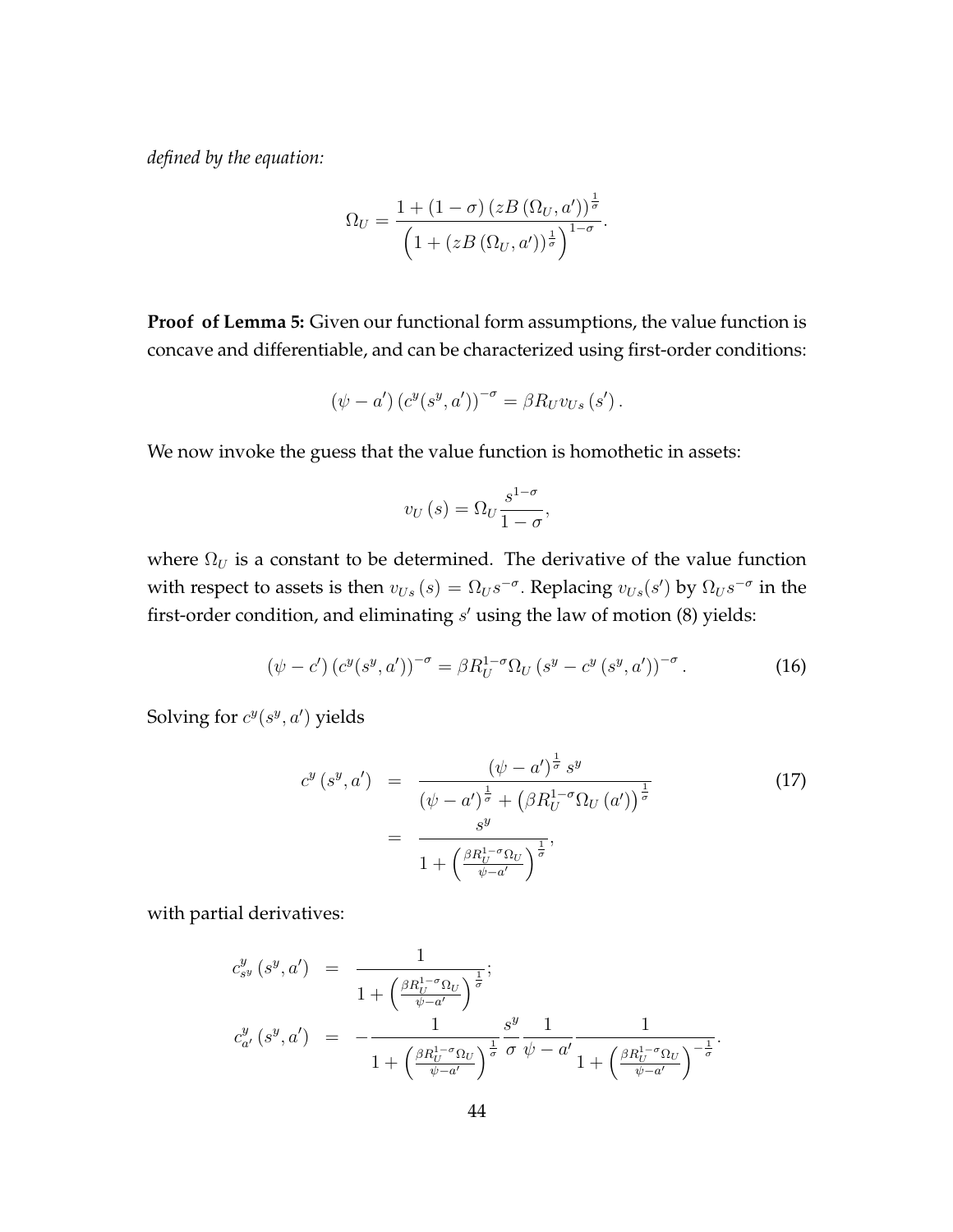*defined by the equation:*

$$\Omega_U = \frac{1 + (1-\sigma)\left(zB\left(\Omega_U, a'\right)\right)^{\frac{1}{\sigma}}}{\left(1 + \left(zB\left(\Omega_U, a'\right)\right)^{\frac{1}{\sigma}}\right)^{1-\sigma}}.$$

**Proof of Lemma 5:** Given our functional form assumptions, the value function is concave and differentiable, and can be characterized using first-order conditions:

$$\left(\psi - a'\right)\left(c^y(s^y, a')\right)^{-\sigma} = \beta R_U v_{Us}\left(s'\right).$$

We now invoke the guess that the value function is homothetic in assets:

$$v_U\left(s\right) = \Omega_U \frac{s^{1-\sigma}}{1-\sigma},$$

where $\Omega_U$ is a constant to be determined. The derivative of the value function with respect to assets is then $v_{Us}\left(s\right) = \Omega_U s^{-\sigma}$. Replacing $v_{Us}(s')$ by $\Omega_U s^{-\sigma}$ in the first-order condition, and eliminating $s'$ using the law of motion (8) yields:

$$\left(\psi - c'\right)\left(c^y(s^y, a')\right)^{-\sigma} = \beta R_U^{1-\sigma} \Omega_U \left(s^y - c^y\left(s^y, a'\right)\right)^{-\sigma}. \tag{16}$$

Solving for $c^y(s^y, a')$ yields

$$\begin{aligned} c^y\left(s^y, a'\right) &= \frac{\left(\psi - a'\right)^{\frac{1}{\sigma}} s^y}{\left(\psi - a'\right)^{\frac{1}{\sigma}} + \left(\beta R_U^{1-\sigma} \Omega_U\left(a'\right)\right)^{\frac{1}{\sigma}}} \\ &= \frac{s^y}{1 + \left(\frac{\beta R_U^{1-\sigma}\Omega_U}{\psi - a'}\right)^{\frac{1}{\sigma}}}, \end{aligned} \tag{17}$$

with partial derivatives:

$$\begin{aligned} c^y_{s^y}\left(s^y, a'\right) &= \frac{1}{1 + \left(\frac{\beta R_U^{1-\sigma}\Omega_U}{\psi - a'}\right)^{\frac{1}{\sigma}}}; \\ c^y_{a'}\left(s^y, a'\right) &= -\frac{1}{1 + \left(\frac{\beta R_U^{1-\sigma}\Omega_U}{\psi - a'}\right)^{\frac{1}{\sigma}}} \frac{s^y}{\sigma} \frac{1}{\psi - a'} \frac{1}{1 + \left(\frac{\beta R_U^{1-\sigma}\Omega_U}{\psi - a'}\right)^{-\frac{1}{\sigma}}}. \end{aligned}$$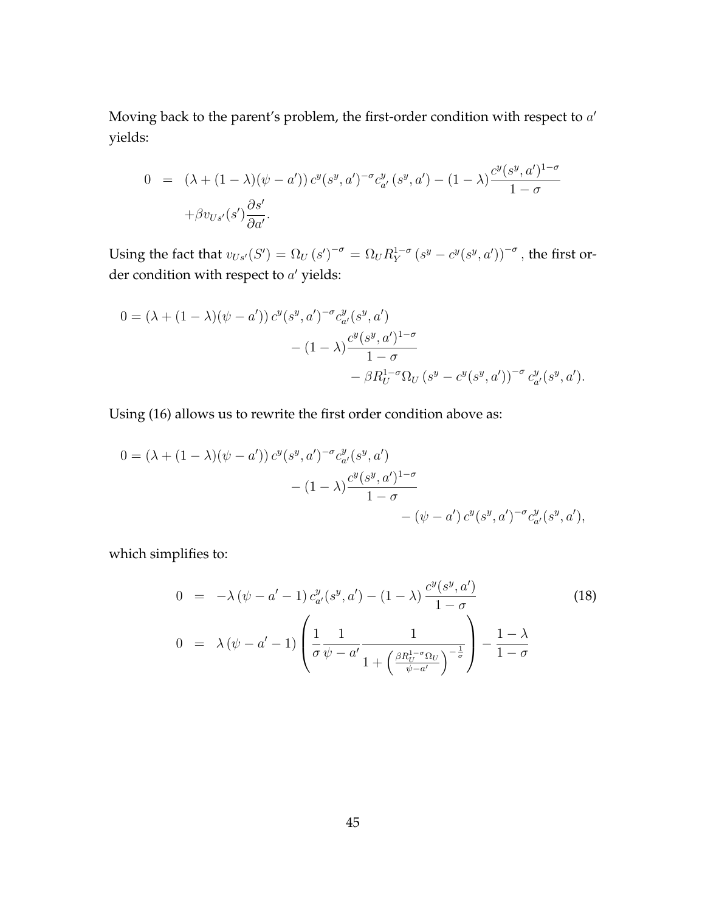Moving back to the parent's problem, the first-order condition with respect to $a'$ yields:

$$
\begin{aligned}
0 &= (\lambda + (1-\lambda)(\psi - a'))\, c^y(s^y, a')^{-\sigma} c^y_{a'}(s^y, a') - (1-\lambda)\frac{c^y(s^y, a')^{1-\sigma}}{1-\sigma} \\
&\quad + \beta v_{Us'}(s')\frac{\partial s'}{\partial a'}.
\end{aligned}
$$

Using the fact that $v_{Us'}(S') = \Omega_U (s')^{-\sigma} = \Omega_U R_Y^{1-\sigma}(s^y - c^y(s^y, a'))^{-\sigma}$, the first order condition with respect to $a'$ yields:

$$
\begin{aligned}
0 = (\lambda + (1-\lambda)(\psi - a'))\, & c^y(s^y, a')^{-\sigma} c^y_{a'}(s^y, a') \\
& - (1-\lambda)\frac{c^y(s^y, a')^{1-\sigma}}{1-\sigma} \\
& \qquad - \beta R_U^{1-\sigma}\Omega_U (s^y - c^y(s^y, a'))^{-\sigma} c^y_{a'}(s^y, a').
\end{aligned}
$$

Using (16) allows us to rewrite the first order condition above as:

$$
\begin{aligned}
0 = (\lambda + (1-\lambda)(\psi - a'))\, & c^y(s^y, a')^{-\sigma} c^y_{a'}(s^y, a') \\
& - (1-\lambda)\frac{c^y(s^y, a')^{1-\sigma}}{1-\sigma} \\
& \qquad - (\psi - a')\, c^y(s^y, a')^{-\sigma} c^y_{a'}(s^y, a'),
\end{aligned}
$$

which simplifies to:

$$
\begin{aligned}
0 &= -\lambda(\psi - a' - 1)\, c^y_{a'}(s^y, a') - (1-\lambda)\frac{c^y(s^y, a')}{1-\sigma} \\
0 &= \lambda(\psi - a' - 1)\left(\frac{1}{\sigma}\frac{1}{\psi - a'}\frac{1}{1 + \left(\frac{\beta R_U^{1-\sigma}\Omega_U}{\psi - a'}\right)^{-\frac{1}{\sigma}}}\right) - \frac{1-\lambda}{1-\sigma}
\end{aligned}
\tag{18}
$$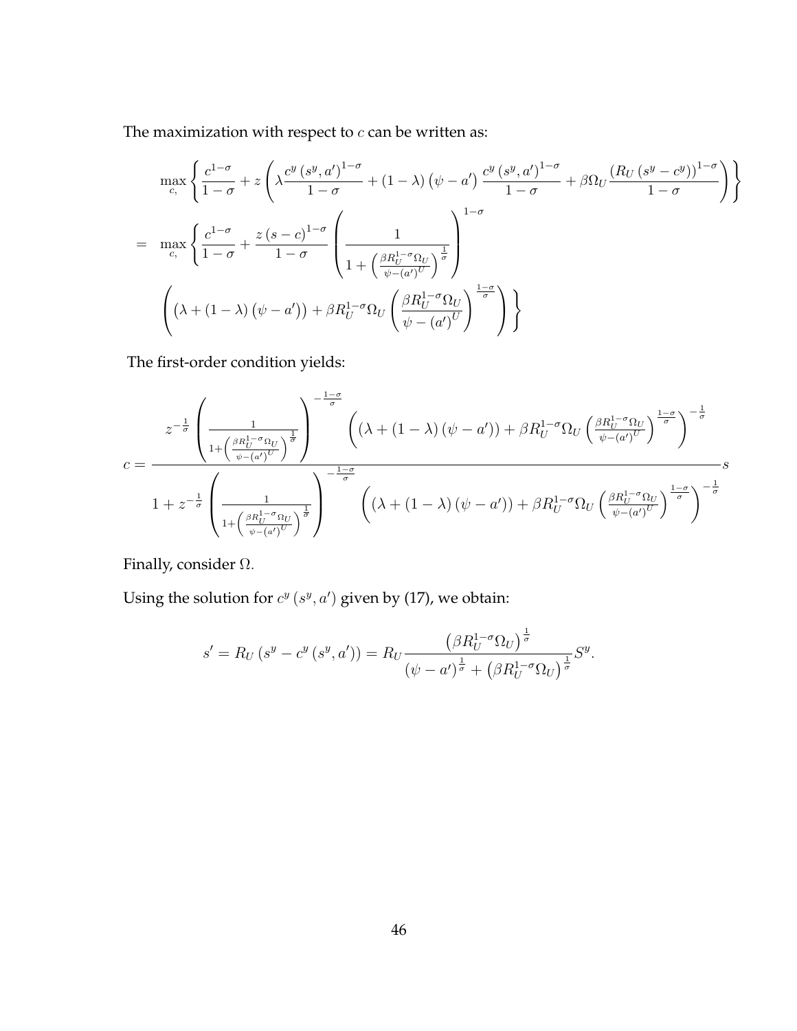The maximization with respect to $c$ can be written as:

$$
\begin{aligned}
& \max_{c,} \left\{ \frac{c^{1-\sigma}}{1-\sigma} + z\left( \lambda \frac{c^y(s^y,a')^{1-\sigma}}{1-\sigma} + (1-\lambda)\left(\psi - a'\right) \frac{c^y(s^y,a')^{1-\sigma}}{1-\sigma} + \beta\Omega_U \frac{\left(R_U\left(s^y - c^y\right)\right)^{1-\sigma}}{1-\sigma} \right) \right\} \\
= \quad & \max_{c,} \left\{ \frac{c^{1-\sigma}}{1-\sigma} + \frac{z\left(s-c\right)^{1-\sigma}}{1-\sigma} \left( \frac{1}{1+\left(\frac{\beta R_U^{1-\sigma}\Omega_U}{\psi-(a')^U}\right)^{\frac{1}{\sigma}}} \right)^{1-\sigma} \right. \\
& \left. \left( \left(\lambda + (1-\lambda)\left(\psi - a'\right)\right) + \beta R_U^{1-\sigma}\Omega_U \left( \frac{\beta R_U^{1-\sigma}\Omega_U}{\psi - (a')^U} \right)^{\frac{1-\sigma}{\sigma}} \right) \right\}
\end{aligned}
$$

The first-order condition yields:

$$
c = \frac{z^{-\frac{1}{\sigma}} \left( \frac{1}{1+\left(\frac{\beta R_U^{1-\sigma}\Omega_U}{\psi-(a')^U}\right)^{\frac{1}{\sigma}}} \right)^{-\frac{1-\sigma}{\sigma}} \left( \left(\lambda + (1-\lambda)\left(\psi-a'\right)\right) + \beta R_U^{1-\sigma}\Omega_U \left(\frac{\beta R_U^{1-\sigma}\Omega_U}{\psi-(a')^U}\right)^{\frac{1-\sigma}{\sigma}} \right)^{-\frac{1}{\sigma}}}{1 + z^{-\frac{1}{\sigma}} \left( \frac{1}{1+\left(\frac{\beta R_U^{1-\sigma}\Omega_U}{\psi-(a')^U}\right)^{\frac{1}{\sigma}}} \right)^{-\frac{1-\sigma}{\sigma}} \left( \left(\lambda + (1-\lambda)\left(\psi-a'\right)\right) + \beta R_U^{1-\sigma}\Omega_U \left(\frac{\beta R_U^{1-\sigma}\Omega_U}{\psi-(a')^U}\right)^{\frac{1-\sigma}{\sigma}} \right)^{-\frac{1}{\sigma}}} s
$$

Finally, consider $\Omega$.

Using the solution for $c^y(s^y, a')$ given by (17), we obtain:

$$
s' = R_U\left(s^y - c^y\left(s^y, a'\right)\right) = R_U \frac{\left(\beta R_U^{1-\sigma}\Omega_U\right)^{\frac{1}{\sigma}}}{\left(\psi - a'\right)^{\frac{1}{\sigma}} + \left(\beta R_U^{1-\sigma}\Omega_U\right)^{\frac{1}{\sigma}}} S^y.
$$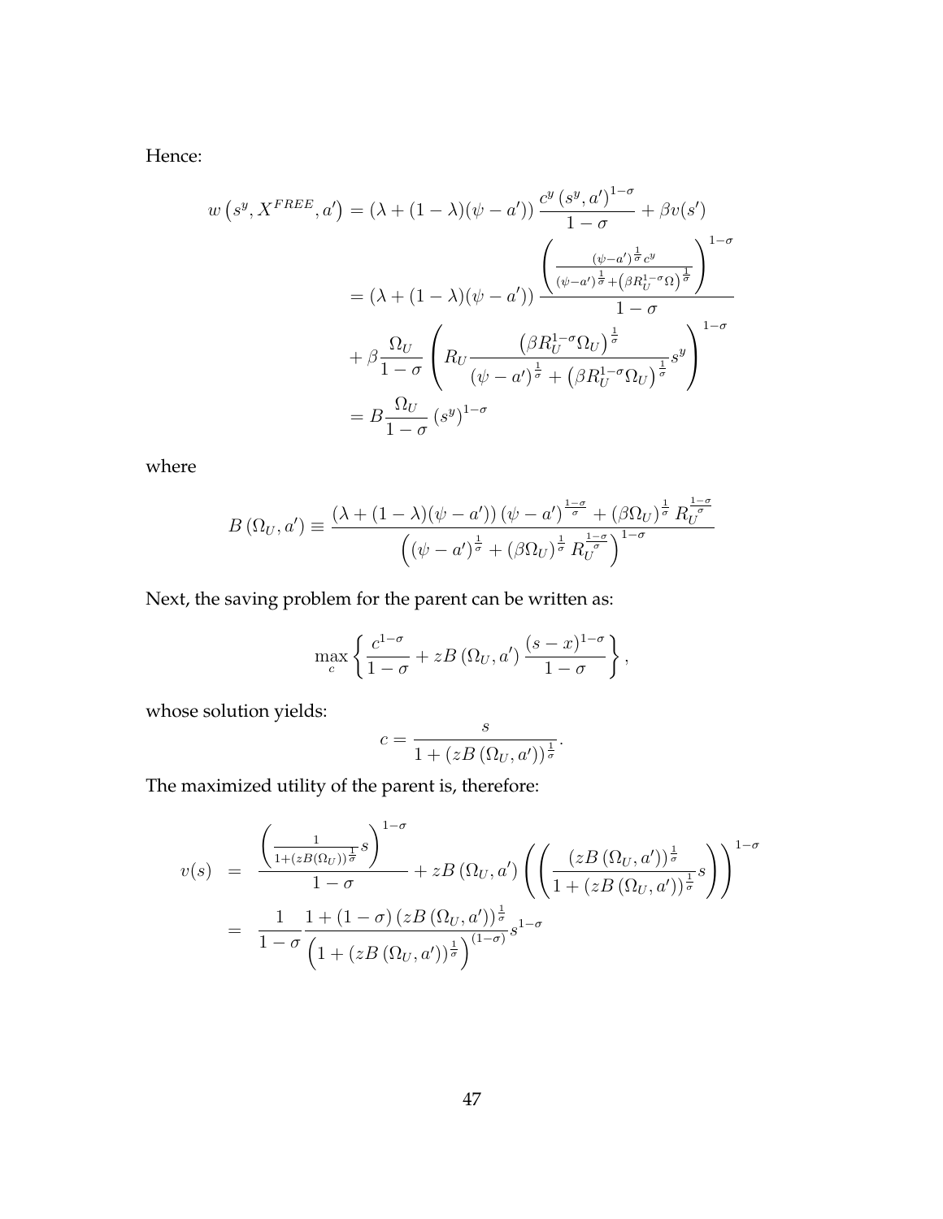Hence:

$$
\begin{aligned}
w\left(s^y, X^{FREE}, a'\right) &= \left(\lambda + (1-\lambda)(\psi - a')\right) \frac{c^y\left(s^y, a'\right)^{1-\sigma}}{1-\sigma} + \beta v(s') \\
&= \left(\lambda + (1-\lambda)(\psi - a')\right) \frac{\left(\frac{(\psi-a')^{\frac{1}{\sigma}} c^y}{(\psi-a')^{\frac{1}{\sigma}} + \left(\beta R_U^{1-\sigma}\Omega\right)^{\frac{1}{\sigma}}}\right)^{1-\sigma}}{1-\sigma} \\
&\quad + \beta \frac{\Omega_U}{1-\sigma} \left( R_U \frac{\left(\beta R_U^{1-\sigma}\Omega_U\right)^{\frac{1}{\sigma}}}{(\psi-a')^{\frac{1}{\sigma}} + \left(\beta R_U^{1-\sigma}\Omega_U\right)^{\frac{1}{\sigma}}} s^y \right)^{1-\sigma} \\
&= B \frac{\Omega_U}{1-\sigma} \left(s^y\right)^{1-\sigma}
\end{aligned}
$$

where

$$
B\left(\Omega_U, a'\right) \equiv \frac{\left(\lambda + (1-\lambda)(\psi - a')\right)(\psi - a')^{\frac{1-\sigma}{\sigma}} + \left(\beta\Omega_U\right)^{\frac{1}{\sigma}} R_U^{\frac{1-\sigma}{\sigma}}}{\left((\psi - a')^{\frac{1}{\sigma}} + \left(\beta\Omega_U\right)^{\frac{1}{\sigma}} R_U^{\frac{1-\sigma}{\sigma}}\right)^{1-\sigma}}
$$

Next, the saving problem for the parent can be written as:

$$
\max_c \left\{ \frac{c^{1-\sigma}}{1-\sigma} + zB\left(\Omega_U, a'\right) \frac{(s-x)^{1-\sigma}}{1-\sigma} \right\},
$$

whose solution yields:

$$
c = \frac{s}{1 + \left(zB\left(\Omega_U, a'\right)\right)^{\frac{1}{\sigma}}}.
$$

The maximized utility of the parent is, therefore:

$$
\begin{aligned}
v(s) &= \frac{\left(\frac{1}{1+(zB(\Omega_U))^{\frac{1}{\sigma}}} s\right)^{1-\sigma}}{1-\sigma} + zB\left(\Omega_U, a'\right) \left( \left( \frac{\left(zB\left(\Omega_U, a'\right)\right)^{\frac{1}{\sigma}}}{1 + \left(zB\left(\Omega_U, a'\right)\right)^{\frac{1}{\sigma}}} s \right) \right)^{1-\sigma} \\
&= \frac{1}{1-\sigma} \frac{1 + (1-\sigma)\left(zB\left(\Omega_U, a'\right)\right)^{\frac{1}{\sigma}}}{\left(1 + \left(zB\left(\Omega_U, a'\right)\right)^{\frac{1}{\sigma}}\right)^{(1-\sigma)}} s^{1-\sigma}
\end{aligned}
$$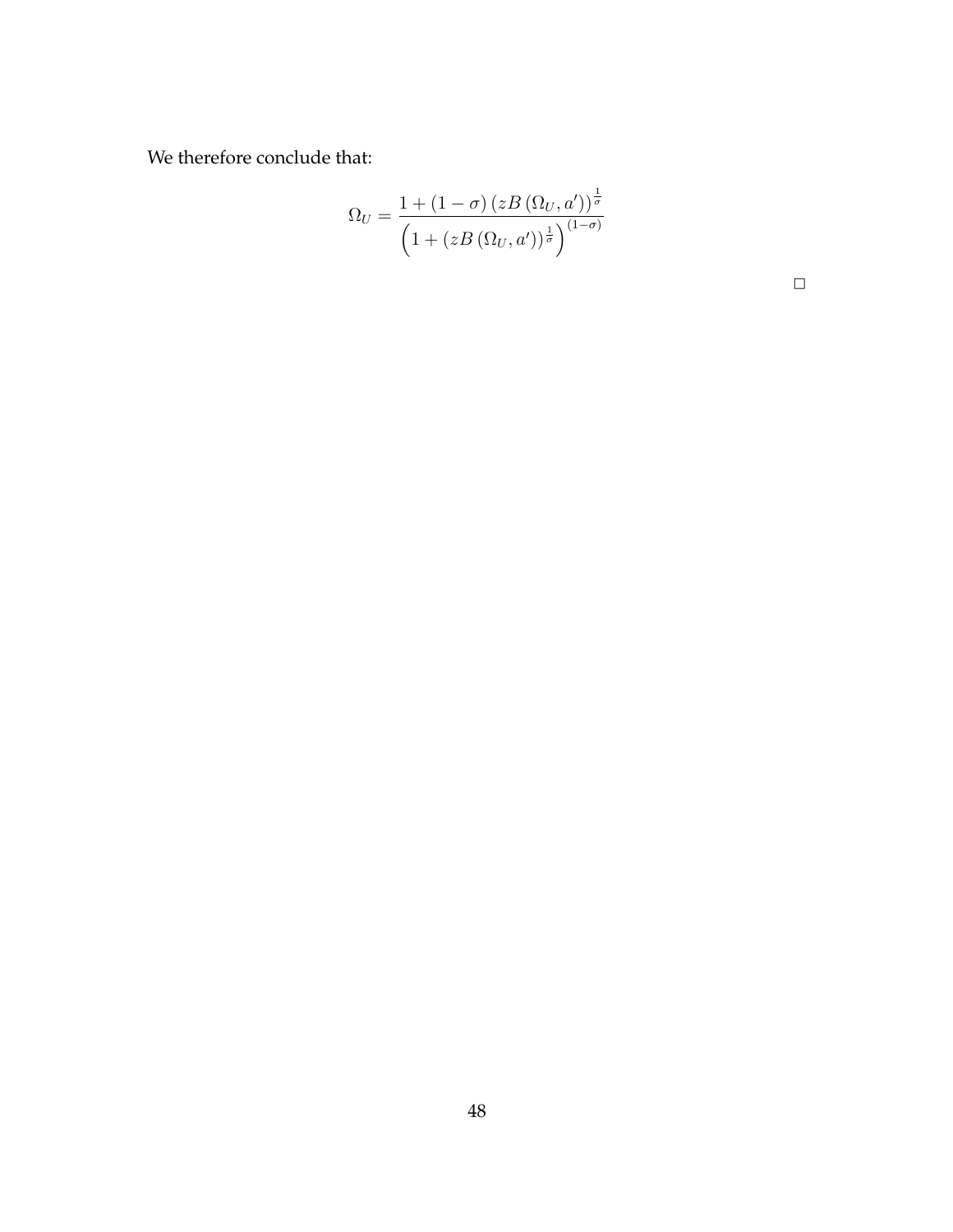We therefore conclude that:

$$\Omega_U = \frac{1 + (1-\sigma)\left(zB\left(\Omega_U, a'\right)\right)^{\frac{1}{\sigma}}}{\left(1 + \left(zB\left(\Omega_U, a'\right)\right)^{\frac{1}{\sigma}}\right)^{(1-\sigma)}}$$

□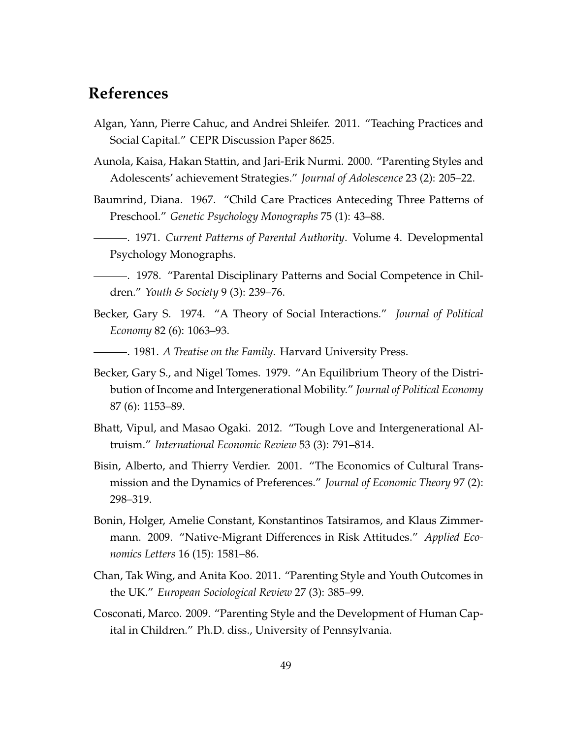# References

Algan, Yann, Pierre Cahuc, and Andrei Shleifer. 2011. "Teaching Practices and Social Capital." CEPR Discussion Paper 8625.

Aunola, Kaisa, Hakan Stattin, and Jari-Erik Nurmi. 2000. "Parenting Styles and Adolescents' achievement Strategies." *Journal of Adolescence* 23 (2): 205–22.

Baumrind, Diana. 1967. "Child Care Practices Anteceding Three Patterns of Preschool." *Genetic Psychology Monographs* 75 (1): 43–88.

———. 1971. *Current Patterns of Parental Authority*. Volume 4. Developmental Psychology Monographs.

———. 1978. "Parental Disciplinary Patterns and Social Competence in Children." *Youth & Society* 9 (3): 239–76.

Becker, Gary S. 1974. "A Theory of Social Interactions." *Journal of Political Economy* 82 (6): 1063–93.

———. 1981. *A Treatise on the Family*. Harvard University Press.

Becker, Gary S., and Nigel Tomes. 1979. "An Equilibrium Theory of the Distribution of Income and Intergenerational Mobility." *Journal of Political Economy* 87 (6): 1153–89.

Bhatt, Vipul, and Masao Ogaki. 2012. "Tough Love and Intergenerational Altruism." *International Economic Review* 53 (3): 791–814.

Bisin, Alberto, and Thierry Verdier. 2001. "The Economics of Cultural Transmission and the Dynamics of Preferences." *Journal of Economic Theory* 97 (2): 298–319.

Bonin, Holger, Amelie Constant, Konstantinos Tatsiramos, and Klaus Zimmermann. 2009. "Native-Migrant Differences in Risk Attitudes." *Applied Economics Letters* 16 (15): 1581–86.

Chan, Tak Wing, and Anita Koo. 2011. "Parenting Style and Youth Outcomes in the UK." *European Sociological Review* 27 (3): 385–99.

Cosconati, Marco. 2009. "Parenting Style and the Development of Human Capital in Children." Ph.D. diss., University of Pennsylvania.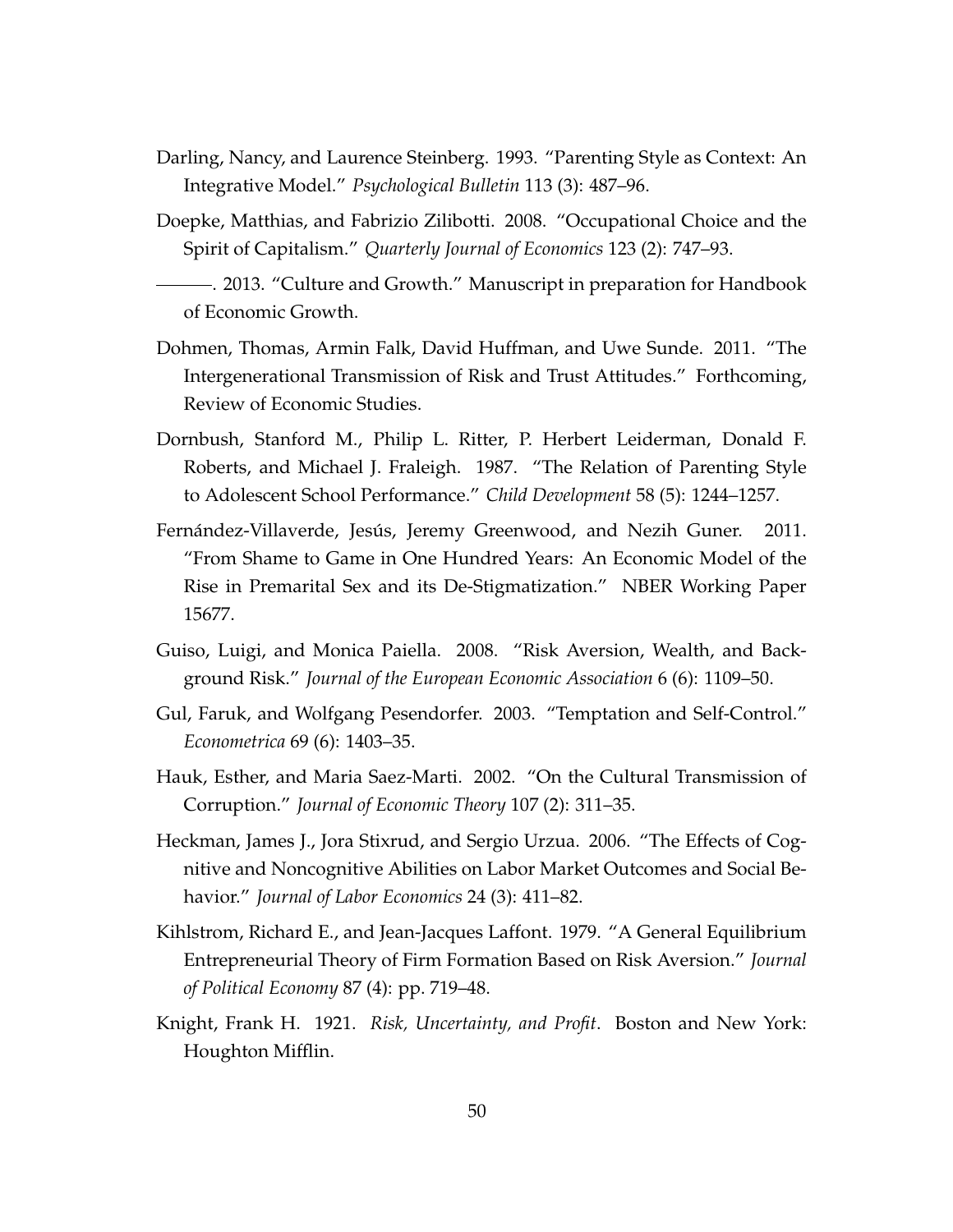Darling, Nancy, and Laurence Steinberg. 1993. "Parenting Style as Context: An Integrative Model." *Psychological Bulletin* 113 (3): 487–96.

Doepke, Matthias, and Fabrizio Zilibotti. 2008. "Occupational Choice and the Spirit of Capitalism." *Quarterly Journal of Economics* 123 (2): 747–93.

———. 2013. "Culture and Growth." Manuscript in preparation for Handbook of Economic Growth.

Dohmen, Thomas, Armin Falk, David Huffman, and Uwe Sunde. 2011. "The Intergenerational Transmission of Risk and Trust Attitudes." Forthcoming, Review of Economic Studies.

Dornbush, Stanford M., Philip L. Ritter, P. Herbert Leiderman, Donald F. Roberts, and Michael J. Fraleigh. 1987. "The Relation of Parenting Style to Adolescent School Performance." *Child Development* 58 (5): 1244–1257.

Fernández-Villaverde, Jesús, Jeremy Greenwood, and Nezih Guner. 2011. "From Shame to Game in One Hundred Years: An Economic Model of the Rise in Premarital Sex and its De-Stigmatization." NBER Working Paper 15677.

Guiso, Luigi, and Monica Paiella. 2008. "Risk Aversion, Wealth, and Background Risk." *Journal of the European Economic Association* 6 (6): 1109–50.

Gul, Faruk, and Wolfgang Pesendorfer. 2003. "Temptation and Self-Control." *Econometrica* 69 (6): 1403–35.

Hauk, Esther, and Maria Saez-Marti. 2002. "On the Cultural Transmission of Corruption." *Journal of Economic Theory* 107 (2): 311–35.

Heckman, James J., Jora Stixrud, and Sergio Urzua. 2006. "The Effects of Cognitive and Noncognitive Abilities on Labor Market Outcomes and Social Behavior." *Journal of Labor Economics* 24 (3): 411–82.

Kihlstrom, Richard E., and Jean-Jacques Laffont. 1979. "A General Equilibrium Entrepreneurial Theory of Firm Formation Based on Risk Aversion." *Journal of Political Economy* 87 (4): pp. 719–48.

Knight, Frank H. 1921. *Risk, Uncertainty, and Profit*. Boston and New York: Houghton Mifflin.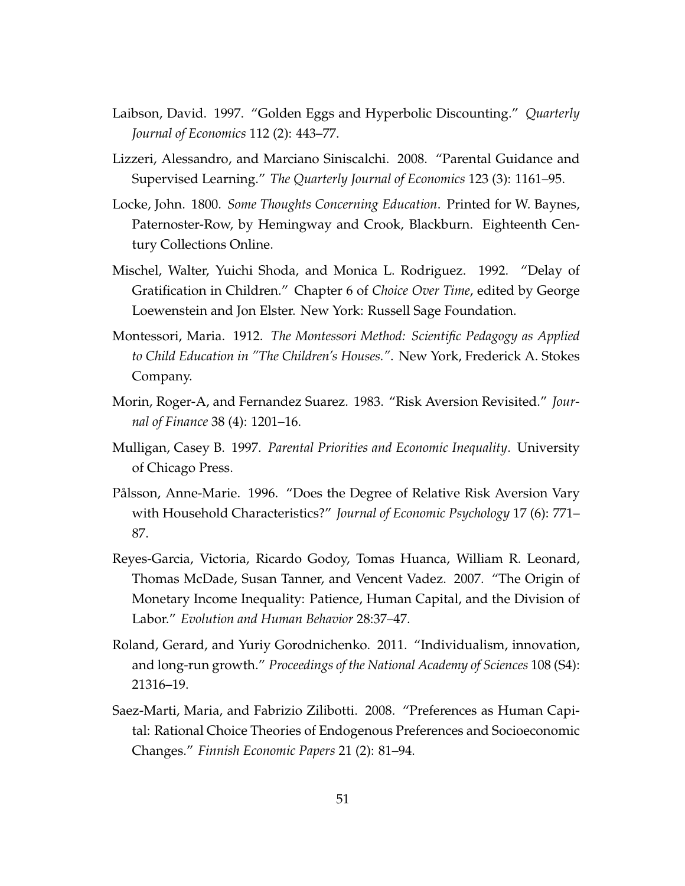Laibson, David. 1997. "Golden Eggs and Hyperbolic Discounting." *Quarterly Journal of Economics* 112 (2): 443–77.

Lizzeri, Alessandro, and Marciano Siniscalchi. 2008. "Parental Guidance and Supervised Learning." *The Quarterly Journal of Economics* 123 (3): 1161–95.

Locke, John. 1800. *Some Thoughts Concerning Education*. Printed for W. Baynes, Paternoster-Row, by Hemingway and Crook, Blackburn. Eighteenth Century Collections Online.

Mischel, Walter, Yuichi Shoda, and Monica L. Rodriguez. 1992. "Delay of Gratification in Children." Chapter 6 of *Choice Over Time*, edited by George Loewenstein and Jon Elster. New York: Russell Sage Foundation.

Montessori, Maria. 1912. *The Montessori Method: Scientific Pedagogy as Applied to Child Education in "The Children's Houses."*. New York, Frederick A. Stokes Company.

Morin, Roger-A, and Fernandez Suarez. 1983. "Risk Aversion Revisited." *Journal of Finance* 38 (4): 1201–16.

Mulligan, Casey B. 1997. *Parental Priorities and Economic Inequality*. University of Chicago Press.

Pålsson, Anne-Marie. 1996. "Does the Degree of Relative Risk Aversion Vary with Household Characteristics?" *Journal of Economic Psychology* 17 (6): 771–87.

Reyes-Garcia, Victoria, Ricardo Godoy, Tomas Huanca, William R. Leonard, Thomas McDade, Susan Tanner, and Vencent Vadez. 2007. "The Origin of Monetary Income Inequality: Patience, Human Capital, and the Division of Labor." *Evolution and Human Behavior* 28:37–47.

Roland, Gerard, and Yuriy Gorodnichenko. 2011. "Individualism, innovation, and long-run growth." *Proceedings of the National Academy of Sciences* 108 (S4): 21316–19.

Saez-Marti, Maria, and Fabrizio Zilibotti. 2008. "Preferences as Human Capital: Rational Choice Theories of Endogenous Preferences and Socioeconomic Changes." *Finnish Economic Papers* 21 (2): 81–94.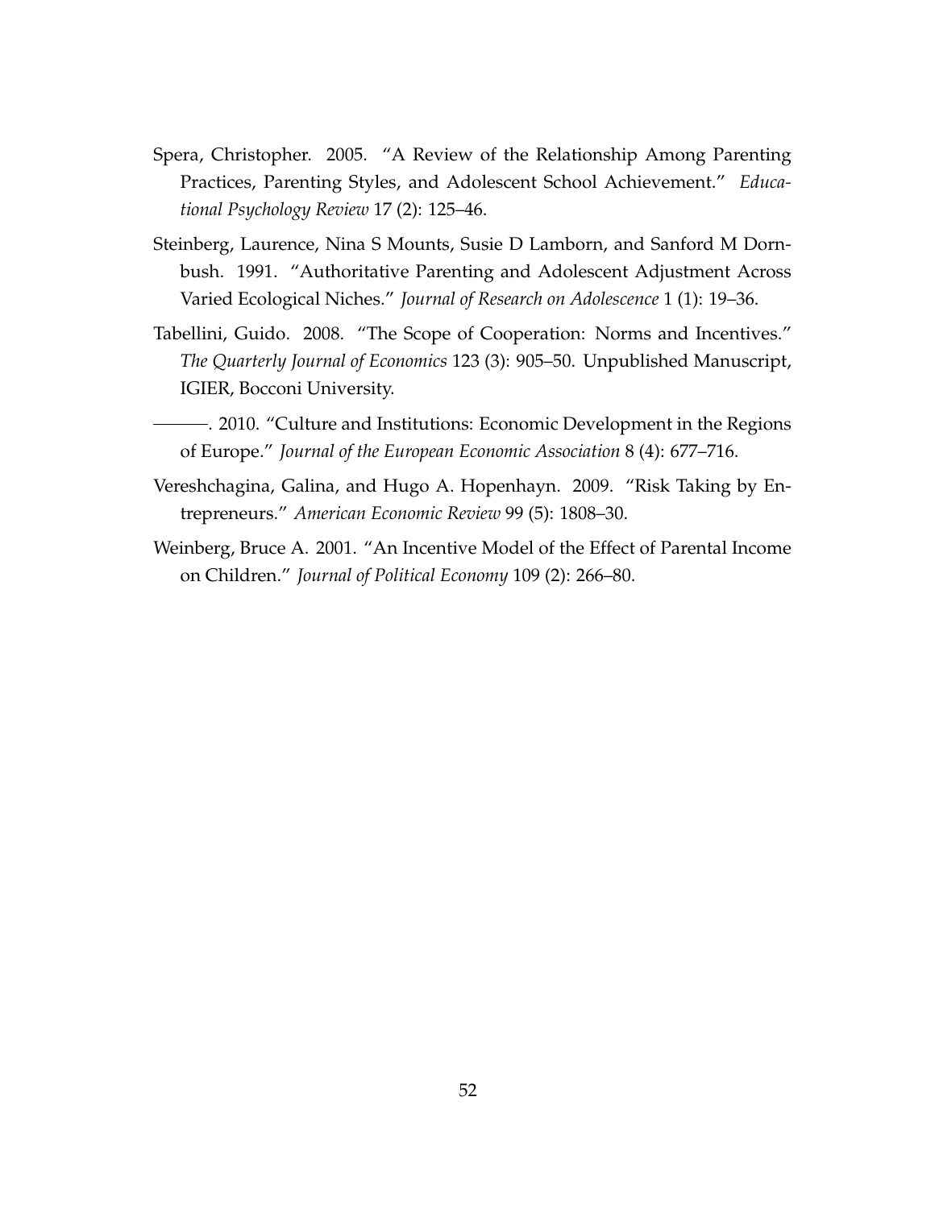Spera, Christopher. 2005. "A Review of the Relationship Among Parenting Practices, Parenting Styles, and Adolescent School Achievement." *Educational Psychology Review* 17 (2): 125–46.

Steinberg, Laurence, Nina S Mounts, Susie D Lamborn, and Sanford M Dornbush. 1991. "Authoritative Parenting and Adolescent Adjustment Across Varied Ecological Niches." *Journal of Research on Adolescence* 1 (1): 19–36.

Tabellini, Guido. 2008. "The Scope of Cooperation: Norms and Incentives." *The Quarterly Journal of Economics* 123 (3): 905–50. Unpublished Manuscript, IGIER, Bocconi University.

———. 2010. "Culture and Institutions: Economic Development in the Regions of Europe." *Journal of the European Economic Association* 8 (4): 677–716.

Vereshchagina, Galina, and Hugo A. Hopenhayn. 2009. "Risk Taking by Entrepreneurs." *American Economic Review* 99 (5): 1808–30.

Weinberg, Bruce A. 2001. "An Incentive Model of the Effect of Parental Income on Children." *Journal of Political Economy* 109 (2): 266–80.